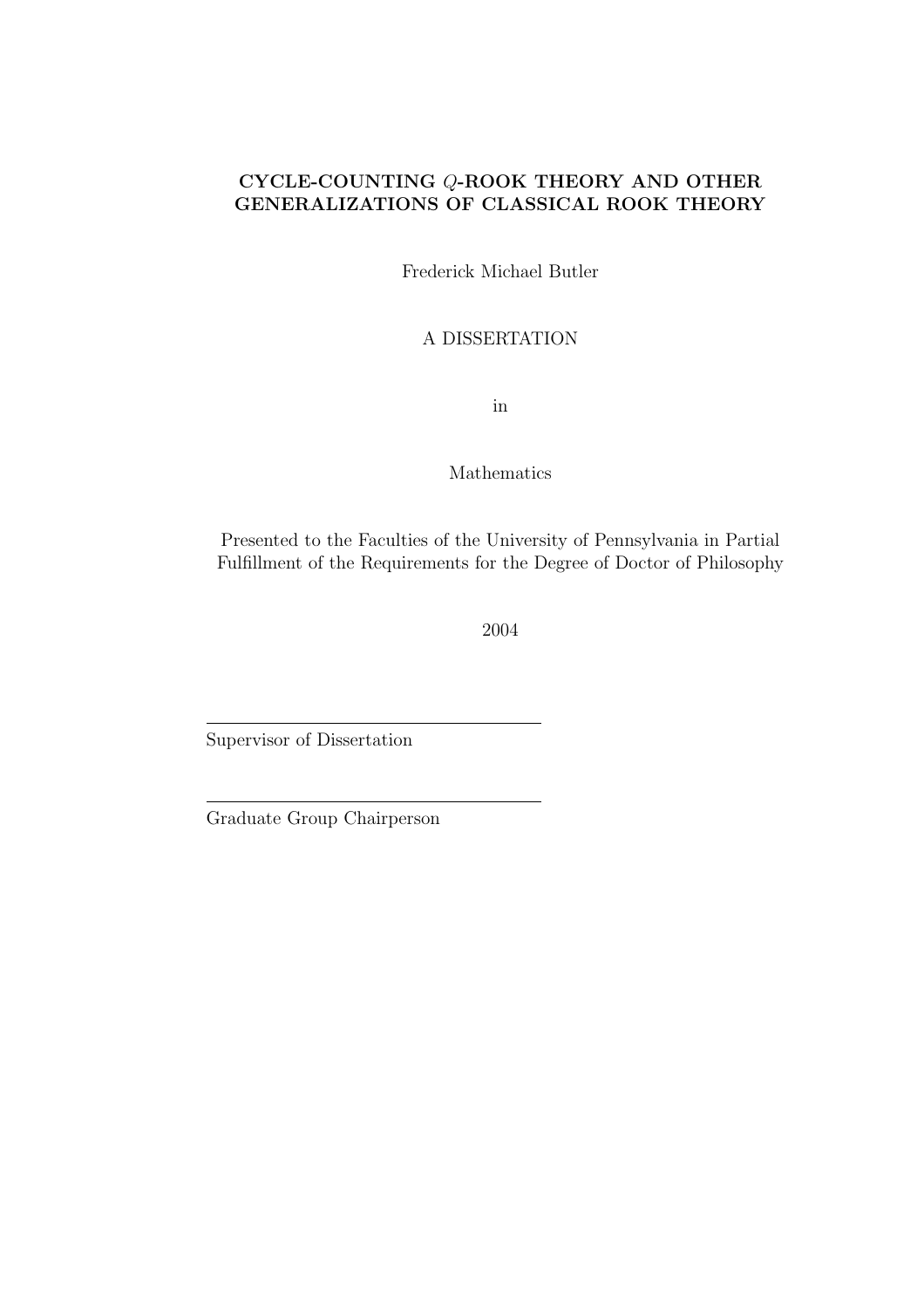# CYCLE-COUNTING $Q$-ROOK THEORY AND OTHER GENERALIZATIONS OF CLASSICAL ROOK THEORY

Frederick Michael Butler

A DISSERTATION

in

Mathematics

Presented to the Faculties of the University of Pennsylvania in Partial Fulfillment of the Requirements for the Degree of Doctor of Philosophy

2004

---

Supervisor of Dissertation

---

Graduate Group Chairperson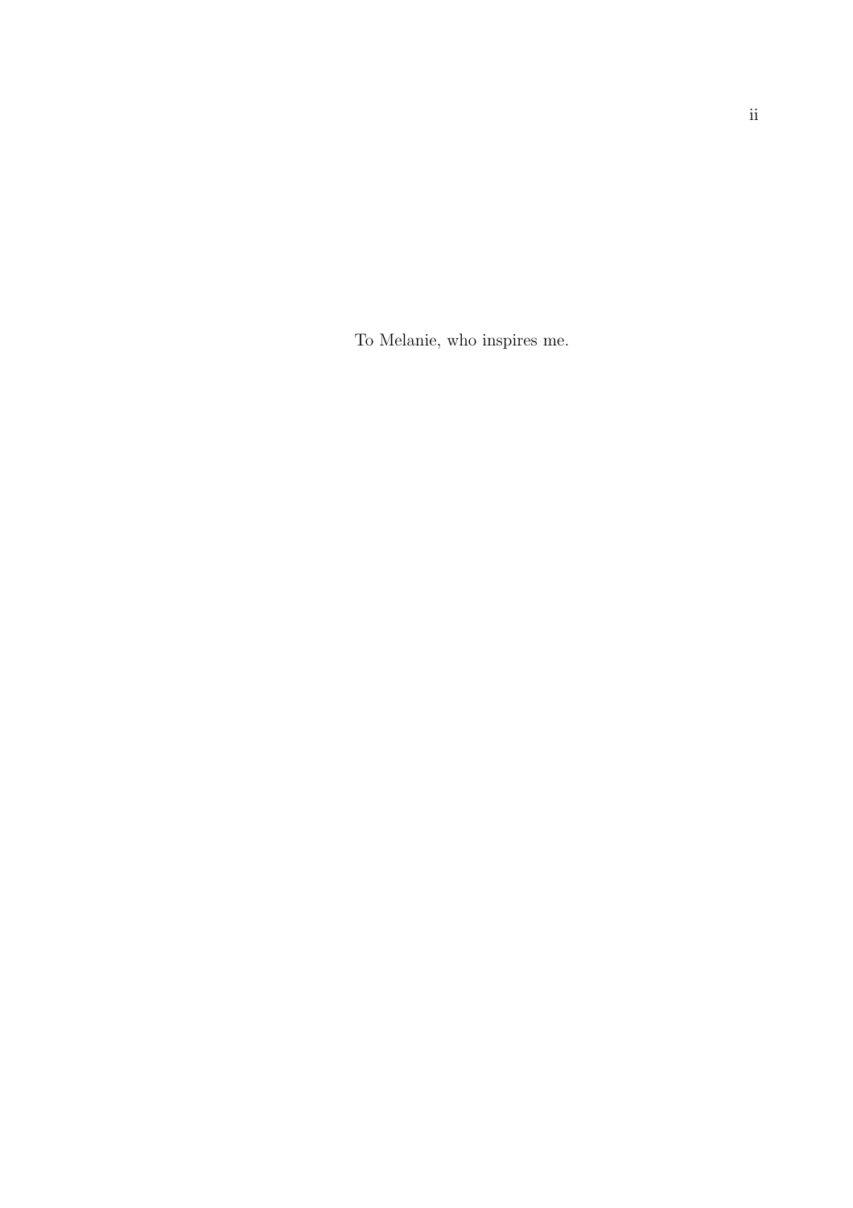To Melanie, who inspires me.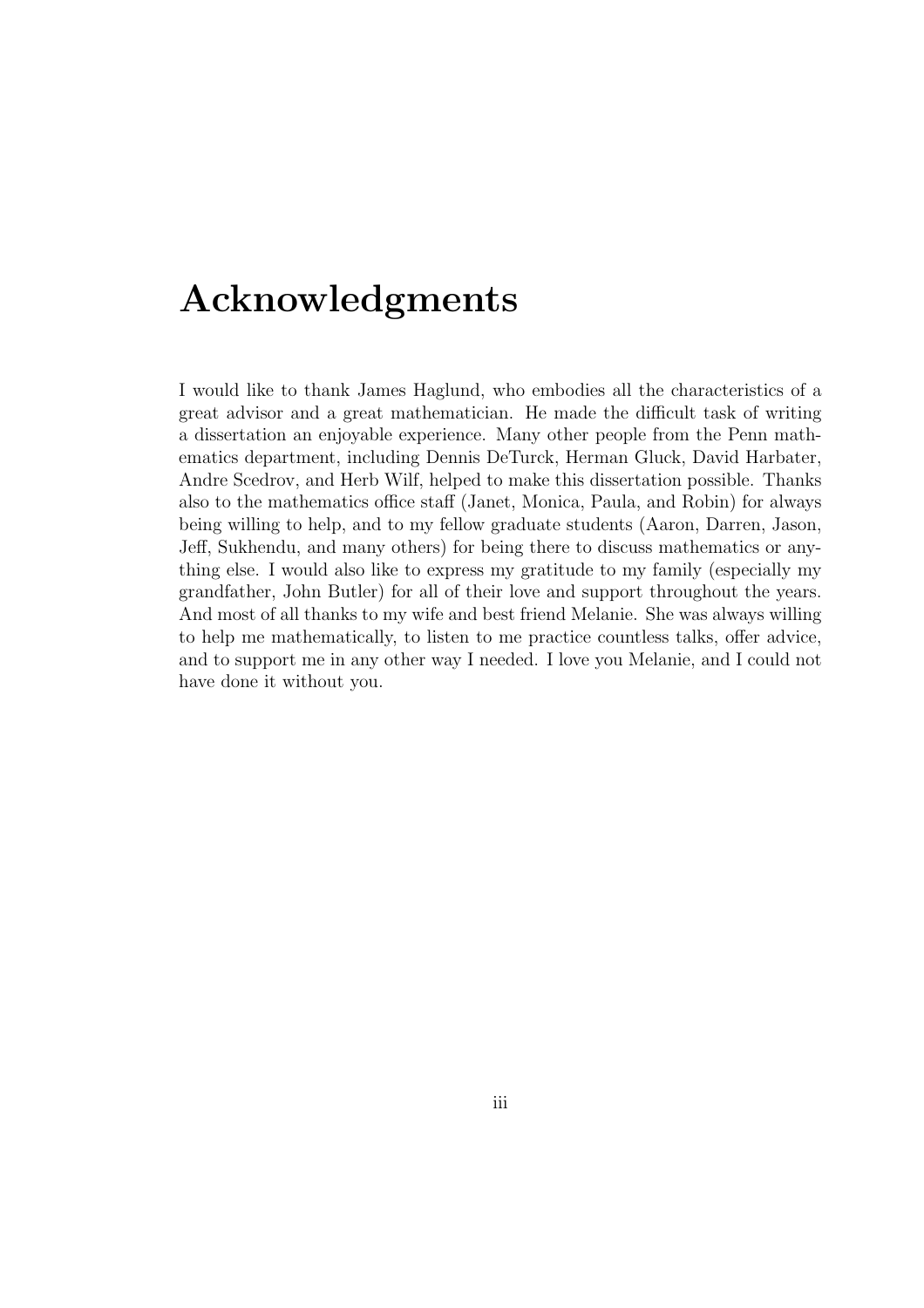# Acknowledgments

I would like to thank James Haglund, who embodies all the characteristics of a great advisor and a great mathematician. He made the difficult task of writing a dissertation an enjoyable experience. Many other people from the Penn mathematics department, including Dennis DeTurck, Herman Gluck, David Harbater, Andre Scedrov, and Herb Wilf, helped to make this dissertation possible. Thanks also to the mathematics office staff (Janet, Monica, Paula, and Robin) for always being willing to help, and to my fellow graduate students (Aaron, Darren, Jason, Jeff, Sukhendu, and many others) for being there to discuss mathematics or anything else. I would also like to express my gratitude to my family (especially my grandfather, John Butler) for all of their love and support throughout the years. And most of all thanks to my wife and best friend Melanie. She was always willing to help me mathematically, to listen to me practice countless talks, offer advice, and to support me in any other way I needed. I love you Melanie, and I could not have done it without you.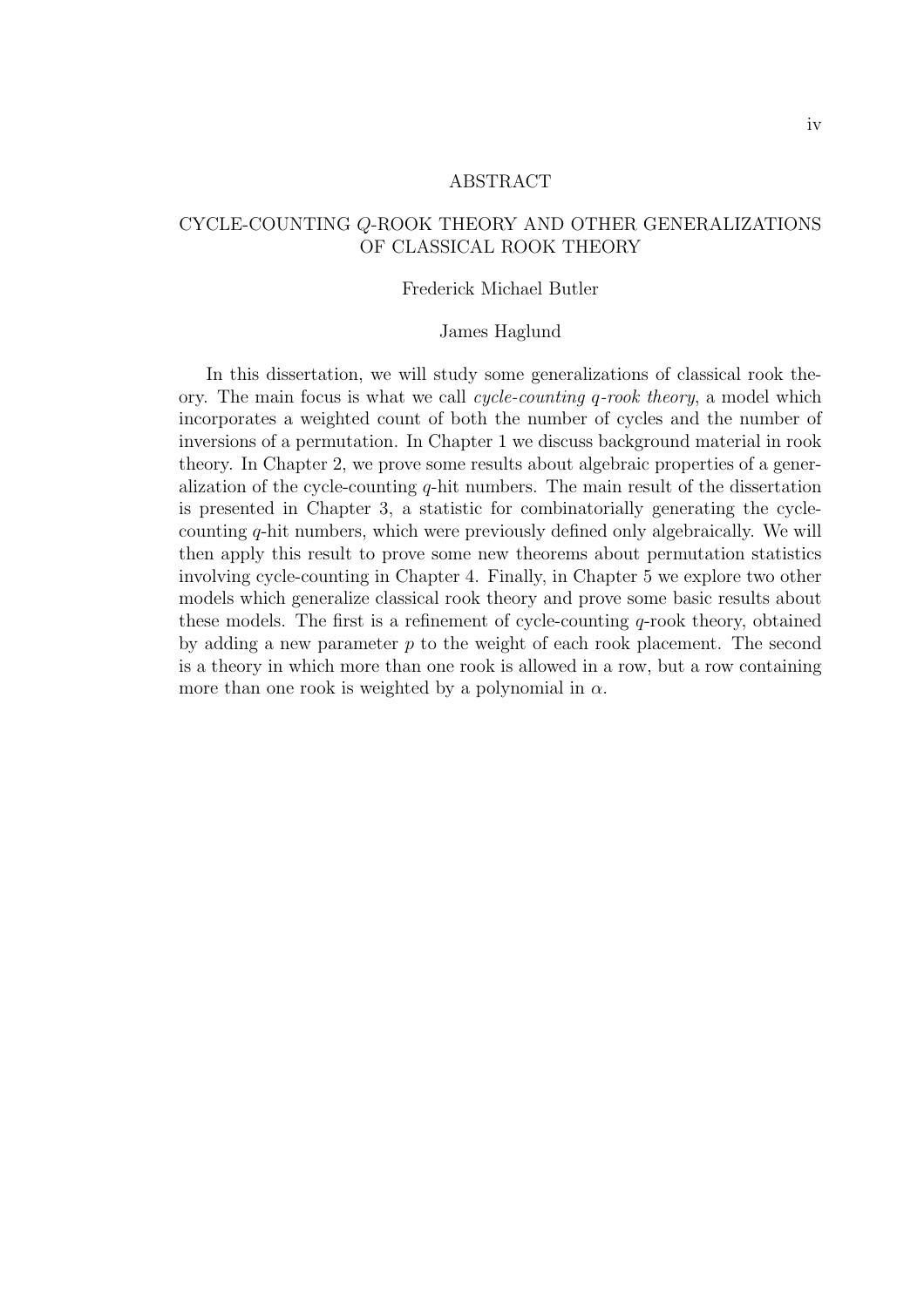# ABSTRACT

## CYCLE-COUNTING $Q$-ROOK THEORY AND OTHER GENERALIZATIONS OF CLASSICAL ROOK THEORY

Frederick Michael Butler

James Haglund

In this dissertation, we will study some generalizations of classical rook theory. The main focus is what we call *cycle-counting q-rook theory*, a model which incorporates a weighted count of both the number of cycles and the number of inversions of a permutation. In Chapter 1 we discuss background material in rook theory. In Chapter 2, we prove some results about algebraic properties of a generalization of the cycle-counting $q$-hit numbers. The main result of the dissertation is presented in Chapter 3, a statistic for combinatorially generating the cycle-counting $q$-hit numbers, which were previously defined only algebraically. We will then apply this result to prove some new theorems about permutation statistics involving cycle-counting in Chapter 4. Finally, in Chapter 5 we explore two other models which generalize classical rook theory and prove some basic results about these models. The first is a refinement of cycle-counting $q$-rook theory, obtained by adding a new parameter $p$ to the weight of each rook placement. The second is a theory in which more than one rook is allowed in a row, but a row containing more than one rook is weighted by a polynomial in $\alpha$.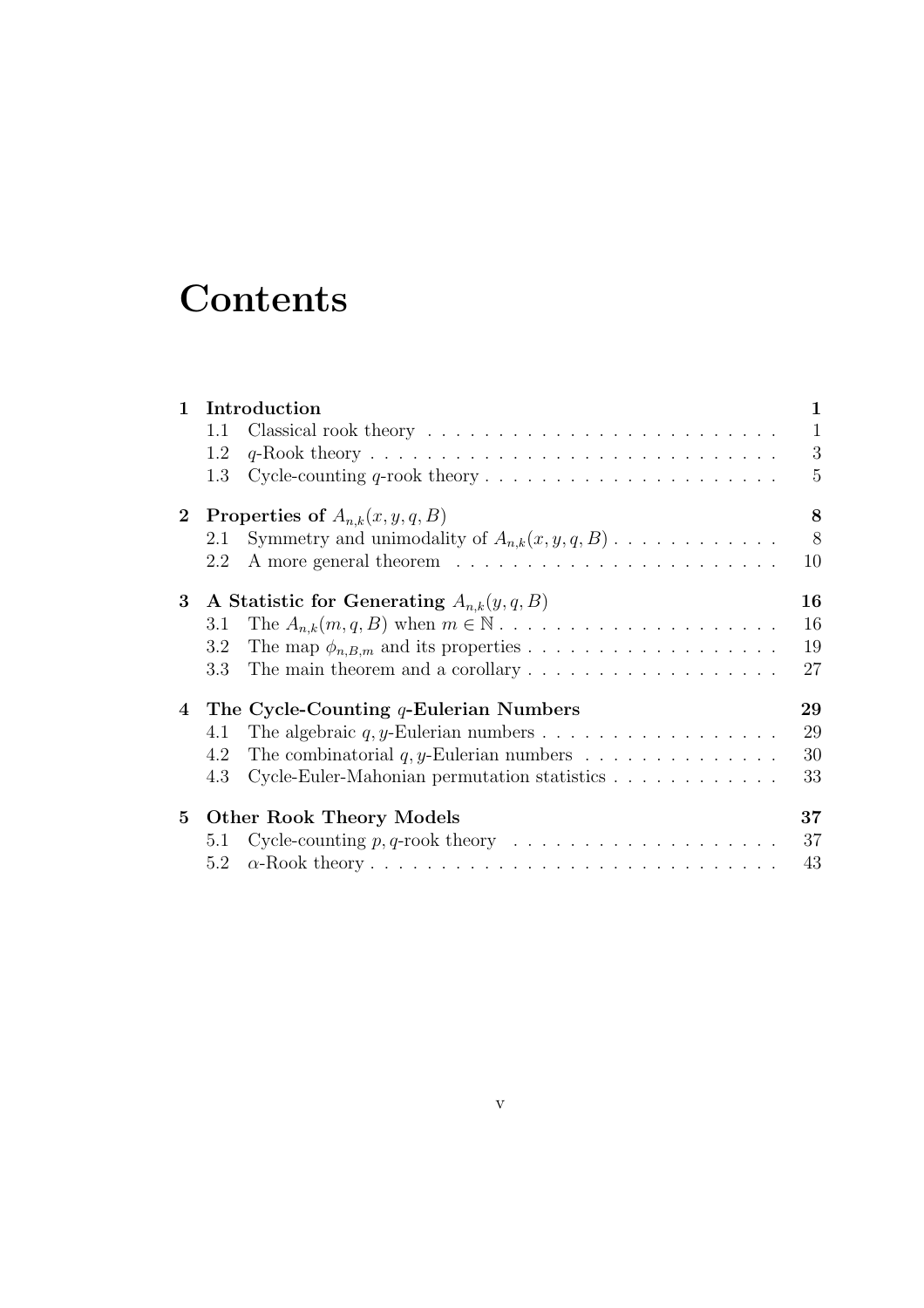# Contents

1 **Introduction** 1
- 1.1 Classical rook theory 1
- 1.2 $q$-Rook theory 3
- 1.3 Cycle-counting $q$-rook theory 5

2 **Properties of $A_{n,k}(x, y, q, B)$** 8
- 2.1 Symmetry and unimodality of $A_{n,k}(x, y, q, B)$ 8
- 2.2 A more general theorem 10

3 **A Statistic for Generating $A_{n,k}(y, q, B)$** 16
- 3.1 The $A_{n,k}(m, q, B)$ when $m \in \mathbb{N}$ 16
- 3.2 The map $\phi_{n,B,m}$ and its properties 19
- 3.3 The main theorem and a corollary 27

4 **The Cycle-Counting $q$-Eulerian Numbers** 29
- 4.1 The algebraic $q, y$-Eulerian numbers 29
- 4.2 The combinatorial $q, y$-Eulerian numbers 30
- 4.3 Cycle-Euler-Mahonian permutation statistics 33

5 **Other Rook Theory Models** 37
- 5.1 Cycle-counting $p, q$-rook theory 37
- 5.2 $\alpha$-Rook theory 43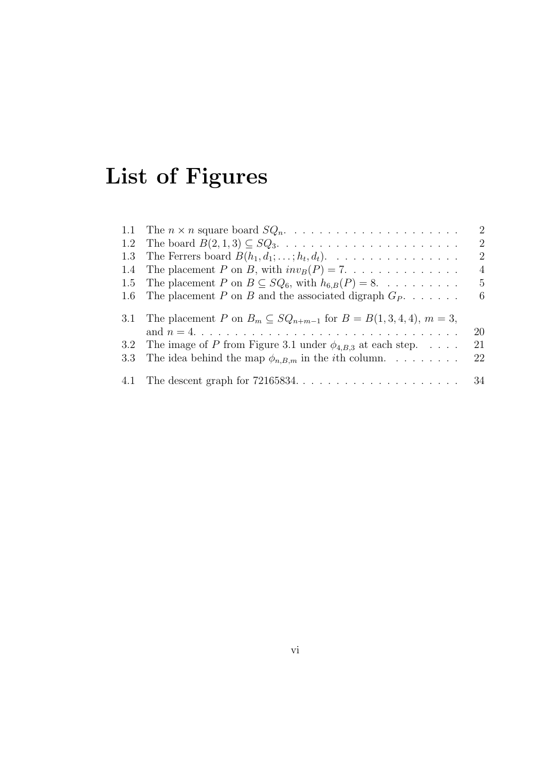# List of Figures

1.1 The $n \times n$ square board $SQ_n$. . . . . . . . . . . . . . . . . . . . . 2
1.2 The board $B(2, 1, 3) \subseteq SQ_3$. . . . . . . . . . . . . . . . . . . . . . 2
1.3 The Ferrers board $B(h_1, d_1; \ldots; h_t, d_t)$. . . . . . . . . . . . . . . . 2
1.4 The placement $P$ on $B$, with $inv_B(P) = 7$. . . . . . . . . . . . . . 4
1.5 The placement $P$ on $B \subseteq SQ_6$, with $h_{6,B}(P) = 8$. . . . . . . . . . 5
1.6 The placement $P$ on $B$ and the associated digraph $G_P$. . . . . . . 6

3.1 The placement $P$ on $B_m \subseteq SQ_{n+m-1}$ for $B = B(1, 3, 4, 4)$, $m = 3$, and $n = 4$. . . . . . . . . . . . . . . . . . . . . . . . . . . . . . . . . 20
3.2 The image of $P$ from Figure 3.1 under $\phi_{4,B,3}$ at each step. . . . . 21
3.3 The idea behind the map $\phi_{n,B,m}$ in the $i$th column. . . . . . . . . 22

4.1 The descent graph for 72165834. . . . . . . . . . . . . . . . . . . . 34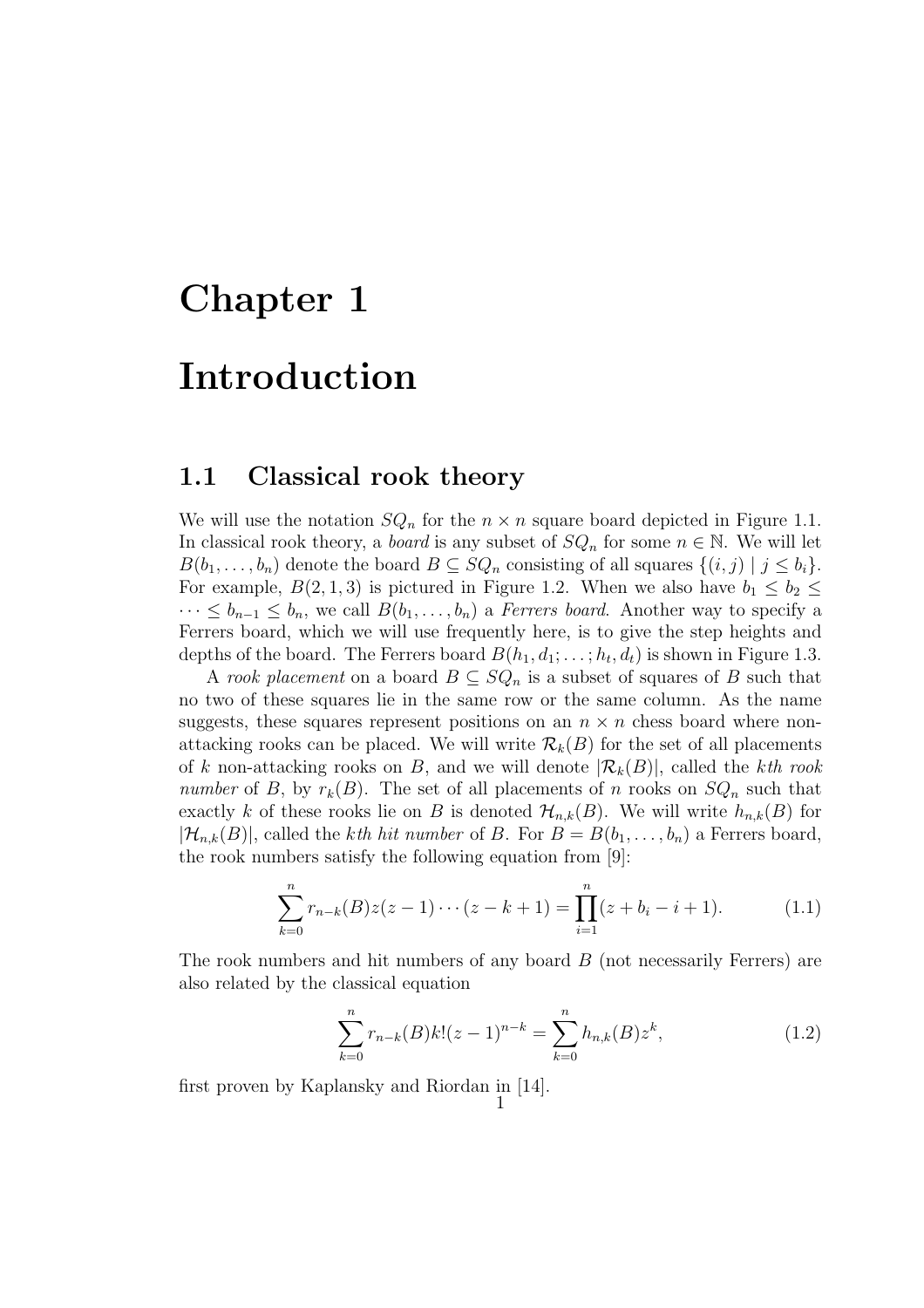# Chapter 1

# Introduction

## 1.1 Classical rook theory

We will use the notation $SQ_n$ for the $n \times n$ square board depicted in Figure 1.1. In classical rook theory, a *board* is any subset of $SQ_n$ for some $n \in \mathbb{N}$. We will let $B(b_1, \ldots, b_n)$ denote the board $B \subseteq SQ_n$ consisting of all squares $\{(i, j) \mid j \leq b_i\}$. For example, $B(2, 1, 3)$ is pictured in Figure 1.2. When we also have $b_1 \leq b_2 \leq \cdots \leq b_{n-1} \leq b_n$, we call $B(b_1, \ldots, b_n)$ a *Ferrers board*. Another way to specify a Ferrers board, which we will use frequently here, is to give the step heights and depths of the board. The Ferrers board $B(h_1, d_1; \ldots; h_t, d_t)$ is shown in Figure 1.3.

A *rook placement* on a board $B \subseteq SQ_n$ is a subset of squares of $B$ such that no two of these squares lie in the same row or the same column. As the name suggests, these squares represent positions on an $n \times n$ chess board where non-attacking rooks can be placed. We will write $\mathcal{R}_k(B)$ for the set of all placements of $k$ non-attacking rooks on $B$, and we will denote $|\mathcal{R}_k(B)|$, called the *kth rook number* of $B$, by $r_k(B)$. The set of all placements of $n$ rooks on $SQ_n$ such that exactly $k$ of these rooks lie on $B$ is denoted $\mathcal{H}_{n,k}(B)$. We will write $h_{n,k}(B)$ for $|\mathcal{H}_{n,k}(B)|$, called the *kth hit number* of $B$. For $B = B(b_1, \ldots, b_n)$ a Ferrers board, the rook numbers satisfy the following equation from [9]:

$$\sum_{k=0}^{n} r_{n-k}(B) z(z-1)\cdots(z-k+1) = \prod_{i=1}^{n}(z + b_i - i + 1). \tag{1.1}$$

The rook numbers and hit numbers of any board $B$ (not necessarily Ferrers) are also related by the classical equation

$$\sum_{k=0}^{n} r_{n-k}(B) k!(z-1)^{n-k} = \sum_{k=0}^{n} h_{n,k}(B) z^k, \tag{1.2}$$

first proven by Kaplansky and Riordan in [14].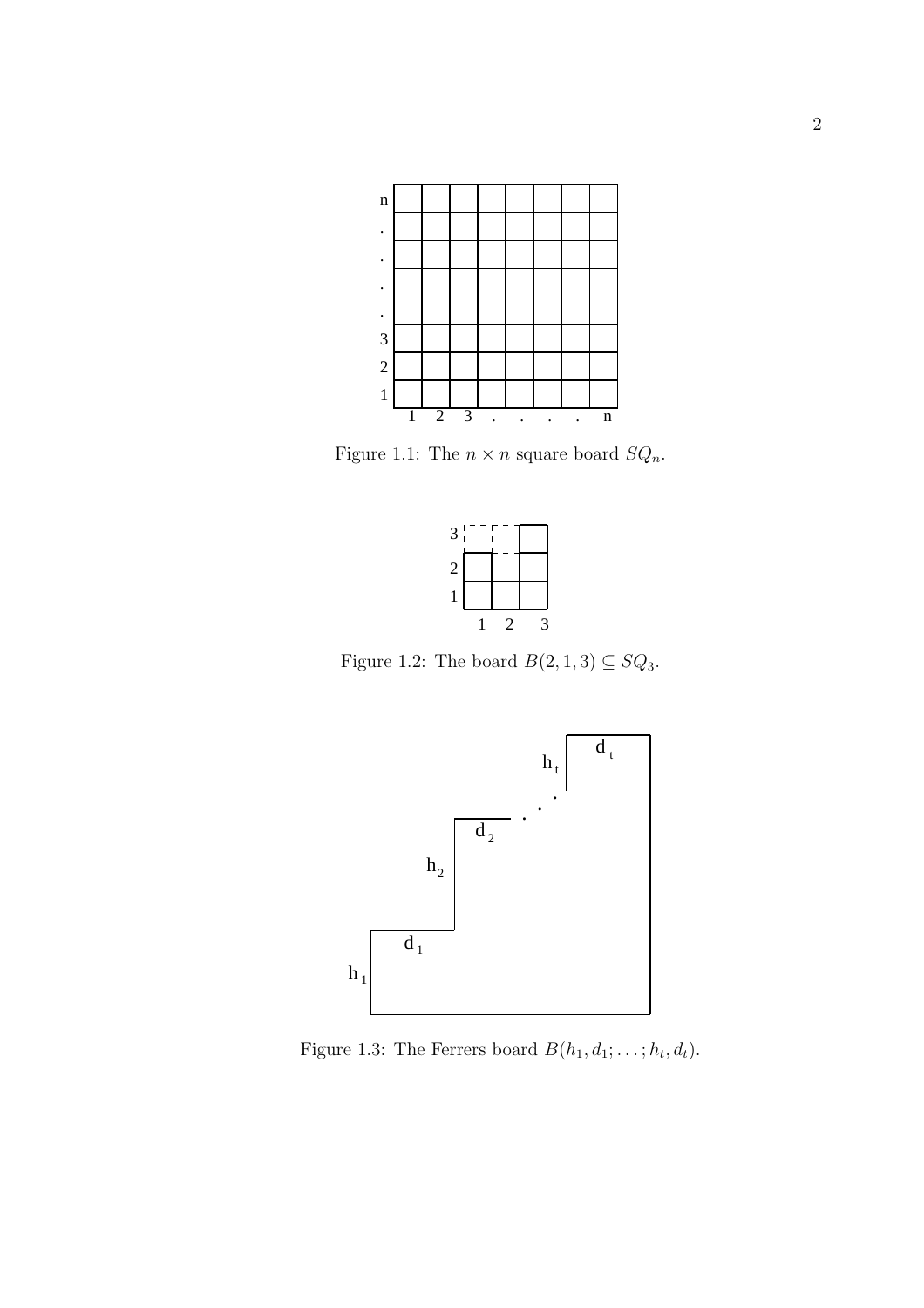Figure 1.1: The $n \times n$ square board $SQ_n$.

Figure 1.2: The board $B(2, 1, 3) \subseteq SQ_3$.

Figure 1.3: The Ferrers board $B(h_1, d_1; \ldots ; h_t, d_t)$.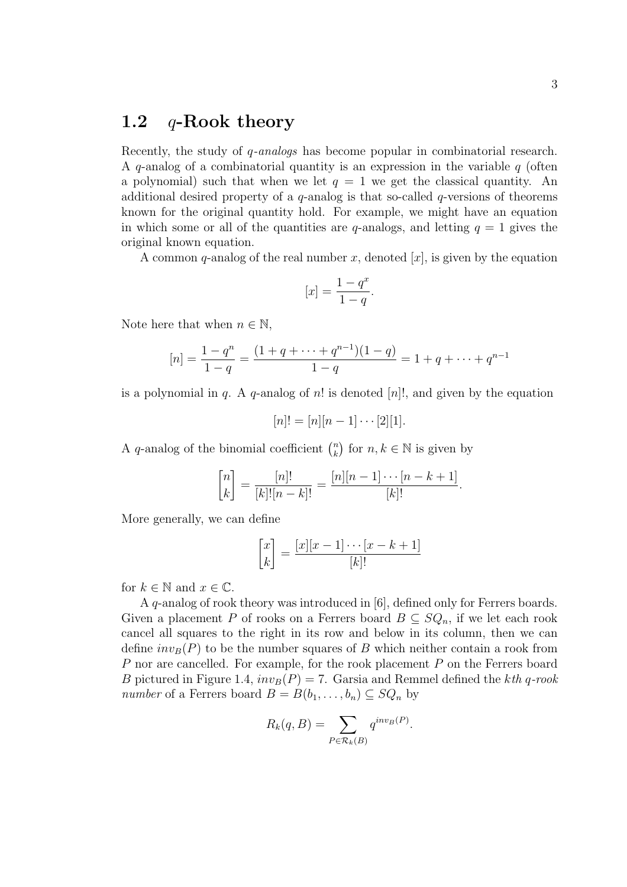## 1.2 $q$-Rook theory

Recently, the study of *q-analogs* has become popular in combinatorial research. A $q$-analog of a combinatorial quantity is an expression in the variable $q$ (often a polynomial) such that when we let $q = 1$ we get the classical quantity. An additional desired property of a $q$-analog is that so-called $q$-versions of theorems known for the original quantity hold. For example, we might have an equation in which some or all of the quantities are $q$-analogs, and letting $q = 1$ gives the original known equation.

A common $q$-analog of the real number $x$, denoted $[x]$, is given by the equation

$$[x] = \frac{1 - q^x}{1 - q}.$$

Note here that when $n \in \mathbb{N}$,

$$[n] = \frac{1 - q^n}{1 - q} = \frac{(1 + q + \cdots + q^{n-1})(1 - q)}{1 - q} = 1 + q + \cdots + q^{n-1}$$

is a polynomial in $q$. A $q$-analog of $n!$ is denoted $[n]!$, and given by the equation

$$[n]! = [n][n-1] \cdots [2][1].$$

A $q$-analog of the binomial coefficient $\binom{n}{k}$ for $n, k \in \mathbb{N}$ is given by

$$\begin{bmatrix} n \\ k \end{bmatrix} = \frac{[n]!}{[k]![n-k]!} = \frac{[n][n-1] \cdots [n-k+1]}{[k]!}.$$

More generally, we can define

$$\begin{bmatrix} x \\ k \end{bmatrix} = \frac{[x][x-1] \cdots [x-k+1]}{[k]!}$$

for $k \in \mathbb{N}$ and $x \in \mathbb{C}$.

A $q$-analog of rook theory was introduced in [6], defined only for Ferrers boards. Given a placement $P$ of rooks on a Ferrers board $B \subseteq SQ_n$, if we let each rook cancel all squares to the right in its row and below in its column, then we can define $inv_B(P)$ to be the number squares of $B$ which neither contain a rook from $P$ nor are cancelled. For example, for the rook placement $P$ on the Ferrers board $B$ pictured in Figure 1.4, $inv_B(P) = 7$. Garsia and Remmel defined the *kth q-rook number* of a Ferrers board $B = B(b_1, \ldots, b_n) \subseteq SQ_n$ by

$$R_k(q, B) = \sum_{P \in \mathcal{R}_k(B)} q^{inv_B(P)}.$$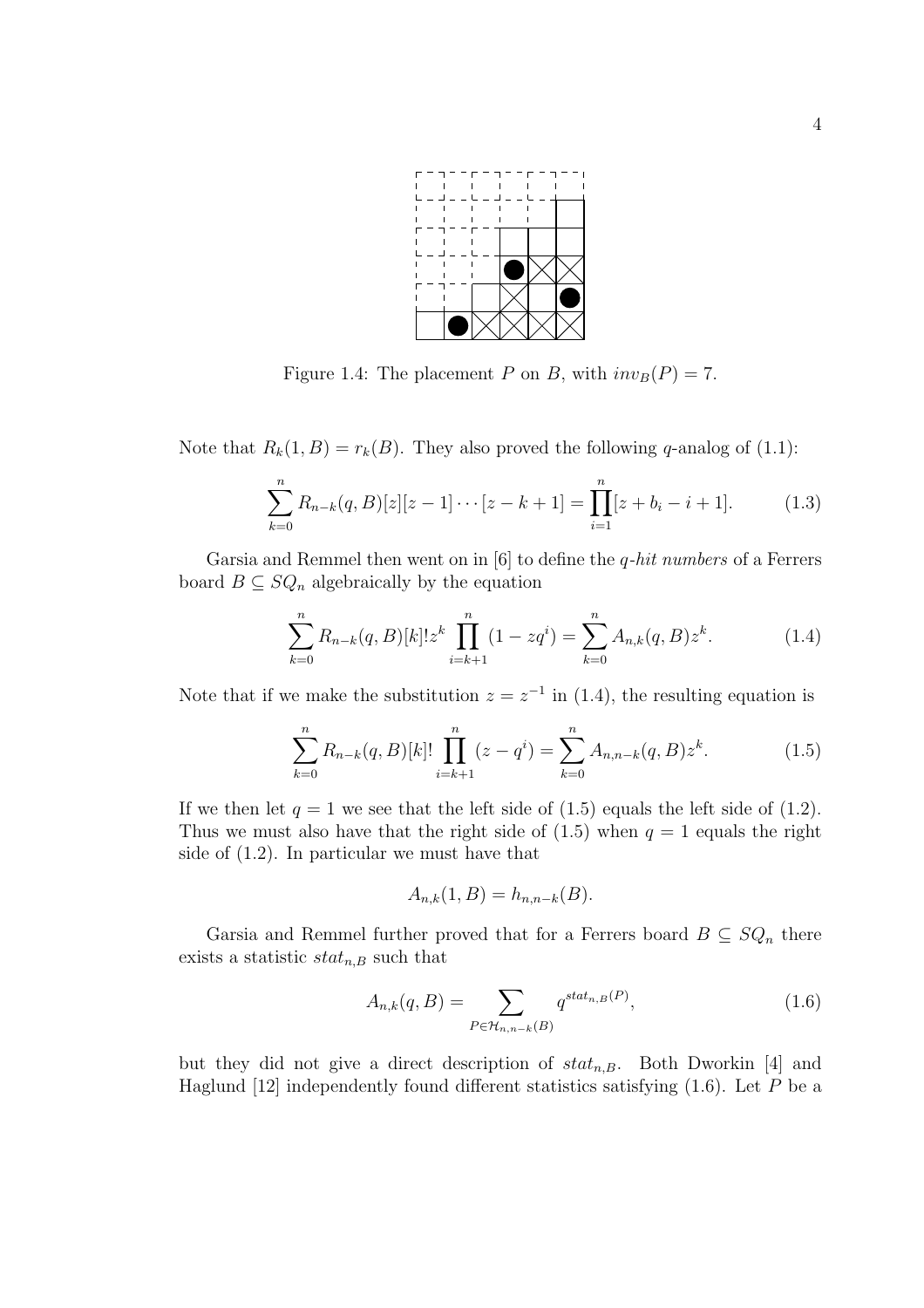Figure 1.4: The placement $P$ on $B$, with $inv_B(P) = 7$.

Note that $R_k(1, B) = r_k(B)$. They also proved the following $q$-analog of (1.1):

$$\sum_{k=0}^{n} R_{n-k}(q, B)[z][z-1]\cdots[z-k+1] = \prod_{i=1}^{n}[z + b_i - i + 1]. \tag{1.3}$$

Garsia and Remmel then went on in [6] to define the *$q$-hit numbers* of a Ferrers board $B \subseteq SQ_n$ algebraically by the equation

$$\sum_{k=0}^{n} R_{n-k}(q, B)[k]!z^k \prod_{i=k+1}^{n}(1 - zq^i) = \sum_{k=0}^{n} A_{n,k}(q, B)z^k. \tag{1.4}$$

Note that if we make the substitution $z = z^{-1}$ in (1.4), the resulting equation is

$$\sum_{k=0}^{n} R_{n-k}(q, B)[k]! \prod_{i=k+1}^{n}(z - q^i) = \sum_{k=0}^{n} A_{n,n-k}(q, B)z^k. \tag{1.5}$$

If we then let $q = 1$ we see that the left side of (1.5) equals the left side of (1.2). Thus we must also have that the right side of (1.5) when $q = 1$ equals the right side of (1.2). In particular we must have that

$$A_{n,k}(1, B) = h_{n,n-k}(B).$$

Garsia and Remmel further proved that for a Ferrers board $B \subseteq SQ_n$ there exists a statistic $stat_{n,B}$ such that

$$A_{n,k}(q, B) = \sum_{P \in \mathcal{H}_{n,n-k}(B)} q^{stat_{n,B}(P)}, \tag{1.6}$$

but they did not give a direct description of $stat_{n,B}$. Both Dworkin [4] and Haglund [12] independently found different statistics satisfying (1.6). Let $P$ be a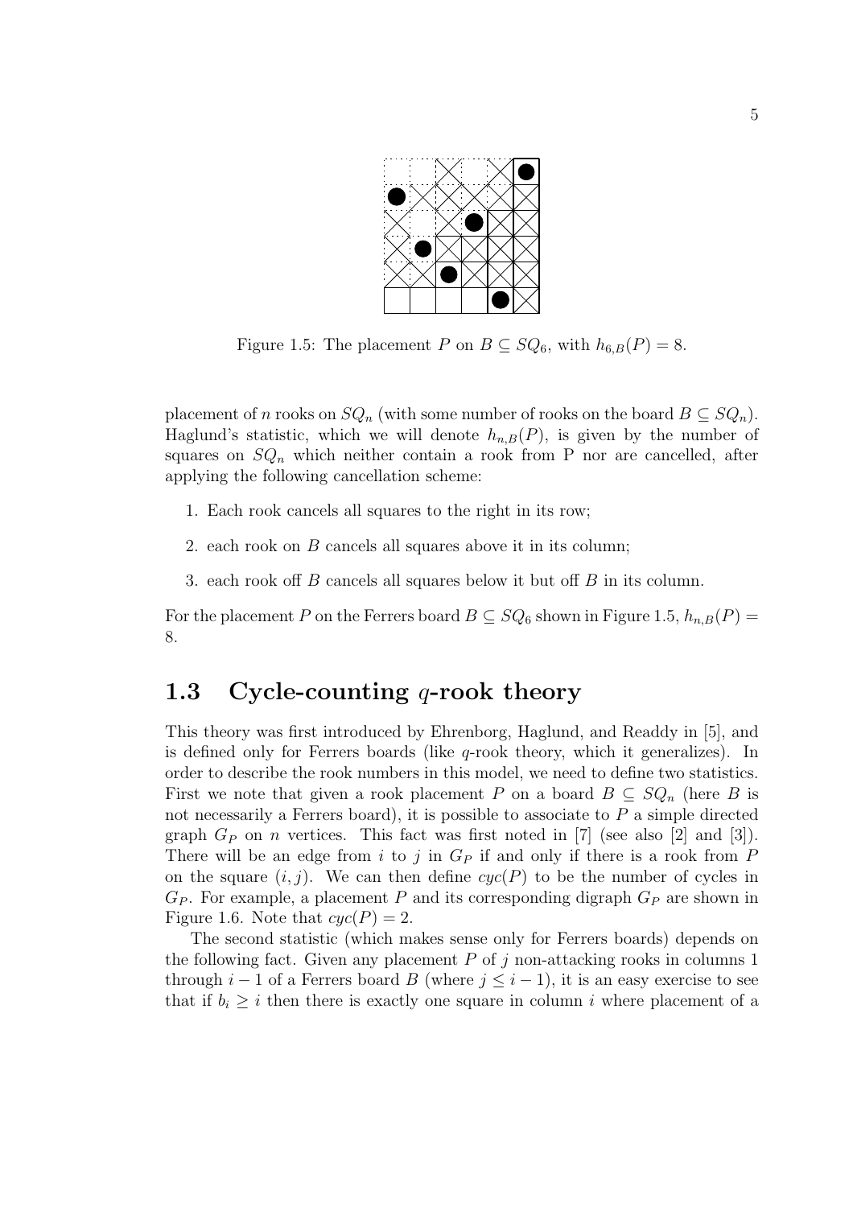Figure 1.5: The placement $P$ on $B \subseteq SQ_6$, with $h_{6,B}(P) = 8$.

placement of $n$ rooks on $SQ_n$ (with some number of rooks on the board $B \subseteq SQ_n$). Haglund's statistic, which we will denote $h_{n,B}(P)$, is given by the number of squares on $SQ_n$ which neither contain a rook from P nor are cancelled, after applying the following cancellation scheme:

1. Each rook cancels all squares to the right in its row;
2. each rook on $B$ cancels all squares above it in its column;
3. each rook off $B$ cancels all squares below it but off $B$ in its column.

For the placement $P$ on the Ferrers board $B \subseteq SQ_6$ shown in Figure 1.5, $h_{n,B}(P) = 8$.

## 1.3 Cycle-counting $q$-rook theory

This theory was first introduced by Ehrenborg, Haglund, and Readdy in [5], and is defined only for Ferrers boards (like $q$-rook theory, which it generalizes). In order to describe the rook numbers in this model, we need to define two statistics. First we note that given a rook placement $P$ on a board $B \subseteq SQ_n$ (here $B$ is not necessarily a Ferrers board), it is possible to associate to $P$ a simple directed graph $G_P$ on $n$ vertices. This fact was first noted in [7] (see also [2] and [3]). There will be an edge from $i$ to $j$ in $G_P$ if and only if there is a rook from $P$ on the square $(i, j)$. We can then define $cyc(P)$ to be the number of cycles in $G_P$. For example, a placement $P$ and its corresponding digraph $G_P$ are shown in Figure 1.6. Note that $cyc(P) = 2$.

The second statistic (which makes sense only for Ferrers boards) depends on the following fact. Given any placement $P$ of $j$ non-attacking rooks in columns 1 through $i - 1$ of a Ferrers board $B$ (where $j \leq i - 1$), it is an easy exercise to see that if $b_i \geq i$ then there is exactly one square in column $i$ where placement of a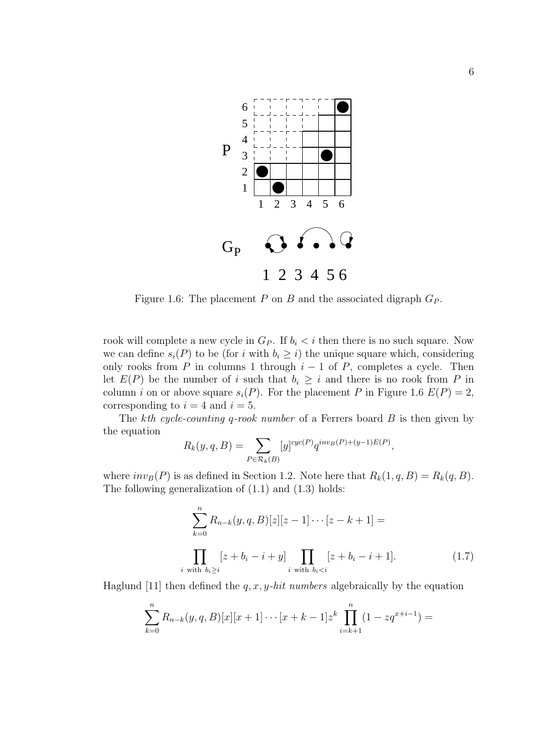Figure 1.6: The placement $P$ on $B$ and the associated digraph $G_P$.

rook will complete a new cycle in $G_P$. If $b_i < i$ then there is no such square. Now we can define $s_i(P)$ to be (for $i$ with $b_i \geq i$) the unique square which, considering only rooks from $P$ in columns 1 through $i-1$ of $P$, completes a cycle. Then let $E(P)$ be the number of $i$ such that $b_i \geq i$ and there is no rook from $P$ in column $i$ on or above square $s_i(P)$. For the placement $P$ in Figure 1.6 $E(P) = 2$, corresponding to $i = 4$ and $i = 5$.

The *kth cycle-counting q-rook number* of a Ferrers board $B$ is then given by the equation

$$R_k(y, q, B) = \sum_{P \in \mathcal{R}_k(B)} [y]^{cyc(P)} q^{inv_B(P) + (y-1)E(P)},$$

where $inv_B(P)$ is as defined in Section 1.2. Note here that $R_k(1, q, B) = R_k(q, B)$. The following generalization of (1.1) and (1.3) holds:

$$\sum_{k=0}^{n} R_{n-k}(y, q, B)[z][z-1]\cdots[z-k+1] =$$

$$\prod_{i \text{ with } b_i \geq i} [z + b_i - i + y] \prod_{i \text{ with } b_i < i} [z + b_i - i + 1]. \tag{1.7}$$

Haglund [11] then defined the *q, x, y-hit numbers* algebraically by the equation

$$\sum_{k=0}^{n} R_{n-k}(y, q, B)[x][x+1]\cdots[x+k-1]z^k \prod_{i=k+1}^{n}(1 - zq^{x+i-1}) =$$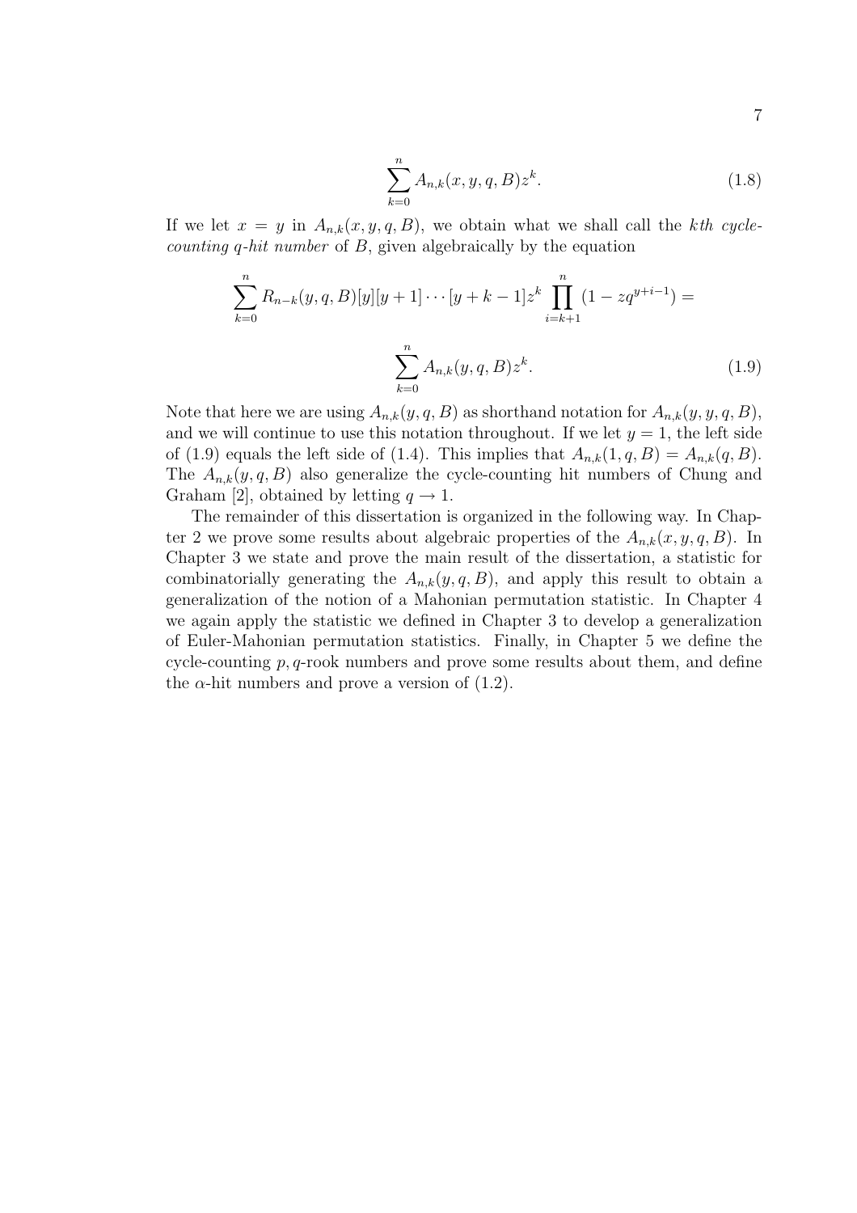$$\sum_{k=0}^{n} A_{n,k}(x, y, q, B) z^k. \tag{1.8}$$

If we let $x = y$ in $A_{n,k}(x, y, q, B)$, we obtain what we shall call the *kth cycle-counting q-hit number* of $B$, given algebraically by the equation

$$\sum_{k=0}^{n} R_{n-k}(y, q, B)[y][y+1]\cdots[y+k-1]z^k \prod_{i=k+1}^{n}(1 - zq^{y+i-1}) =$$

$$\sum_{k=0}^{n} A_{n,k}(y, q, B) z^k. \tag{1.9}$$

Note that here we are using $A_{n,k}(y, q, B)$ as shorthand notation for $A_{n,k}(y, y, q, B)$, and we will continue to use this notation throughout. If we let $y = 1$, the left side of (1.9) equals the left side of (1.4). This implies that $A_{n,k}(1, q, B) = A_{n,k}(q, B)$. The $A_{n,k}(y, q, B)$ also generalize the cycle-counting hit numbers of Chung and Graham [2], obtained by letting $q \to 1$.

The remainder of this dissertation is organized in the following way. In Chapter 2 we prove some results about algebraic properties of the $A_{n,k}(x, y, q, B)$. In Chapter 3 we state and prove the main result of the dissertation, a statistic for combinatorially generating the $A_{n,k}(y, q, B)$, and apply this result to obtain a generalization of the notion of a Mahonian permutation statistic. In Chapter 4 we again apply the statistic we defined in Chapter 3 to develop a generalization of Euler-Mahonian permutation statistics. Finally, in Chapter 5 we define the cycle-counting $p, q$-rook numbers and prove some results about them, and define the $\alpha$-hit numbers and prove a version of (1.2).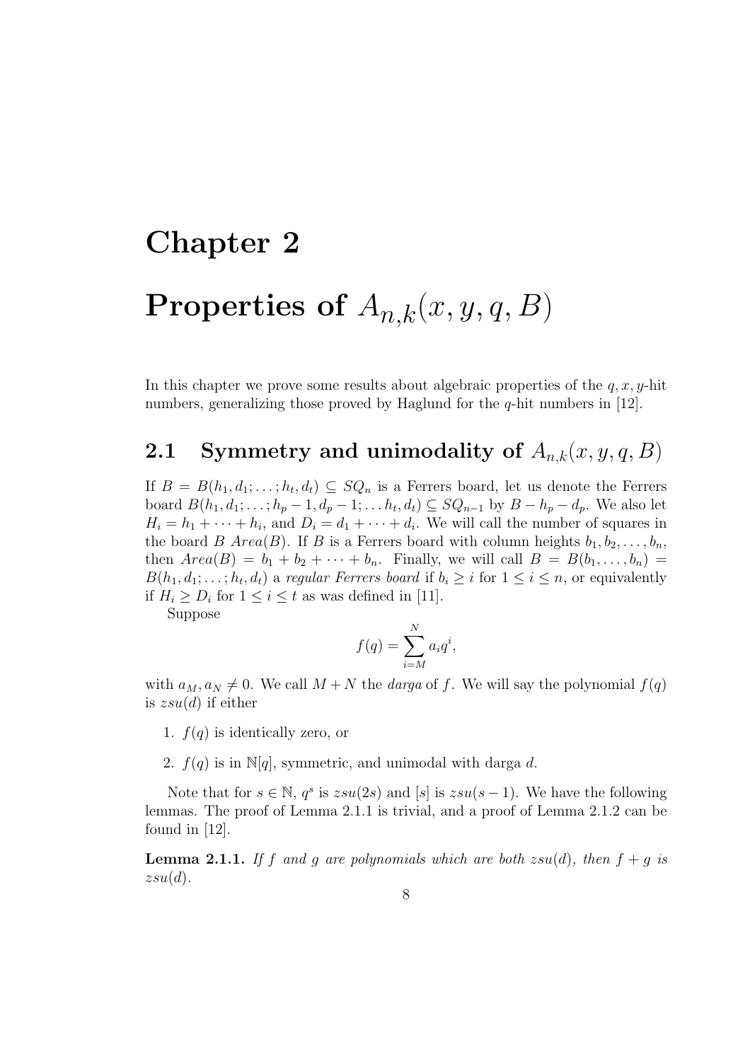# Chapter 2

# Properties of $A_{n,k}(x, y, q, B)$

In this chapter we prove some results about algebraic properties of the $q, x, y$-hit numbers, generalizing those proved by Haglund for the $q$-hit numbers in [12].

## 2.1 Symmetry and unimodality of $A_{n,k}(x, y, q, B)$

If $B = B(h_1, d_1; \ldots ; h_t, d_t) \subseteq SQ_n$ is a Ferrers board, let us denote the Ferrers board $B(h_1, d_1; \ldots ; h_p - 1, d_p - 1; \ldots h_t, d_t) \subseteq SQ_{n-1}$ by $B - h_p - d_p$. We also let $H_i = h_1 + \cdots + h_i$, and $D_i = d_1 + \cdots + d_i$. We will call the number of squares in the board $B$ $Area(B)$. If $B$ is a Ferrers board with column heights $b_1, b_2, \ldots, b_n$, then $Area(B) = b_1 + b_2 + \cdots + b_n$. Finally, we will call $B = B(b_1, \ldots, b_n) = B(h_1, d_1; \ldots ; h_t, d_t)$ a *regular Ferrers board* if $b_i \geq i$ for $1 \leq i \leq n$, or equivalently if $H_i \geq D_i$ for $1 \leq i \leq t$ as was defined in [11].

Suppose

$$f(q) = \sum_{i=M}^{N} a_i q^i,$$

with $a_M, a_N \neq 0$. We call $M + N$ the *darga* of $f$. We will say the polynomial $f(q)$ is $zsu(d)$ if either

1. $f(q)$ is identically zero, or
2. $f(q)$ is in $\mathbb{N}[q]$, symmetric, and unimodal with darga $d$.

Note that for $s \in \mathbb{N}$, $q^s$ is $zsu(2s)$ and $[s]$ is $zsu(s - 1)$. We have the following lemmas. The proof of Lemma 2.1.1 is trivial, and a proof of Lemma 2.1.2 can be found in [12].

**Lemma 2.1.1.** *If $f$ and $g$ are polynomials which are both $zsu(d)$, then $f + g$ is $zsu(d)$.*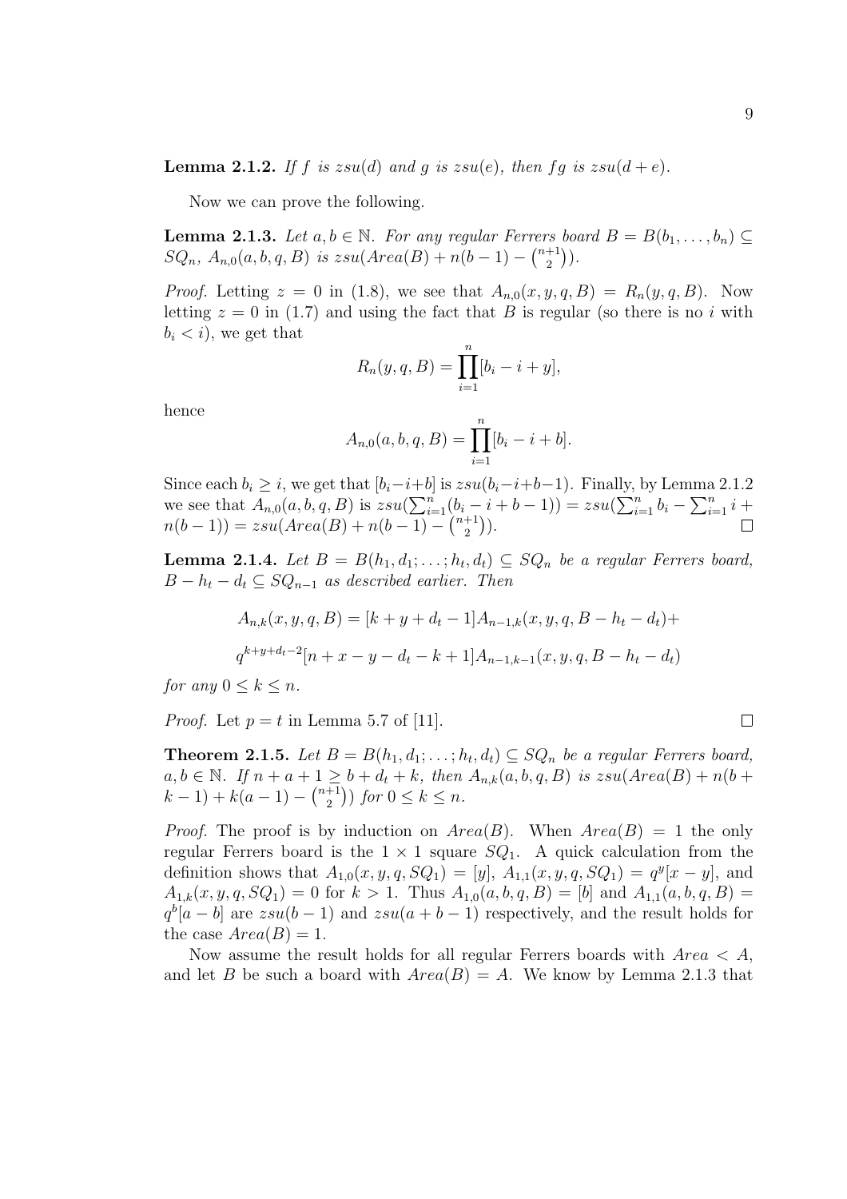**Lemma 2.1.2.** *If $f$ is $zsu(d)$ and $g$ is $zsu(e)$, then $fg$ is $zsu(d+e)$.*

Now we can prove the following.

**Lemma 2.1.3.** *Let $a, b \in \mathbb{N}$. For any regular Ferrers board $B = B(b_1, \ldots, b_n) \subseteq SQ_n$, $A_{n,0}(a, b, q, B)$ is $zsu(Area(B) + n(b-1) - \binom{n+1}{2})$.*

*Proof.* Letting $z = 0$ in (1.8), we see that $A_{n,0}(x, y, q, B) = R_n(y, q, B)$. Now letting $z = 0$ in (1.7) and using the fact that $B$ is regular (so there is no $i$ with $b_i < i$), we get that

$$R_n(y, q, B) = \prod_{i=1}^{n} [b_i - i + y],$$

hence

$$A_{n,0}(a, b, q, B) = \prod_{i=1}^{n} [b_i - i + b].$$

Since each $b_i \geq i$, we get that $[b_i - i + b]$ is $zsu(b_i - i + b - 1)$. Finally, by Lemma 2.1.2 we see that $A_{n,0}(a, b, q, B)$ is $zsu(\sum_{i=1}^{n}(b_i - i + b - 1)) = zsu(\sum_{i=1}^{n} b_i - \sum_{i=1}^{n} i + n(b-1)) = zsu(Area(B) + n(b-1) - \binom{n+1}{2})$. $\square$

**Lemma 2.1.4.** *Let $B = B(h_1, d_1; \ldots; h_t, d_t) \subseteq SQ_n$ be a regular Ferrers board, $B - h_t - d_t \subseteq SQ_{n-1}$ as described earlier. Then*

$$A_{n,k}(x, y, q, B) = [k + y + d_t - 1] A_{n-1,k}(x, y, q, B - h_t - d_t) +$$

$$q^{k+y+d_t-2}[n + x - y - d_t - k + 1] A_{n-1,k-1}(x, y, q, B - h_t - d_t)$$

*for any $0 \leq k \leq n$.*

*Proof.* Let $p = t$ in Lemma 5.7 of [11]. $\square$

**Theorem 2.1.5.** *Let $B = B(h_1, d_1; \ldots; h_t, d_t) \subseteq SQ_n$ be a regular Ferrers board, $a, b \in \mathbb{N}$. If $n + a + 1 \geq b + d_t + k$, then $A_{n,k}(a, b, q, B)$ is $zsu(Area(B) + n(b + k - 1) + k(a-1) - \binom{n+1}{2})$ for $0 \leq k \leq n$.*

*Proof.* The proof is by induction on $Area(B)$. When $Area(B) = 1$ the only regular Ferrers board is the $1 \times 1$ square $SQ_1$. A quick calculation from the definition shows that $A_{1,0}(x, y, q, SQ_1) = [y]$, $A_{1,1}(x, y, q, SQ_1) = q^y[x - y]$, and $A_{1,k}(x, y, q, SQ_1) = 0$ for $k > 1$. Thus $A_{1,0}(a, b, q, B) = [b]$ and $A_{1,1}(a, b, q, B) = q^b[a - b]$ are $zsu(b-1)$ and $zsu(a + b - 1)$ respectively, and the result holds for the case $Area(B) = 1$.

Now assume the result holds for all regular Ferrers boards with $Area < A$, and let $B$ be such a board with $Area(B) = A$. We know by Lemma 2.1.3 that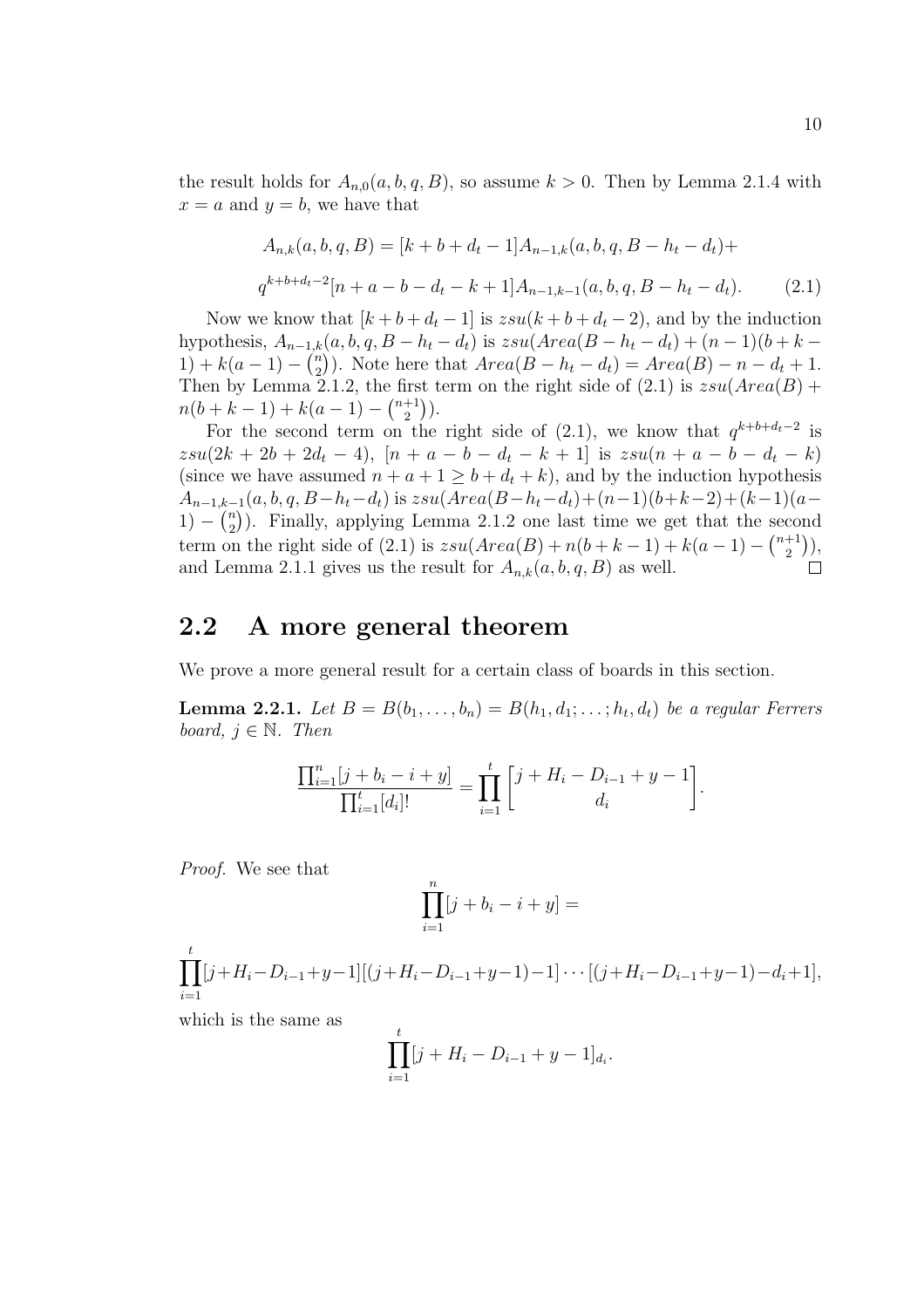the result holds for $A_{n,0}(a, b, q, B)$, so assume $k > 0$. Then by Lemma 2.1.4 with $x = a$ and $y = b$, we have that

$$A_{n,k}(a, b, q, B) = [k + b + d_t - 1]A_{n-1,k}(a, b, q, B - h_t - d_t)+$$

$$q^{k+b+d_t-2}[n + a - b - d_t - k + 1]A_{n-1,k-1}(a, b, q, B - h_t - d_t). \qquad (2.1)$$

Now we know that $[k + b + d_t - 1]$ is $zsu(k + b + d_t - 2)$, and by the induction hypothesis, $A_{n-1,k}(a, b, q, B - h_t - d_t)$ is $zsu(Area(B - h_t - d_t) + (n - 1)(b + k - 1) + k(a - 1) - \binom{n}{2})$. Note here that $Area(B - h_t - d_t) = Area(B) - n - d_t + 1$. Then by Lemma 2.1.2, the first term on the right side of (2.1) is $zsu(Area(B) + n(b + k - 1) + k(a - 1) - \binom{n+1}{2})$.

For the second term on the right side of (2.1), we know that $q^{k+b+d_t-2}$ is $zsu(2k + 2b + 2d_t - 4)$, $[n + a - b - d_t - k + 1]$ is $zsu(n + a - b - d_t - k)$ (since we have assumed $n + a + 1 \geq b + d_t + k$), and by the induction hypothesis $A_{n-1,k-1}(a, b, q, B - h_t - d_t)$ is $zsu(Area(B - h_t - d_t) + (n-1)(b+k-2) + (k-1)(a-1) - \binom{n}{2})$. Finally, applying Lemma 2.1.2 one last time we get that the second term on the right side of (2.1) is $zsu(Area(B) + n(b + k - 1) + k(a - 1) - \binom{n+1}{2})$, and Lemma 2.1.1 gives us the result for $A_{n,k}(a, b, q, B)$ as well. □

## 2.2 A more general theorem

We prove a more general result for a certain class of boards in this section.

**Lemma 2.2.1.** *Let $B = B(b_1, \ldots, b_n) = B(h_1, d_1; \ldots; h_t, d_t)$ be a regular Ferrers board, $j \in \mathbb{N}$. Then*

$$\frac{\prod_{i=1}^{n}[j + b_i - i + y]}{\prod_{i=1}^{t}[d_i]!} = \prod_{i=1}^{t}\begin{bmatrix} j + H_i - D_{i-1} + y - 1 \\ d_i \end{bmatrix}.$$

*Proof.* We see that

$$\prod_{i=1}^{n}[j + b_i - i + y] =$$

$$\prod_{i=1}^{t}[j+H_i-D_{i-1}+y-1][(j+H_i-D_{i-1}+y-1)-1]\cdots[(j+H_i-D_{i-1}+y-1)-d_i+1],$$

which is the same as

$$\prod_{i=1}^{t}[j + H_i - D_{i-1} + y - 1]_{d_i}.$$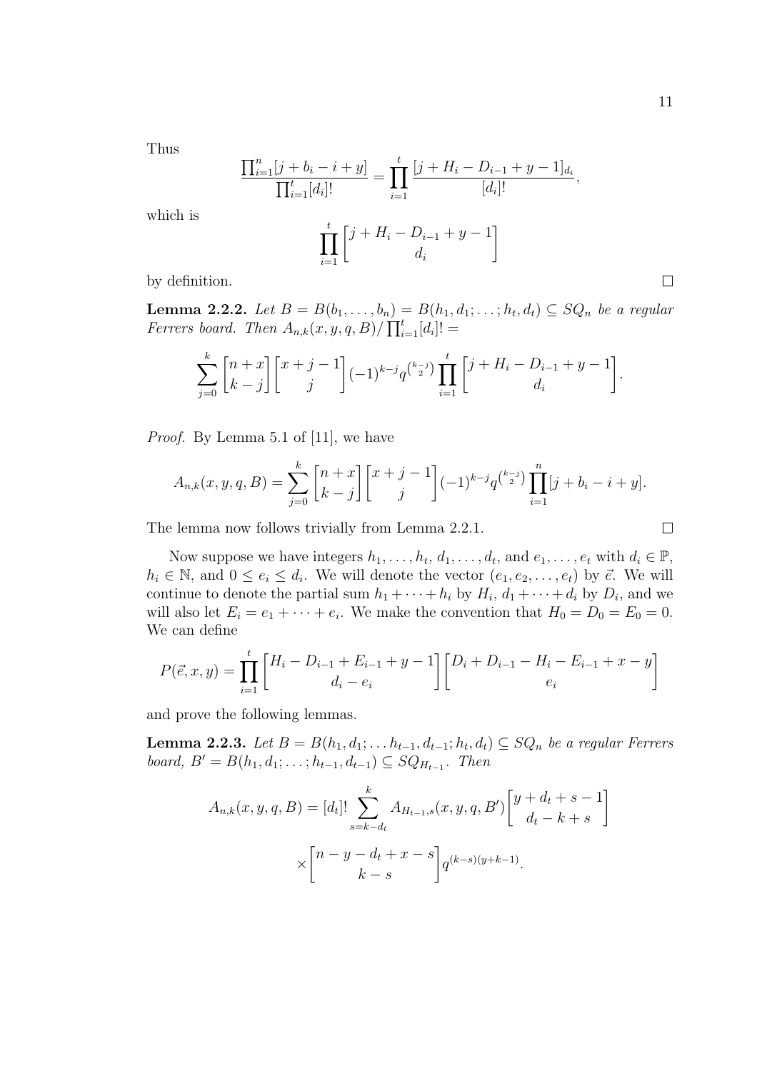Thus

$$\frac{\prod_{i=1}^{n}[j+b_i-i+y]}{\prod_{i=1}^{t}[d_i]!} = \prod_{i=1}^{t} \frac{[j+H_i-D_{i-1}+y-1]_{d_i}}{[d_i]!},$$

which is

$$\prod_{i=1}^{t} \begin{bmatrix} j+H_i-D_{i-1}+y-1 \\ d_i \end{bmatrix}$$

by definition. ∎

**Lemma 2.2.2.** *Let $B = B(b_1, \ldots, b_n) = B(h_1, d_1; \ldots; h_t, d_t) \subseteq SQ_n$ be a regular Ferrers board. Then $A_{n,k}(x, y, q, B)/\prod_{i=1}^{t}[d_i]! =$*

$$\sum_{j=0}^{k} \begin{bmatrix} n+x \\ k-j \end{bmatrix} \begin{bmatrix} x+j-1 \\ j \end{bmatrix} (-1)^{k-j} q^{\binom{k-j}{2}} \prod_{i=1}^{t} \begin{bmatrix} j+H_i-D_{i-1}+y-1 \\ d_i \end{bmatrix}.$$

*Proof.* By Lemma 5.1 of [11], we have

$$A_{n,k}(x, y, q, B) = \sum_{j=0}^{k} \begin{bmatrix} n+x \\ k-j \end{bmatrix} \begin{bmatrix} x+j-1 \\ j \end{bmatrix} (-1)^{k-j} q^{\binom{k-j}{2}} \prod_{i=1}^{n} [j+b_i-i+y].$$

The lemma now follows trivially from Lemma 2.2.1. ∎

Now suppose we have integers $h_1, \ldots, h_t$, $d_1, \ldots, d_t$, and $e_1, \ldots, e_t$ with $d_i \in \mathbb{P}$, $h_i \in \mathbb{N}$, and $0 \le e_i \le d_i$. We will denote the vector $(e_1, e_2, \ldots, e_t)$ by $\vec{e}$. We will continue to denote the partial sum $h_1 + \cdots + h_i$ by $H_i$, $d_1 + \cdots + d_i$ by $D_i$, and we will also let $E_i = e_1 + \cdots + e_i$. We make the convention that $H_0 = D_0 = E_0 = 0$. We can define

$$P(\vec{e}, x, y) = \prod_{i=1}^{t} \begin{bmatrix} H_i - D_{i-1} + E_{i-1} + y - 1 \\ d_i - e_i \end{bmatrix} \begin{bmatrix} D_i + D_{i-1} - H_i - E_{i-1} + x - y \\ e_i \end{bmatrix}$$

and prove the following lemmas.

**Lemma 2.2.3.** *Let $B = B(h_1, d_1; \ldots h_{t-1}, d_{t-1}; h_t, d_t) \subseteq SQ_n$ be a regular Ferrers board, $B' = B(h_1, d_1; \ldots; h_{t-1}, d_{t-1}) \subseteq SQ_{H_{t-1}}$. Then*

$$A_{n,k}(x, y, q, B) = [d_t]! \sum_{s=k-d_t}^{k} A_{H_{t-1},s}(x, y, q, B') \begin{bmatrix} y+d_t+s-1 \\ d_t-k+s \end{bmatrix}$$

$$\times \begin{bmatrix} n-y-d_t+x-s \\ k-s \end{bmatrix} q^{(k-s)(y+k-1)}.$$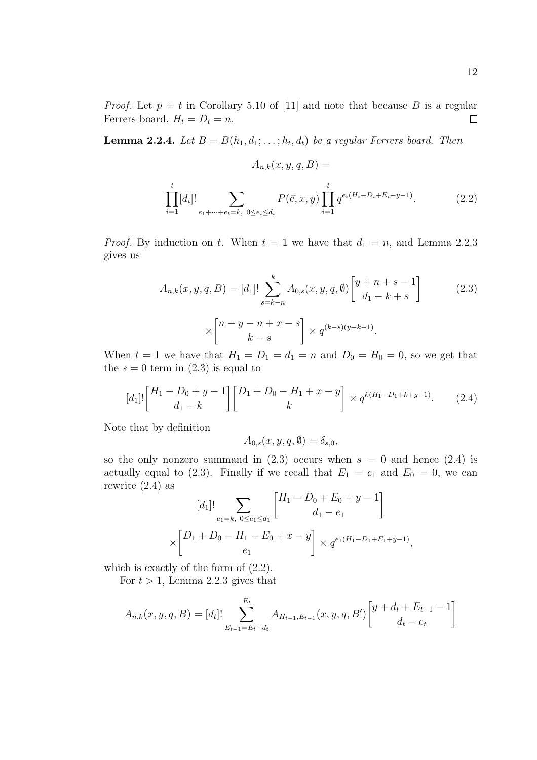*Proof.* Let $p = t$ in Corollary 5.10 of [11] and note that because $B$ is a regular Ferrers board, $H_t = D_t = n$. $\square$

**Lemma 2.2.4.** *Let $B = B(h_1, d_1; \ldots; h_t, d_t)$ be a regular Ferrers board. Then*

$$A_{n,k}(x, y, q, B) =$$

$$\prod_{i=1}^{t}[d_i]! \sum_{e_1+\cdots+e_t=k,\ 0\le e_i\le d_i} P(\vec{e}, x, y) \prod_{i=1}^{t} q^{e_i(H_i - D_i + E_i + y - 1)}. \tag{2.2}$$

*Proof.* By induction on $t$. When $t = 1$ we have that $d_1 = n$, and Lemma 2.2.3 gives us

$$A_{n,k}(x, y, q, B) = [d_1]! \sum_{s=k-n}^{k} A_{0,s}(x, y, q, \emptyset) \begin{bmatrix} y + n + s - 1 \\ d_1 - k + s \end{bmatrix} \tag{2.3}$$

$$\times \begin{bmatrix} n - y - n + x - s \\ k - s \end{bmatrix} \times q^{(k-s)(y+k-1)}.$$

When $t = 1$ we have that $H_1 = D_1 = d_1 = n$ and $D_0 = H_0 = 0$, so we get that the $s = 0$ term in (2.3) is equal to

$$[d_1]! \begin{bmatrix} H_1 - D_0 + y - 1 \\ d_1 - k \end{bmatrix} \begin{bmatrix} D_1 + D_0 - H_1 + x - y \\ k \end{bmatrix} \times q^{k(H_1 - D_1 + k + y - 1)}. \tag{2.4}$$

Note that by definition

$$A_{0,s}(x, y, q, \emptyset) = \delta_{s,0},$$

so the only nonzero summand in (2.3) occurs when $s = 0$ and hence (2.4) is actually equal to (2.3). Finally if we recall that $E_1 = e_1$ and $E_0 = 0$, we can rewrite (2.4) as

$$[d_1]! \sum_{e_1=k,\ 0\le e_1\le d_1} \begin{bmatrix} H_1 - D_0 + E_0 + y - 1 \\ d_1 - e_1 \end{bmatrix}$$

$$\times \begin{bmatrix} D_1 + D_0 - H_1 - E_0 + x - y \\ e_1 \end{bmatrix} \times q^{e_1(H_1 - D_1 + E_1 + y - 1)},$$

which is exactly of the form of (2.2).

For $t > 1$, Lemma 2.2.3 gives that

$$A_{n,k}(x, y, q, B) = [d_t]! \sum_{E_{t-1}=E_t-d_t}^{E_t} A_{H_{t-1},E_{t-1}}(x, y, q, B') \begin{bmatrix} y + d_t + E_{t-1} - 1 \\ d_t - e_t \end{bmatrix}$$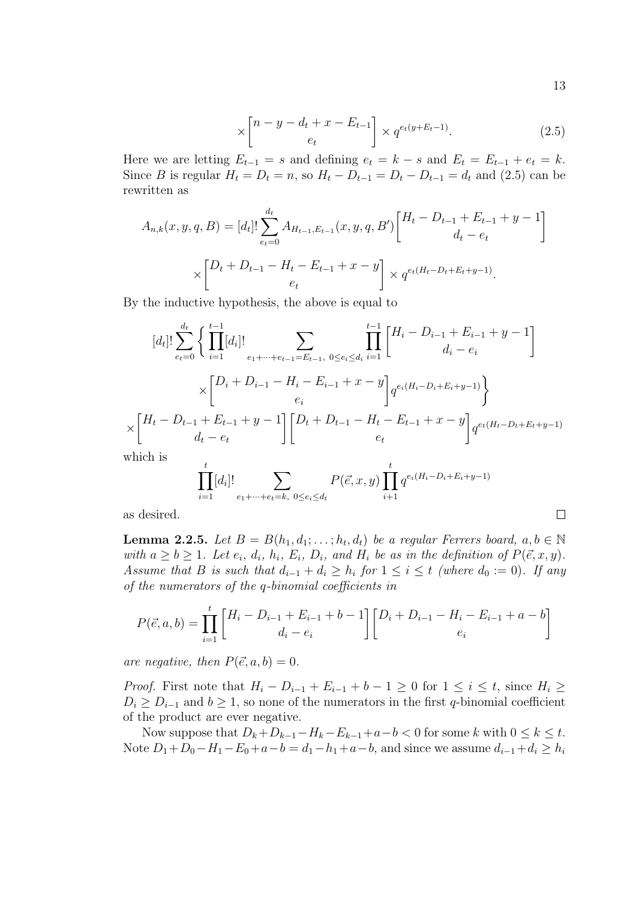$$\times \begin{bmatrix} n-y-d_t+x-E_{t-1} \\ e_t \end{bmatrix} \times q^{e_t(y+E_t-1)}. \tag{2.5}$$

Here we are letting $E_{t-1} = s$ and defining $e_t = k - s$ and $E_t = E_{t-1} + e_t = k$. Since $B$ is regular $H_t = D_t = n$, so $H_t - D_{t-1} = D_t - D_{t-1} = d_t$ and (2.5) can be rewritten as

$$A_{n,k}(x,y,q,B) = [d_t]! \sum_{e_t=0}^{d_t} A_{H_{t-1},E_{t-1}}(x,y,q,B') \begin{bmatrix} H_t - D_{t-1} + E_{t-1} + y - 1 \\ d_t - e_t \end{bmatrix}$$

$$\times \begin{bmatrix} D_t + D_{t-1} - H_t - E_{t-1} + x - y \\ e_t \end{bmatrix} \times q^{e_t(H_t - D_t + E_t + y - 1)}.$$

By the inductive hypothesis, the above is equal to

$$[d_t]! \sum_{e_t=0}^{d_t} \left\{ \prod_{i=1}^{t-1} [d_i]! \sum_{e_1+\cdots+e_{t-1}=E_{t-1},\ 0 \le e_i \le d_i} \prod_{i=1}^{t-1} \begin{bmatrix} H_i - D_{i-1} + E_{i-1} + y - 1 \\ d_i - e_i \end{bmatrix} \right.$$

$$\left. \times \begin{bmatrix} D_i + D_{i-1} - H_i - E_{i-1} + x - y \\ e_i \end{bmatrix} q^{e_i(H_i - D_i + E_i + y - 1)} \right\}$$

$$\times \begin{bmatrix} H_t - D_{t-1} + E_{t-1} + y - 1 \\ d_t - e_t \end{bmatrix} \begin{bmatrix} D_t + D_{t-1} - H_t - E_{t-1} + x - y \\ e_t \end{bmatrix} q^{e_t(H_t - D_t + E_t + y - 1)}$$

which is

$$\prod_{i=1}^{t} [d_i]! \sum_{e_1+\cdots+e_t=k,\ 0 \le e_i \le d_t} P(\vec{e}, x, y) \prod_{i+1}^{t} q^{e_i(H_i - D_i + E_i + y - 1)}$$

as desired. $\square$

**Lemma 2.2.5.** *Let $B = B(h_1, d_1; \ldots; h_t, d_t)$ be a regular Ferrers board, $a, b \in \mathbb{N}$ with $a \ge b \ge 1$. Let $e_i$, $d_i$, $h_i$, $E_i$, $D_i$, and $H_i$ be as in the definition of $P(\vec{e}, x, y)$. Assume that $B$ is such that $d_{i-1} + d_i \ge h_i$ for $1 \le i \le t$ (where $d_0 := 0$). If any of the numerators of the q-binomial coefficients in*

$$P(\vec{e}, a, b) = \prod_{i=1}^{t} \begin{bmatrix} H_i - D_{i-1} + E_{i-1} + b - 1 \\ d_i - e_i \end{bmatrix} \begin{bmatrix} D_i + D_{i-1} - H_i - E_{i-1} + a - b \\ e_i \end{bmatrix}$$

*are negative, then $P(\vec{e}, a, b) = 0$.*

*Proof.* First note that $H_i - D_{i-1} + E_{i-1} + b - 1 \ge 0$ for $1 \le i \le t$, since $H_i \ge D_i \ge D_{i-1}$ and $b \ge 1$, so none of the numerators in the first $q$-binomial coefficient of the product are ever negative.

Now suppose that $D_k + D_{k-1} - H_k - E_{k-1} + a - b < 0$ for some $k$ with $0 \le k \le t$. Note $D_1 + D_0 - H_1 - E_0 + a - b = d_1 - h_1 + a - b$, and since we assume $d_{i-1} + d_i \ge h_i$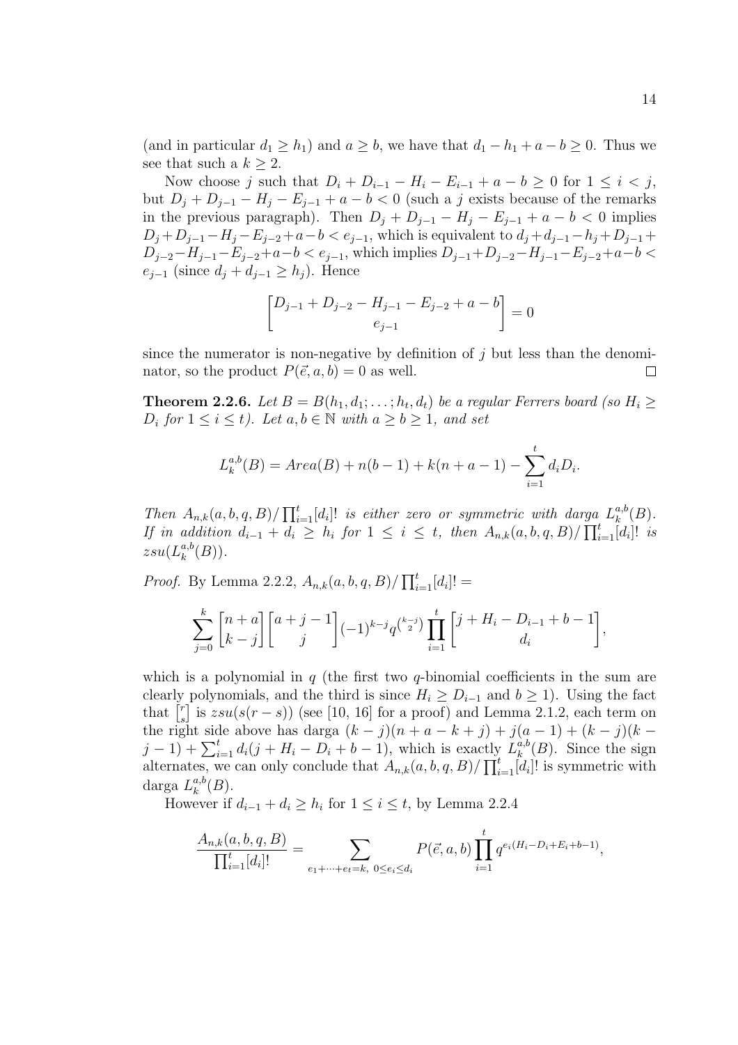(and in particular $d_1 \geq h_1$) and $a \geq b$, we have that $d_1 - h_1 + a - b \geq 0$. Thus we see that such a $k \geq 2$.

Now choose $j$ such that $D_i + D_{i-1} - H_i - E_{i-1} + a - b \geq 0$ for $1 \leq i < j$, but $D_j + D_{j-1} - H_j - E_{j-1} + a - b < 0$ (such a $j$ exists because of the remarks in the previous paragraph). Then $D_j + D_{j-1} - H_j - E_{j-1} + a - b < 0$ implies $D_j + D_{j-1} - H_j - E_{j-2} + a - b < e_{j-1}$, which is equivalent to $d_j + d_{j-1} - h_j + D_{j-1} + D_{j-2} - H_{j-1} - E_{j-2} + a - b < e_{j-1}$, which implies $D_{j-1} + D_{j-2} - H_{j-1} - E_{j-2} + a - b < e_{j-1}$ (since $d_j + d_{j-1} \geq h_j$). Hence

$$\begin{bmatrix} D_{j-1} + D_{j-2} - H_{j-1} - E_{j-2} + a - b \\ e_{j-1} \end{bmatrix} = 0$$

since the numerator is non-negative by definition of $j$ but less than the denominator, so the product $P(\vec{e}, a, b) = 0$ as well. $\square$

**Theorem 2.2.6.** *Let $B = B(h_1, d_1; \dots; h_t, d_t)$ be a regular Ferrers board (so $H_i \geq D_i$ for $1 \leq i \leq t$). Let $a, b \in \mathbb{N}$ with $a \geq b \geq 1$, and set*

$$L_k^{a,b}(B) = Area(B) + n(b-1) + k(n + a - 1) - \sum_{i=1}^{t} d_i D_i.$$

*Then $A_{n,k}(a, b, q, B)/\prod_{i=1}^{t}[d_i]!$ is either zero or symmetric with darga $L_k^{a,b}(B)$. If in addition $d_{i-1} + d_i \geq h_i$ for $1 \leq i \leq t$, then $A_{n,k}(a, b, q, B)/\prod_{i=1}^{t}[d_i]!$ is $zsu(L_k^{a,b}(B))$.*

*Proof.* By Lemma 2.2.2, $A_{n,k}(a, b, q, B)/\prod_{i=1}^{t}[d_i]! =$

$$\sum_{j=0}^{k} \begin{bmatrix} n+a \\ k-j \end{bmatrix} \begin{bmatrix} a+j-1 \\ j \end{bmatrix} (-1)^{k-j} q^{\binom{k-j}{2}} \prod_{i=1}^{t} \begin{bmatrix} j + H_i - D_{i-1} + b - 1 \\ d_i \end{bmatrix},$$

which is a polynomial in $q$ (the first two $q$-binomial coefficients in the sum are clearly polynomials, and the third is since $H_i \geq D_{i-1}$ and $b \geq 1$). Using the fact that $\begin{bmatrix} r \\ s \end{bmatrix}$ is $zsu(s(r-s))$ (see [10, 16] for a proof) and Lemma 2.1.2, each term on the right side above has darga $(k-j)(n+a-k+j) + j(a-1) + (k-j)(k-j-1) + \sum_{i=1}^{t} d_i(j + H_i - D_i + b - 1)$, which is exactly $L_k^{a,b}(B)$. Since the sign alternates, we can only conclude that $A_{n,k}(a, b, q, B)/\prod_{i=1}^{t}[d_i]!$ is symmetric with darga $L_k^{a,b}(B)$.

However if $d_{i-1} + d_i \geq h_i$ for $1 \leq i \leq t$, by Lemma 2.2.4

$$\frac{A_{n,k}(a, b, q, B)}{\prod_{i=1}^{t}[d_i]!} = \sum_{e_1 + \cdots + e_t = k,\ 0 \leq e_i \leq d_i} P(\vec{e}, a, b) \prod_{i=1}^{t} q^{e_i(H_i - D_i + E_i + b - 1)},$$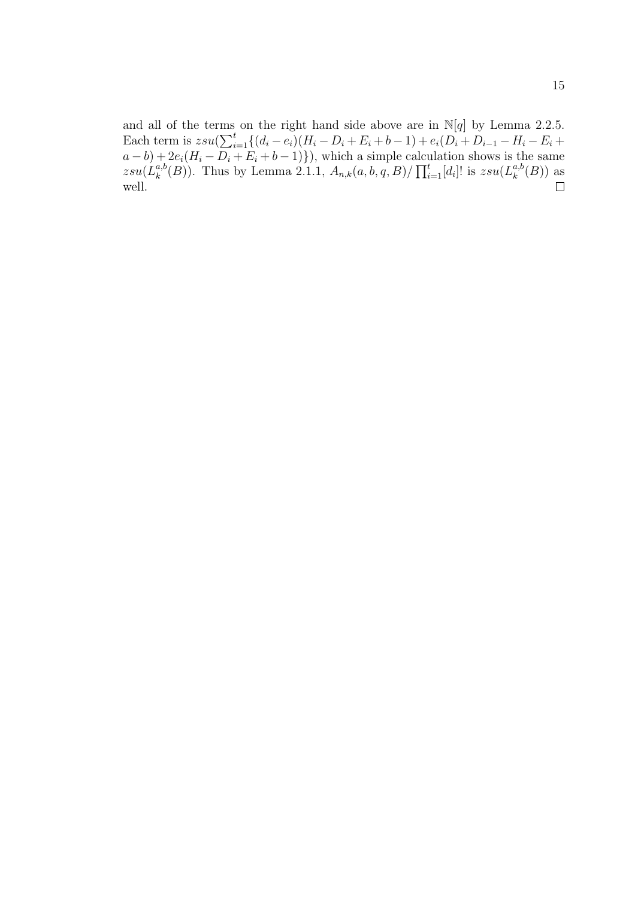and all of the terms on the right hand side above are in $\mathbb{N}[q]$ by Lemma 2.2.5. Each term is $zsu(\sum_{i=1}^{t}\{(d_i - e_i)(H_i - D_i + E_i + b - 1) + e_i(D_i + D_{i-1} - H_i - E_i + a - b) + 2e_i(H_i - D_i + E_i + b - 1)\})$, which a simple calculation shows is the same $zsu(L_k^{a,b}(B))$. Thus by Lemma 2.1.1, $A_{n,k}(a, b, q, B)/\prod_{i=1}^{t}[d_i]!$ is $zsu(L_k^{a,b}(B))$ as well. $\square$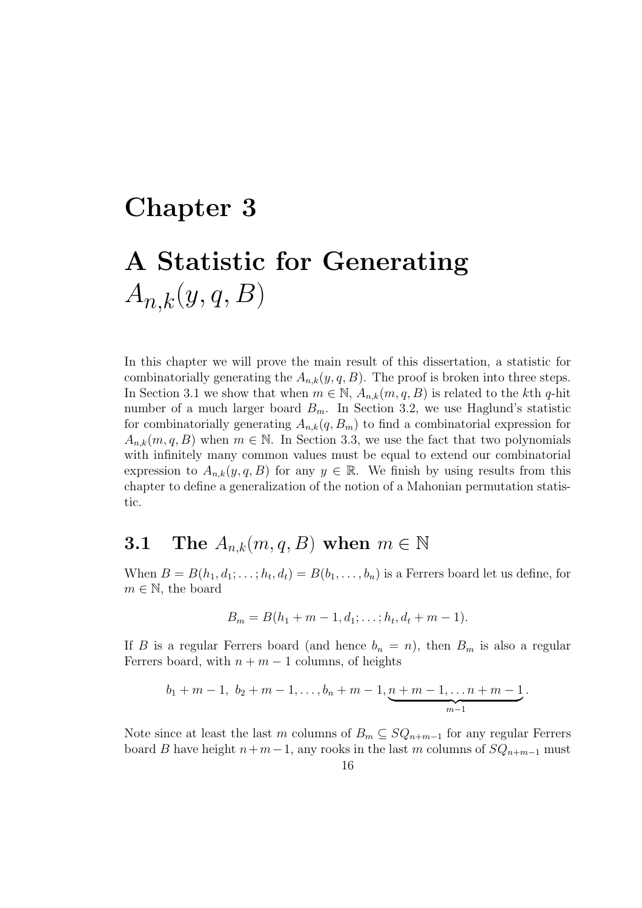# Chapter 3

# A Statistic for Generating $A_{n,k}(y, q, B)$

In this chapter we will prove the main result of this dissertation, a statistic for combinatorially generating the $A_{n,k}(y, q, B)$. The proof is broken into three steps. In Section 3.1 we show that when $m \in \mathbb{N}$, $A_{n,k}(m, q, B)$ is related to the $k$th $q$-hit number of a much larger board $B_m$. In Section 3.2, we use Haglund's statistic for combinatorially generating $A_{n,k}(q, B_m)$ to find a combinatorial expression for $A_{n,k}(m, q, B)$ when $m \in \mathbb{N}$. In Section 3.3, we use the fact that two polynomials with infinitely many common values must be equal to extend our combinatorial expression to $A_{n,k}(y, q, B)$ for any $y \in \mathbb{R}$. We finish by using results from this chapter to define a generalization of the notion of a Mahonian permutation statistic.

## 3.1 The $A_{n,k}(m, q, B)$ when $m \in \mathbb{N}$

When $B = B(h_1, d_1; \ldots; h_t, d_t) = B(b_1, \ldots, b_n)$ is a Ferrers board let us define, for $m \in \mathbb{N}$, the board

$$B_m = B(h_1 + m - 1, d_1; \ldots; h_t, d_t + m - 1).$$

If $B$ is a regular Ferrers board (and hence $b_n = n$), then $B_m$ is also a regular Ferrers board, with $n + m - 1$ columns, of heights

$$b_1 + m - 1,\ b_2 + m - 1, \ldots, b_n + m - 1, \underbrace{n + m - 1, \ldots n + m - 1}_{m-1}.$$

Note since at least the last $m$ columns of $B_m \subseteq SQ_{n+m-1}$ for any regular Ferrers board $B$ have height $n+m-1$, any rooks in the last $m$ columns of $SQ_{n+m-1}$ must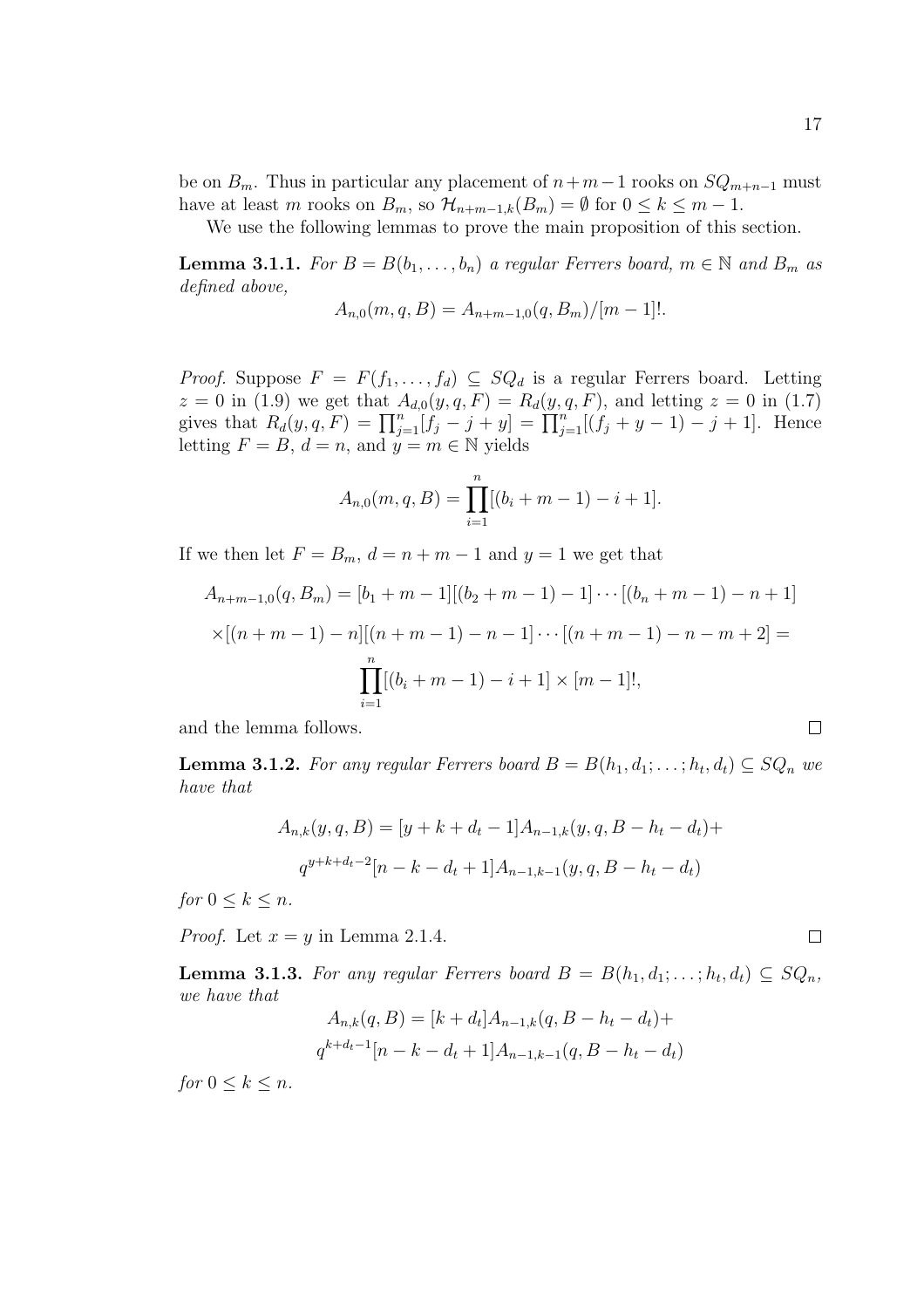be on $B_m$. Thus in particular any placement of $n+m-1$ rooks on $SQ_{m+n-1}$ must have at least $m$ rooks on $B_m$, so $\mathcal{H}_{n+m-1,k}(B_m) = \emptyset$ for $0 \leq k \leq m-1$.

We use the following lemmas to prove the main proposition of this section.

**Lemma 3.1.1.** *For $B = B(b_1, \ldots, b_n)$ a regular Ferrers board, $m \in \mathbb{N}$ and $B_m$ as defined above,*

$$A_{n,0}(m,q,B) = A_{n+m-1,0}(q,B_m)/[m-1]!.$$

*Proof.* Suppose $F = F(f_1, \ldots, f_d) \subseteq SQ_d$ is a regular Ferrers board. Letting $z = 0$ in (1.9) we get that $A_{d,0}(y,q,F) = R_d(y,q,F)$, and letting $z = 0$ in (1.7) gives that $R_d(y,q,F) = \prod_{j=1}^{n}[f_j - j + y] = \prod_{j=1}^{n}[(f_j + y - 1) - j + 1]$. Hence letting $F = B$, $d = n$, and $y = m \in \mathbb{N}$ yields

$$A_{n,0}(m,q,B) = \prod_{i=1}^{n}[(b_i + m - 1) - i + 1].$$

If we then let $F = B_m$, $d = n+m-1$ and $y = 1$ we get that

$$A_{n+m-1,0}(q,B_m) = [b_1 + m - 1][(b_2 + m - 1) - 1] \cdots [(b_n + m - 1) - n + 1]$$

$$\times [(n+m-1) - n][(n+m-1) - n - 1] \cdots [(n+m-1) - n - m + 2] =$$

$$\prod_{i=1}^{n}[(b_i + m - 1) - i + 1] \times [m-1]!,$$

and the lemma follows. $\square$

**Lemma 3.1.2.** *For any regular Ferrers board $B = B(h_1, d_1; \ldots; h_t, d_t) \subseteq SQ_n$ we have that*

$$A_{n,k}(y,q,B) = [y + k + d_t - 1]A_{n-1,k}(y,q,B - h_t - d_t) +$$

$$q^{y+k+d_t-2}[n - k - d_t + 1]A_{n-1,k-1}(y,q,B - h_t - d_t)$$

*for $0 \leq k \leq n$.*

*Proof.* Let $x = y$ in Lemma 2.1.4. $\square$

**Lemma 3.1.3.** *For any regular Ferrers board $B = B(h_1, d_1; \ldots; h_t, d_t) \subseteq SQ_n$, we have that*

$$A_{n,k}(q,B) = [k + d_t]A_{n-1,k}(q,B - h_t - d_t) +$$

$$q^{k+d_t-1}[n - k - d_t + 1]A_{n-1,k-1}(q,B - h_t - d_t)$$

*for $0 \leq k \leq n$.*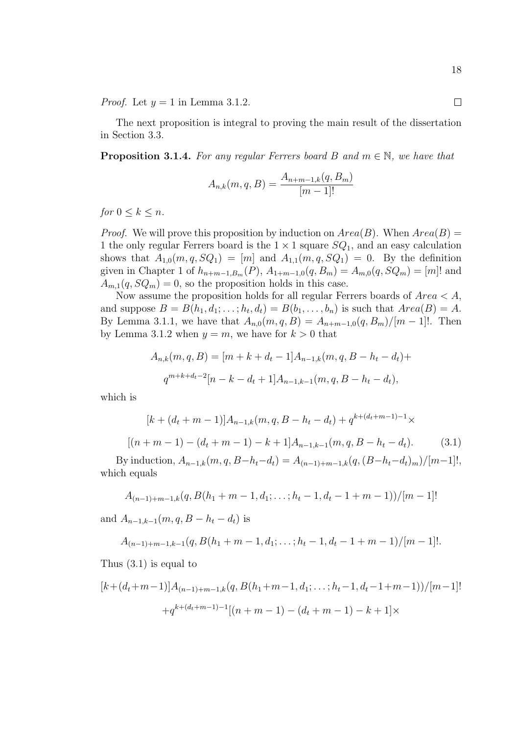*Proof.* Let $y = 1$ in Lemma 3.1.2. $\square$

The next proposition is integral to proving the main result of the dissertation in Section 3.3.

**Proposition 3.1.4.** *For any regular Ferrers board $B$ and $m \in \mathbb{N}$, we have that*

$$A_{n,k}(m, q, B) = \frac{A_{n+m-1,k}(q, B_m)}{[m-1]!}$$

*for $0 \leq k \leq n$.*

*Proof.* We will prove this proposition by induction on $Area(B)$. When $Area(B) = 1$ the only regular Ferrers board is the $1 \times 1$ square $SQ_1$, and an easy calculation shows that $A_{1,0}(m, q, SQ_1) = [m]$ and $A_{1,1}(m, q, SQ_1) = 0$. By the definition given in Chapter 1 of $h_{n+m-1,B_m}(P)$, $A_{1+m-1,0}(q, B_m) = A_{m,0}(q, SQ_m) = [m]!$ and $A_{m,1}(q, SQ_m) = 0$, so the proposition holds in this case.

Now assume the proposition holds for all regular Ferrers boards of $Area < A$, and suppose $B = B(h_1, d_1; \ldots; h_t, d_t) = B(b_1, \ldots, b_n)$ is such that $Area(B) = A$. By Lemma 3.1.1, we have that $A_{n,0}(m, q, B) = A_{n+m-1,0}(q, B_m)/[m-1]!$. Then by Lemma 3.1.2 when $y = m$, we have for $k > 0$ that

$$A_{n,k}(m, q, B) = [m + k + d_t - 1]A_{n-1,k}(m, q, B - h_t - d_t) +$$

$$q^{m+k+d_t-2}[n - k - d_t + 1]A_{n-1,k-1}(m, q, B - h_t - d_t),$$

which is

$$[k + (d_t + m - 1)]A_{n-1,k}(m, q, B - h_t - d_t) + q^{k+(d_t+m-1)-1} \times$$

$$[(n + m - 1) - (d_t + m - 1) - k + 1]A_{n-1,k-1}(m, q, B - h_t - d_t). \tag{3.1}$$

By induction, $A_{n-1,k}(m, q, B-h_t-d_t) = A_{(n-1)+m-1,k}(q, (B-h_t-d_t)_m)/[m-1]!$, which equals

$$A_{(n-1)+m-1,k}(q, B(h_1 + m - 1, d_1; \ldots; h_t - 1, d_t - 1 + m - 1))/[m - 1]!$$

and $A_{n-1,k-1}(m, q, B - h_t - d_t)$ is

$$A_{(n-1)+m-1,k-1}(q, B(h_1 + m - 1, d_1; \ldots; h_t - 1, d_t - 1 + m - 1)/[m - 1]!.$$

Thus (3.1) is equal to

$$[k+(d_t+m-1)]A_{(n-1)+m-1,k}(q, B(h_1+m-1, d_1; \ldots; h_t-1, d_t-1+m-1))/[m-1]!$$

$$+q^{k+(d_t+m-1)-1}[(n + m - 1) - (d_t + m - 1) - k + 1]\times$$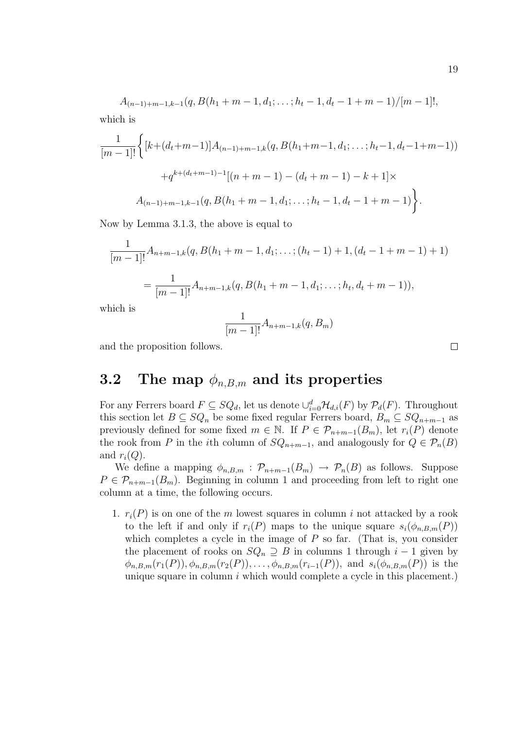$$A_{(n-1)+m-1,k-1}(q, B(h_1+m-1, d_1; \ldots; h_t-1, d_t-1+m-1)/[m-1]!,$$

which is

$$\frac{1}{[m-1]!}\Bigg\{[k+(d_t+m-1)]A_{(n-1)+m-1,k}(q, B(h_1+m-1, d_1; \ldots; h_t-1, d_t-1+m-1))$$

$$+q^{k+(d_t+m-1)-1}[(n+m-1)-(d_t+m-1)-k+1]\times$$

$$A_{(n-1)+m-1,k-1}(q, B(h_1+m-1, d_1; \ldots; h_t-1, d_t-1+m-1)\Bigg\}.$$

Now by Lemma 3.1.3, the above is equal to

$$\frac{1}{[m-1]!}A_{n+m-1,k}(q, B(h_1+m-1, d_1; \ldots; (h_t-1)+1, (d_t-1+m-1)+1)$$

$$= \frac{1}{[m-1]!}A_{n+m-1,k}(q, B(h_1+m-1, d_1; \ldots; h_t, d_t+m-1)),$$

which is

$$\frac{1}{[m-1]!}A_{n+m-1,k}(q, B_m)$$

and the proposition follows. □

## 3.2 The map $\phi_{n,B,m}$ and its properties

For any Ferrers board $F \subseteq SQ_d$, let us denote $\cup_{i=0}^{d}\mathcal{H}_{d,i}(F)$ by $\mathcal{P}_d(F)$. Throughout this section let $B \subseteq SQ_n$ be some fixed regular Ferrers board, $B_m \subseteq SQ_{n+m-1}$ as previously defined for some fixed $m \in \mathbb{N}$. If $P \in \mathcal{P}_{n+m-1}(B_m)$, let $r_i(P)$ denote the rook from $P$ in the $i$th column of $SQ_{n+m-1}$, and analogously for $Q \in \mathcal{P}_n(B)$ and $r_i(Q)$.

We define a mapping $\phi_{n,B,m} : \mathcal{P}_{n+m-1}(B_m) \to \mathcal{P}_n(B)$ as follows. Suppose $P \in \mathcal{P}_{n+m-1}(B_m)$. Beginning in column 1 and proceeding from left to right one column at a time, the following occurs.

1. $r_i(P)$ is on one of the $m$ lowest squares in column $i$ not attacked by a rook to the left if and only if $r_i(P)$ maps to the unique square $s_i(\phi_{n,B,m}(P))$ which completes a cycle in the image of $P$ so far. (That is, you consider the placement of rooks on $SQ_n \supseteq B$ in columns 1 through $i-1$ given by $\phi_{n,B,m}(r_1(P)), \phi_{n,B,m}(r_2(P)), \ldots, \phi_{n,B,m}(r_{i-1}(P))$, and $s_i(\phi_{n,B,m}(P))$ is the unique square in column $i$ which would complete a cycle in this placement.)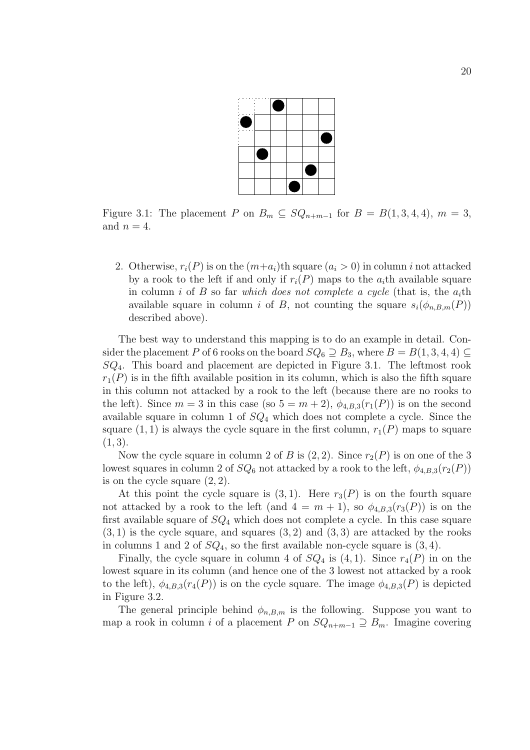Figure 3.1: The placement $P$ on $B_m \subseteq SQ_{n+m-1}$ for $B = B(1,3,4,4)$, $m = 3$, and $n = 4$.

2. Otherwise, $r_i(P)$ is on the $(m+a_i)$th square $(a_i > 0)$ in column $i$ not attacked by a rook to the left if and only if $r_i(P)$ maps to the $a_i$th available square in column $i$ of $B$ so far *which does not complete a cycle* (that is, the $a_i$th available square in column $i$ of $B$, not counting the square $s_i(\phi_{n,B,m}(P))$ described above).

The best way to understand this mapping is to do an example in detail. Consider the placement $P$ of 6 rooks on the board $SQ_6 \supseteq B_3$, where $B = B(1,3,4,4) \subseteq SQ_4$. This board and placement are depicted in Figure 3.1. The leftmost rook $r_1(P)$ is in the fifth available position in its column, which is also the fifth square in this column not attacked by a rook to the left (because there are no rooks to the left). Since $m = 3$ in this case (so $5 = m + 2$), $\phi_{4,B,3}(r_1(P))$ is on the second available square in column 1 of $SQ_4$ which does not complete a cycle. Since the square $(1,1)$ is always the cycle square in the first column, $r_1(P)$ maps to square $(1,3)$.

Now the cycle square in column 2 of $B$ is $(2,2)$. Since $r_2(P)$ is on one of the 3 lowest squares in column 2 of $SQ_6$ not attacked by a rook to the left, $\phi_{4,B,3}(r_2(P))$ is on the cycle square $(2,2)$.

At this point the cycle square is $(3,1)$. Here $r_3(P)$ is on the fourth square not attacked by a rook to the left (and $4 = m + 1$), so $\phi_{4,B,3}(r_3(P))$ is on the first available square of $SQ_4$ which does not complete a cycle. In this case square $(3,1)$ is the cycle square, and squares $(3,2)$ and $(3,3)$ are attacked by the rooks in columns 1 and 2 of $SQ_4$, so the first available non-cycle square is $(3,4)$.

Finally, the cycle square in column 4 of $SQ_4$ is $(4,1)$. Since $r_4(P)$ in on the lowest square in its column (and hence one of the 3 lowest not attacked by a rook to the left), $\phi_{4,B,3}(r_4(P))$ is on the cycle square. The image $\phi_{4,B,3}(P)$ is depicted in Figure 3.2.

The general principle behind $\phi_{n,B,m}$ is the following. Suppose you want to map a rook in column $i$ of a placement $P$ on $SQ_{n+m-1} \supseteq B_m$. Imagine covering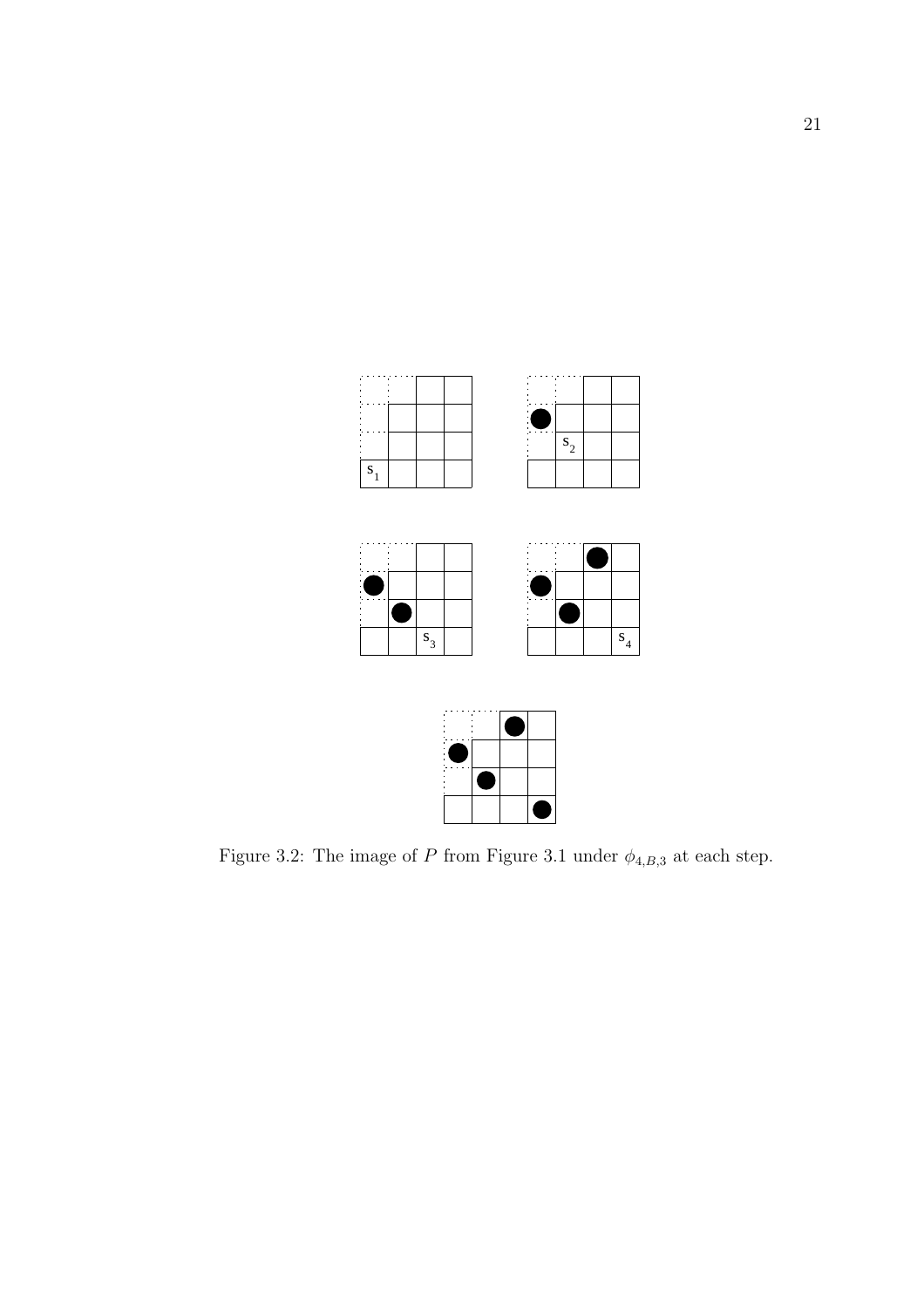Figure 3.2: The image of $P$ from Figure 3.1 under $\phi_{4,B,3}$ at each step.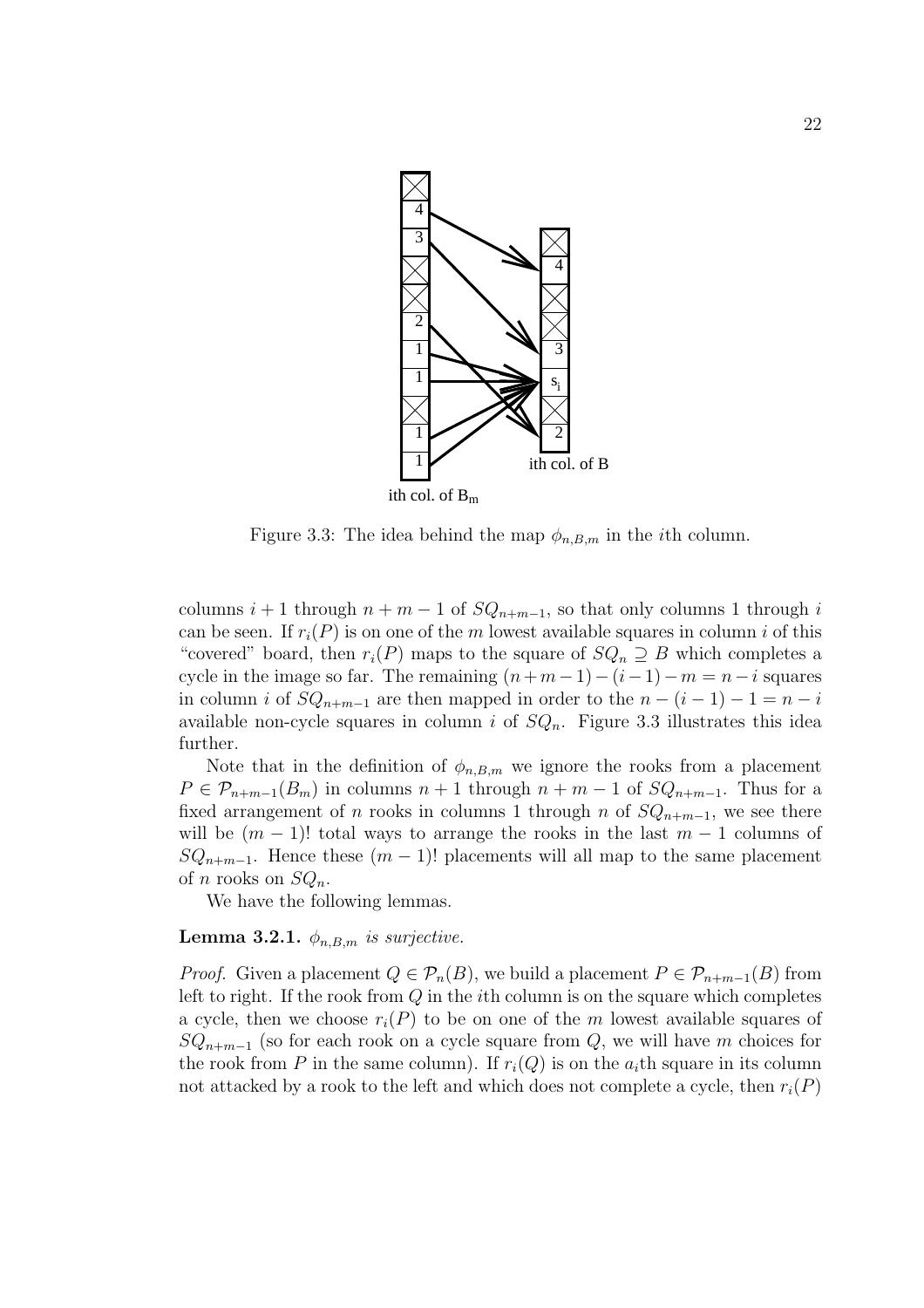Figure 3.3: The idea behind the map $\phi_{n,B,m}$ in the $i$th column.

columns $i+1$ through $n+m-1$ of $SQ_{n+m-1}$, so that only columns 1 through $i$ can be seen. If $r_i(P)$ is on one of the $m$ lowest available squares in column $i$ of this "covered" board, then $r_i(P)$ maps to the square of $SQ_n \supseteq B$ which completes a cycle in the image so far. The remaining $(n+m-1)-(i-1)-m = n-i$ squares in column $i$ of $SQ_{n+m-1}$ are then mapped in order to the $n-(i-1)-1 = n-i$ available non-cycle squares in column $i$ of $SQ_n$. Figure 3.3 illustrates this idea further.

Note that in the definition of $\phi_{n,B,m}$ we ignore the rooks from a placement $P \in \mathcal{P}_{n+m-1}(B_m)$ in columns $n+1$ through $n+m-1$ of $SQ_{n+m-1}$. Thus for a fixed arrangement of $n$ rooks in columns 1 through $n$ of $SQ_{n+m-1}$, we see there will be $(m-1)!$ total ways to arrange the rooks in the last $m-1$ columns of $SQ_{n+m-1}$. Hence these $(m-1)!$ placements will all map to the same placement of $n$ rooks on $SQ_n$.

We have the following lemmas.

**Lemma 3.2.1.** *$\phi_{n,B,m}$ is surjective.*

*Proof.* Given a placement $Q \in \mathcal{P}_n(B)$, we build a placement $P \in \mathcal{P}_{n+m-1}(B)$ from left to right. If the rook from $Q$ in the $i$th column is on the square which completes a cycle, then we choose $r_i(P)$ to be on one of the $m$ lowest available squares of $SQ_{n+m-1}$ (so for each rook on a cycle square from $Q$, we will have $m$ choices for the rook from $P$ in the same column). If $r_i(Q)$ is on the $a_i$th square in its column not attacked by a rook to the left and which does not complete a cycle, then $r_i(P)$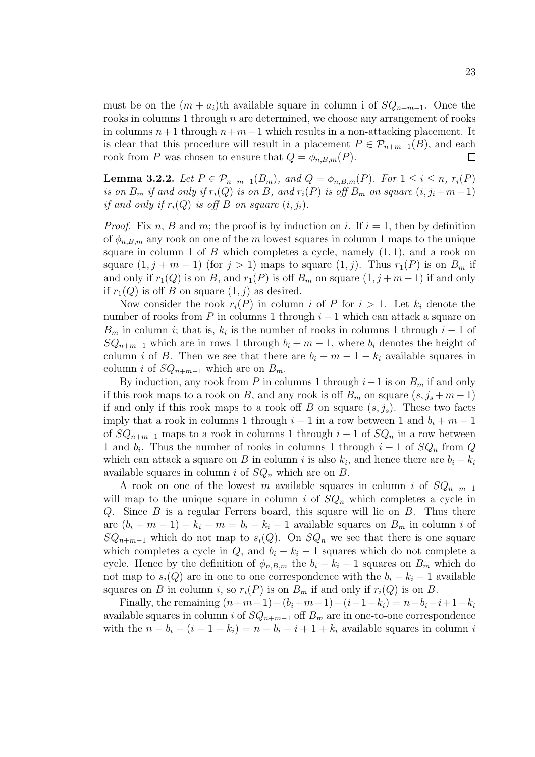must be on the $(m + a_i)$th available square in column i of $SQ_{n+m-1}$. Once the rooks in columns 1 through $n$ are determined, we choose any arrangement of rooks in columns $n+1$ through $n+m-1$ which results in a non-attacking placement. It is clear that this procedure will result in a placement $P \in \mathcal{P}_{n+m-1}(B)$, and each rook from $P$ was chosen to ensure that $Q = \phi_{n,B,m}(P)$. □

**Lemma 3.2.2.** *Let $P \in \mathcal{P}_{n+m-1}(B_m)$, and $Q = \phi_{n,B,m}(P)$. For $1 \leq i \leq n$, $r_i(P)$ is on $B_m$ if and only if $r_i(Q)$ is on $B$, and $r_i(P)$ is off $B_m$ on square $(i, j_i+m-1)$ if and only if $r_i(Q)$ is off $B$ on square $(i, j_i)$.*

*Proof.* Fix $n$, $B$ and $m$; the proof is by induction on $i$. If $i = 1$, then by definition of $\phi_{n,B,m}$ any rook on one of the $m$ lowest squares in column 1 maps to the unique square in column 1 of $B$ which completes a cycle, namely $(1, 1)$, and a rook on square $(1, j + m - 1)$ (for $j > 1$) maps to square $(1, j)$. Thus $r_1(P)$ is on $B_m$ if and only if $r_1(Q)$ is on $B$, and $r_1(P)$ is off $B_m$ on square $(1, j+m-1)$ if and only if $r_1(Q)$ is off $B$ on square $(1, j)$ as desired.

Now consider the rook $r_i(P)$ in column $i$ of $P$ for $i > 1$. Let $k_i$ denote the number of rooks from $P$ in columns 1 through $i-1$ which can attack a square on $B_m$ in column $i$; that is, $k_i$ is the number of rooks in columns 1 through $i-1$ of $SQ_{n+m-1}$ which are in rows 1 through $b_i + m - 1$, where $b_i$ denotes the height of column $i$ of $B$. Then we see that there are $b_i + m - 1 - k_i$ available squares in column $i$ of $SQ_{n+m-1}$ which are on $B_m$.

By induction, any rook from $P$ in columns 1 through $i-1$ is on $B_m$ if and only if this rook maps to a rook on $B$, and any rook is off $B_m$ on square $(s, j_s+m-1)$ if and only if this rook maps to a rook off $B$ on square $(s, j_s)$. These two facts imply that a rook in columns 1 through $i-1$ in a row between 1 and $b_i + m - 1$ of $SQ_{n+m-1}$ maps to a rook in columns 1 through $i-1$ of $SQ_n$ in a row between 1 and $b_i$. Thus the number of rooks in columns 1 through $i-1$ of $SQ_n$ from $Q$ which can attack a square on $B$ in column $i$ is also $k_i$, and hence there are $b_i - k_i$ available squares in column $i$ of $SQ_n$ which are on $B$.

A rook on one of the lowest $m$ available squares in column $i$ of $SQ_{n+m-1}$ will map to the unique square in column $i$ of $SQ_n$ which completes a cycle in $Q$. Since $B$ is a regular Ferrers board, this square will lie on $B$. Thus there are $(b_i + m - 1) - k_i - m = b_i - k_i - 1$ available squares on $B_m$ in column $i$ of $SQ_{n+m-1}$ which do not map to $s_i(Q)$. On $SQ_n$ we see that there is one square which completes a cycle in $Q$, and $b_i - k_i - 1$ squares which do not complete a cycle. Hence by the definition of $\phi_{n,B,m}$ the $b_i - k_i - 1$ squares on $B_m$ which do not map to $s_i(Q)$ are in one to one correspondence with the $b_i - k_i - 1$ available squares on $B$ in column $i$, so $r_i(P)$ is on $B_m$ if and only if $r_i(Q)$ is on $B$.

Finally, the remaining $(n+m-1)-(b_i+m-1)-(i-1-k_i) = n-b_i-i+1+k_i$ available squares in column $i$ of $SQ_{n+m-1}$ off $B_m$ are in one-to-one correspondence with the $n - b_i - (i - 1 - k_i) = n - b_i - i + 1 + k_i$ available squares in column $i$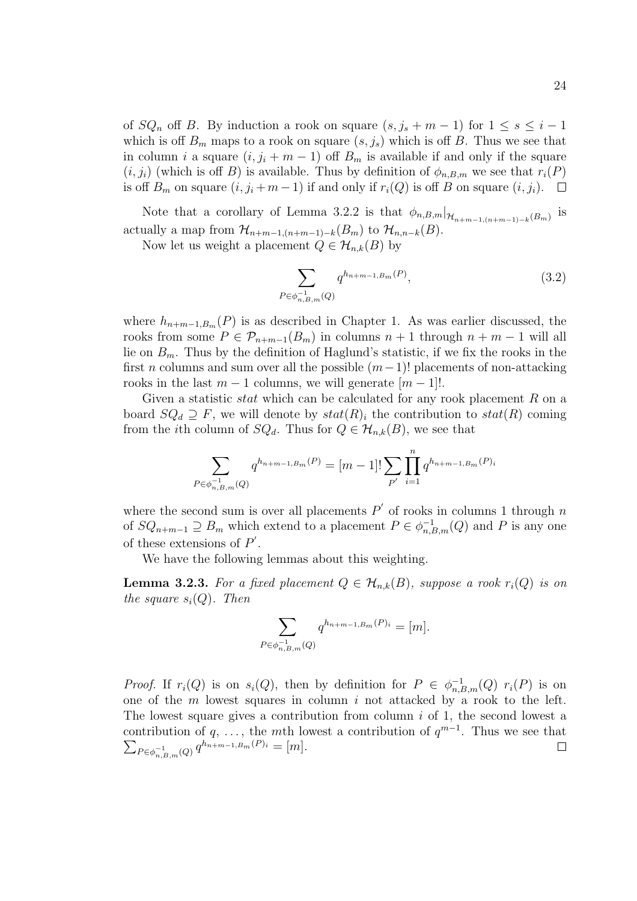of $SQ_n$ off $B$. By induction a rook on square $(s, j_s + m - 1)$ for $1 \leq s \leq i-1$ which is off $B_m$ maps to a rook on square $(s, j_s)$ which is off $B$. Thus we see that in column $i$ a square $(i, j_i + m - 1)$ off $B_m$ is available if and only if the square $(i, j_i)$ (which is off $B$) is available. Thus by definition of $\phi_{n,B,m}$ we see that $r_i(P)$ is off $B_m$ on square $(i, j_i + m - 1)$ if and only if $r_i(Q)$ is off $B$ on square $(i, j_i)$. $\square$

Note that a corollary of Lemma 3.2.2 is that $\phi_{n,B,m}|_{\mathcal{H}_{n+m-1,(n+m-1)-k}(B_m)}$ is actually a map from $\mathcal{H}_{n+m-1,(n+m-1)-k}(B_m)$ to $\mathcal{H}_{n,n-k}(B)$.

Now let us weight a placement $Q \in \mathcal{H}_{n,k}(B)$ by

$$\sum_{P \in \phi^{-1}_{n,B,m}(Q)} q^{h_{n+m-1,B_m}(P)}, \tag{3.2}$$

where $h_{n+m-1,B_m}(P)$ is as described in Chapter 1. As was earlier discussed, the rooks from some $P \in \mathcal{P}_{n+m-1}(B_m)$ in columns $n+1$ through $n+m-1$ will all lie on $B_m$. Thus by the definition of Haglund's statistic, if we fix the rooks in the first $n$ columns and sum over all the possible $(m-1)!$ placements of non-attacking rooks in the last $m-1$ columns, we will generate $[m-1]!$.

Given a statistic *stat* which can be calculated for any rook placement $R$ on a board $SQ_d \supseteq F$, we will denote by $stat(R)_i$ the contribution to $stat(R)$ coming from the $i$th column of $SQ_d$. Thus for $Q \in \mathcal{H}_{n,k}(B)$, we see that

$$\sum_{P \in \phi^{-1}_{n,B,m}(Q)} q^{h_{n+m-1,B_m}(P)} = [m-1]! \sum_{P'} \prod_{i=1}^{n} q^{h_{n+m-1,B_m}(P)_i}$$

where the second sum is over all placements $P'$ of rooks in columns 1 through $n$ of $SQ_{n+m-1} \supseteq B_m$ which extend to a placement $P \in \phi^{-1}_{n,B,m}(Q)$ and $P$ is any one of these extensions of $P'$.

We have the following lemmas about this weighting.

**Lemma 3.2.3.** *For a fixed placement $Q \in \mathcal{H}_{n,k}(B)$, suppose a rook $r_i(Q)$ is on the square $s_i(Q)$. Then*

$$\sum_{P \in \phi^{-1}_{n,B,m}(Q)} q^{h_{n+m-1,B_m}(P)_i} = [m].$$

*Proof.* If $r_i(Q)$ is on $s_i(Q)$, then by definition for $P \in \phi^{-1}_{n,B,m}(Q)$ $r_i(P)$ is on one of the $m$ lowest squares in column $i$ not attacked by a rook to the left. The lowest square gives a contribution from column $i$ of 1, the second lowest a contribution of $q$, $\ldots$, the $m$th lowest a contribution of $q^{m-1}$. Thus we see that $\sum_{P \in \phi^{-1}_{n,B,m}(Q)} q^{h_{n+m-1,B_m}(P)_i} = [m]$. $\square$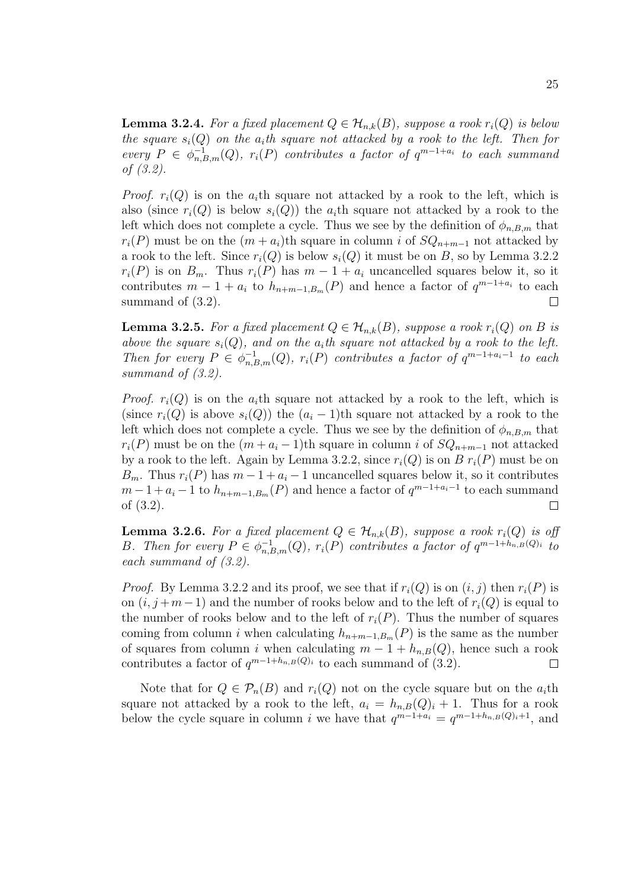**Lemma 3.2.4.** *For a fixed placement $Q \in \mathcal{H}_{n,k}(B)$, suppose a rook $r_i(Q)$ is below the square $s_i(Q)$ on the $a_i$th square not attacked by a rook to the left. Then for every $P \in \phi^{-1}_{n,B,m}(Q)$, $r_i(P)$ contributes a factor of $q^{m-1+a_i}$ to each summand of (3.2).*

*Proof.* $r_i(Q)$ is on the $a_i$th square not attacked by a rook to the left, which is also (since $r_i(Q)$ is below $s_i(Q)$) the $a_i$th square not attacked by a rook to the left which does not complete a cycle. Thus we see by the definition of $\phi_{n,B,m}$ that $r_i(P)$ must be on the $(m + a_i)$th square in column $i$ of $SQ_{n+m-1}$ not attacked by a rook to the left. Since $r_i(Q)$ is below $s_i(Q)$ it must be on $B$, so by Lemma 3.2.2 $r_i(P)$ is on $B_m$. Thus $r_i(P)$ has $m - 1 + a_i$ uncancelled squares below it, so it contributes $m - 1 + a_i$ to $h_{n+m-1,B_m}(P)$ and hence a factor of $q^{m-1+a_i}$ to each summand of (3.2). $\square$

**Lemma 3.2.5.** *For a fixed placement $Q \in \mathcal{H}_{n,k}(B)$, suppose a rook $r_i(Q)$ on $B$ is above the square $s_i(Q)$, and on the $a_i$th square not attacked by a rook to the left. Then for every $P \in \phi^{-1}_{n,B,m}(Q)$, $r_i(P)$ contributes a factor of $q^{m-1+a_i-1}$ to each summand of (3.2).*

*Proof.* $r_i(Q)$ is on the $a_i$th square not attacked by a rook to the left, which is (since $r_i(Q)$ is above $s_i(Q)$) the $(a_i - 1)$th square not attacked by a rook to the left which does not complete a cycle. Thus we see by the definition of $\phi_{n,B,m}$ that $r_i(P)$ must be on the $(m + a_i - 1)$th square in column $i$ of $SQ_{n+m-1}$ not attacked by a rook to the left. Again by Lemma 3.2.2, since $r_i(Q)$ is on $B$ $r_i(P)$ must be on $B_m$. Thus $r_i(P)$ has $m - 1 + a_i - 1$ uncancelled squares below it, so it contributes $m - 1 + a_i - 1$ to $h_{n+m-1,B_m}(P)$ and hence a factor of $q^{m-1+a_i-1}$ to each summand of (3.2). $\square$

**Lemma 3.2.6.** *For a fixed placement $Q \in \mathcal{H}_{n,k}(B)$, suppose a rook $r_i(Q)$ is off $B$. Then for every $P \in \phi^{-1}_{n,B,m}(Q)$, $r_i(P)$ contributes a factor of $q^{m-1+h_{n,B}(Q)_i}$ to each summand of (3.2).*

*Proof.* By Lemma 3.2.2 and its proof, we see that if $r_i(Q)$ is on $(i, j)$ then $r_i(P)$ is on $(i, j + m - 1)$ and the number of rooks below and to the left of $r_i(Q)$ is equal to the number of rooks below and to the left of $r_i(P)$. Thus the number of squares coming from column $i$ when calculating $h_{n+m-1,B_m}(P)$ is the same as the number of squares from column $i$ when calculating $m - 1 + h_{n,B}(Q)$, hence such a rook contributes a factor of $q^{m-1+h_{n,B}(Q)_i}$ to each summand of (3.2). $\square$

Note that for $Q \in \mathcal{P}_n(B)$ and $r_i(Q)$ not on the cycle square but on the $a_i$th square not attacked by a rook to the left, $a_i = h_{n,B}(Q)_i + 1$. Thus for a rook below the cycle square in column $i$ we have that $q^{m-1+a_i} = q^{m-1+h_{n,B}(Q)_i+1}$, and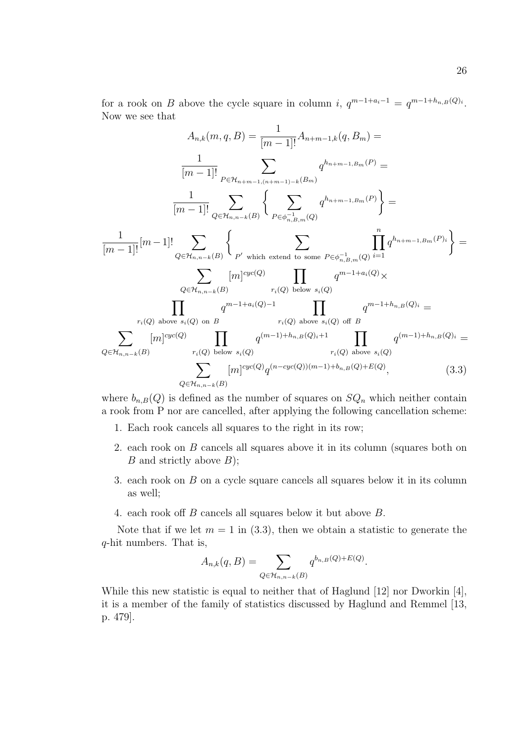for a rook on $B$ above the cycle square in column $i$, $q^{m-1+a_i-1} = q^{m-1+h_{n,B}(Q)_i}$. Now we see that

$$
\begin{aligned}
A_{n,k}(m,q,B) &= \frac{1}{[m-1]!}A_{n+m-1,k}(q,B_m) = \\
&\frac{1}{[m-1]!}\sum_{P\in\mathcal{H}_{n+m-1,(n+m-1)-k}(B_m)} q^{h_{n+m-1,B_m}(P)} = \\
&\frac{1}{[m-1]!}\sum_{Q\in\mathcal{H}_{n,n-k}(B)}\left\{\sum_{P\in\phi^{-1}_{n,B,m}(Q)} q^{h_{n+m-1,B_m}(P)}\right\} = \\
\frac{1}{[m-1]!}[m-1]! &\sum_{Q\in\mathcal{H}_{n,n-k}(B)}\left\{\sum_{P' \text{ which extend to some } P\in\phi^{-1}_{n,B,m}(Q)}\prod_{i=1}^{n} q^{h_{n+m-1,B_m}(P)_i}\right\} = \\
&\sum_{Q\in\mathcal{H}_{n,n-k}(B)}[m]^{cyc(Q)}\prod_{r_i(Q)\text{ below } s_i(Q)} q^{m-1+a_i(Q)}\times \\
&\prod_{r_i(Q)\text{ above } s_i(Q)\text{ on } B} q^{m-1+a_i(Q)-1}\prod_{r_i(Q)\text{ above } s_i(Q)\text{ off } B} q^{m-1+h_{n,B}(Q)_i} = \\
\sum_{Q\in\mathcal{H}_{n,n-k}(B)}[m]^{cyc(Q)} &\prod_{r_i(Q)\text{ below } s_i(Q)} q^{(m-1)+h_{n,B}(Q)_i+1}\prod_{r_i(Q)\text{ above } s_i(Q)} q^{(m-1)+h_{n,B}(Q)_i} = \\
&\sum_{Q\in\mathcal{H}_{n,n-k}(B)}[m]^{cyc(Q)}q^{(n-cyc(Q))(m-1)+b_{n,B}(Q)+E(Q)}, \qquad (3.3)
\end{aligned}
$$

where $b_{n,B}(Q)$ is defined as the number of squares on $SQ_n$ which neither contain a rook from P nor are cancelled, after applying the following cancellation scheme:

1. Each rook cancels all squares to the right in its row;
2. each rook on $B$ cancels all squares above it in its column (squares both on $B$ and strictly above $B$);
3. each rook on $B$ on a cycle square cancels all squares below it in its column as well;
4. each rook off $B$ cancels all squares below it but above $B$.

Note that if we let $m = 1$ in (3.3), then we obtain a statistic to generate the $q$-hit numbers. That is,

$$A_{n,k}(q,B) = \sum_{Q\in\mathcal{H}_{n,n-k}(B)} q^{b_{n,B}(Q)+E(Q)}.$$

While this new statistic is equal to neither that of Haglund [12] nor Dworkin [4], it is a member of the family of statistics discussed by Haglund and Remmel [13, p. 479].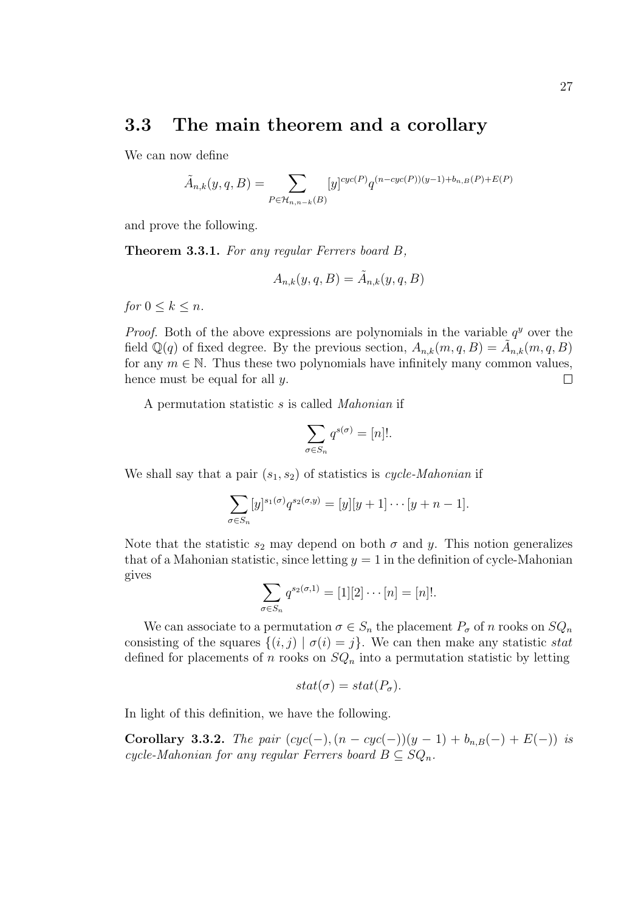## 3.3 The main theorem and a corollary

We can now define

$$\tilde{A}_{n,k}(y, q, B) = \sum_{P \in \mathcal{H}_{n,n-k}(B)} [y]^{cyc(P)} q^{(n-cyc(P))(y-1)+b_{n,B}(P)+E(P)}$$

and prove the following.

**Theorem 3.3.1.** *For any regular Ferrers board $B$,*

$$A_{n,k}(y, q, B) = \tilde{A}_{n,k}(y, q, B)$$

*for $0 \leq k \leq n$.*

*Proof.* Both of the above expressions are polynomials in the variable $q^y$ over the field $\mathbb{Q}(q)$ of fixed degree. By the previous section, $A_{n,k}(m, q, B) = \tilde{A}_{n,k}(m, q, B)$ for any $m \in \mathbb{N}$. Thus these two polynomials have infinitely many common values, hence must be equal for all $y$. $\square$

A permutation statistic $s$ is called *Mahonian* if

$$\sum_{\sigma \in S_n} q^{s(\sigma)} = [n]!.$$

We shall say that a pair $(s_1, s_2)$ of statistics is *cycle-Mahonian* if

$$\sum_{\sigma \in S_n} [y]^{s_1(\sigma)} q^{s_2(\sigma, y)} = [y][y+1] \cdots [y+n-1].$$

Note that the statistic $s_2$ may depend on both $\sigma$ and $y$. This notion generalizes that of a Mahonian statistic, since letting $y = 1$ in the definition of cycle-Mahonian gives

$$\sum_{\sigma \in S_n} q^{s_2(\sigma, 1)} = [1][2] \cdots [n] = [n]!.$$

We can associate to a permutation $\sigma \in S_n$ the placement $P_\sigma$ of $n$ rooks on $SQ_n$ consisting of the squares $\{(i, j) \mid \sigma(i) = j\}$. We can then make any statistic *stat* defined for placements of $n$ rooks on $SQ_n$ into a permutation statistic by letting

$$stat(\sigma) = stat(P_\sigma).$$

In light of this definition, we have the following.

**Corollary 3.3.2.** *The pair $(cyc(-), (n - cyc(-))(y - 1) + b_{n,B}(-) + E(-))$ is cycle-Mahonian for any regular Ferrers board $B \subseteq SQ_n$.*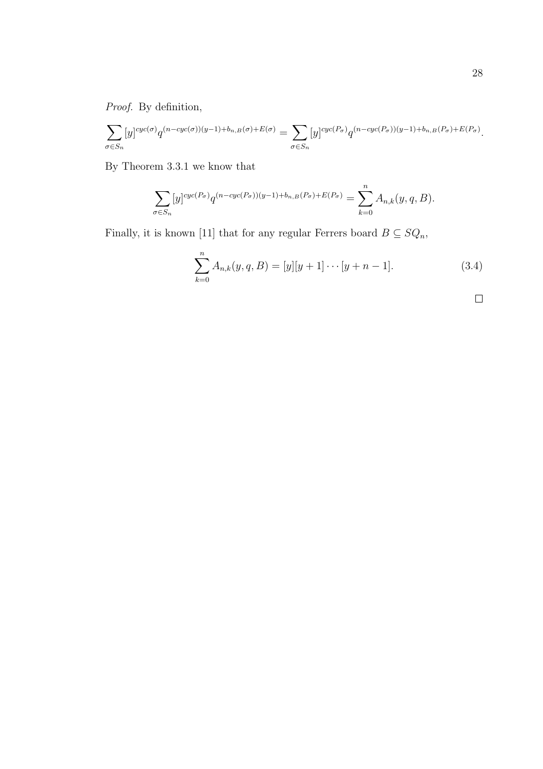*Proof.* By definition,

$$\sum_{\sigma \in S_n} [y]^{cyc(\sigma)} q^{(n-cyc(\sigma))(y-1)+b_{n,B}(\sigma)+E(\sigma)} = \sum_{\sigma \in S_n} [y]^{cyc(P_\sigma)} q^{(n-cyc(P_\sigma))(y-1)+b_{n,B}(P_\sigma)+E(P_\sigma)}.$$

By Theorem 3.3.1 we know that

$$\sum_{\sigma \in S_n} [y]^{cyc(P_\sigma)} q^{(n-cyc(P_\sigma))(y-1)+b_{n,B}(P_\sigma)+E(P_\sigma)} = \sum_{k=0}^{n} A_{n,k}(y, q, B).$$

Finally, it is known [11] that for any regular Ferrers board $B \subseteq SQ_n$,

$$\sum_{k=0}^{n} A_{n,k}(y, q, B) = [y][y+1] \cdots [y+n-1]. \tag{3.4}$$

□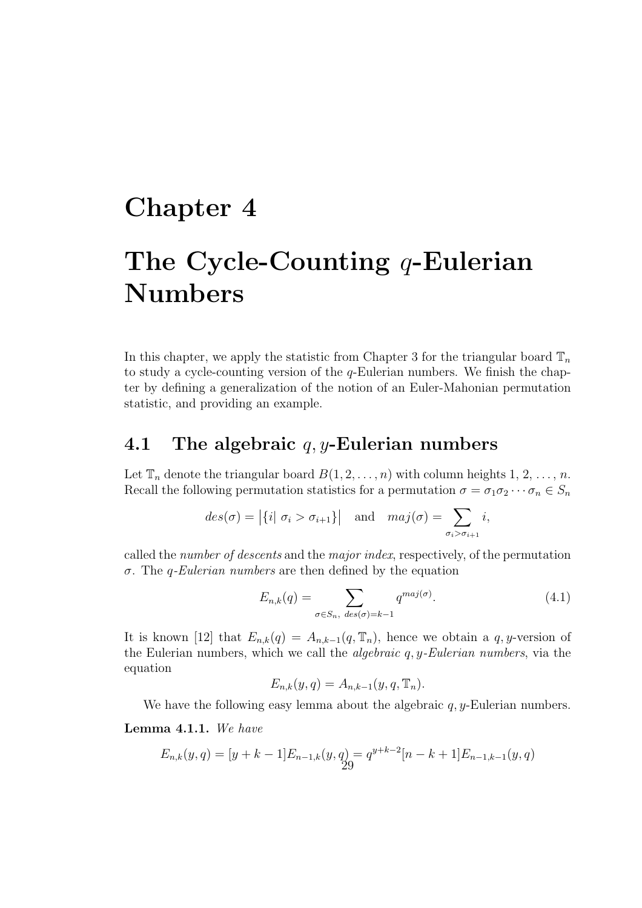# Chapter 4

# The Cycle-Counting $q$-Eulerian Numbers

In this chapter, we apply the statistic from Chapter 3 for the triangular board $\mathbb{T}_n$ to study a cycle-counting version of the $q$-Eulerian numbers. We finish the chapter by defining a generalization of the notion of an Euler-Mahonian permutation statistic, and providing an example.

## 4.1 The algebraic $q, y$-Eulerian numbers

Let $\mathbb{T}_n$ denote the triangular board $B(1, 2, \ldots, n)$ with column heights $1, 2, \ldots, n$. Recall the following permutation statistics for a permutation $\sigma = \sigma_1\sigma_2 \cdots \sigma_n \in S_n$

$$des(\sigma) = \big|\{i|\ \sigma_i > \sigma_{i+1}\}\big| \quad \text{and} \quad maj(\sigma) = \sum_{\sigma_i > \sigma_{i+1}} i,$$

called the *number of descents* and the *major index*, respectively, of the permutation $\sigma$. The *$q$-Eulerian numbers* are then defined by the equation

$$E_{n,k}(q) = \sum_{\sigma \in S_n,\ des(\sigma)=k-1} q^{maj(\sigma)}. \tag{4.1}$$

It is known [12] that $E_{n,k}(q) = A_{n,k-1}(q, \mathbb{T}_n)$, hence we obtain a $q, y$-version of the Eulerian numbers, which we call the *algebraic $q, y$-Eulerian numbers*, via the equation

$$E_{n,k}(y, q) = A_{n,k-1}(y, q, \mathbb{T}_n).$$

We have the following easy lemma about the algebraic $q, y$-Eulerian numbers.

**Lemma 4.1.1.** *We have*

$$E_{n,k}(y, q) = [y + k - 1]E_{n-1,k}(y, q) = q^{y+k-2}[n - k + 1]E_{n-1,k-1}(y, q)$$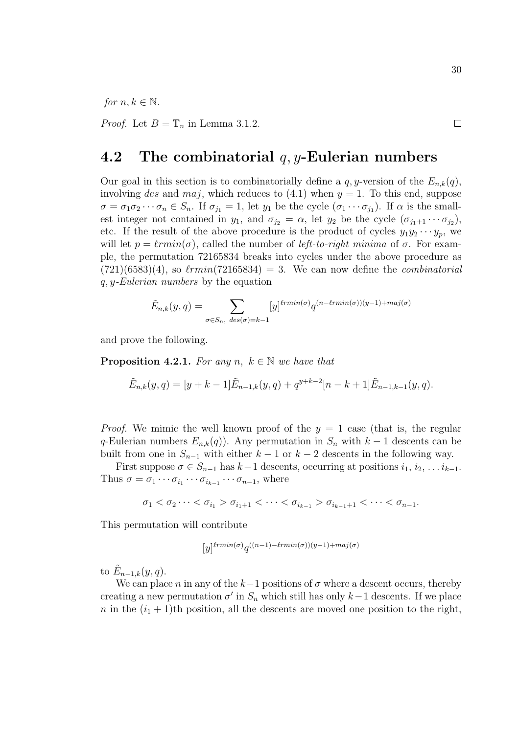*for* $n, k \in \mathbb{N}$.

*Proof.* Let $B = \mathbb{T}_n$ in Lemma 3.1.2. $\square$

## 4.2 The combinatorial $q, y$-Eulerian numbers

Our goal in this section is to combinatorially define a $q, y$-version of the $E_{n,k}(q)$, involving $des$ and $maj$, which reduces to (4.1) when $y = 1$. To this end, suppose $\sigma = \sigma_1\sigma_2\cdots\sigma_n \in S_n$. If $\sigma_{j_1} = 1$, let $y_1$ be the cycle $(\sigma_1 \cdots \sigma_{j_1})$. If $\alpha$ is the smallest integer not contained in $y_1$, and $\sigma_{j_2} = \alpha$, let $y_2$ be the cycle $(\sigma_{j_1+1}\cdots\sigma_{j_2})$, etc. If the result of the above procedure is the product of cycles $y_1 y_2 \cdots y_p$, we will let $p = \ell rmin(\sigma)$, called the number of *left-to-right minima* of $\sigma$. For example, the permutation 72165834 breaks into cycles under the above procedure as $(721)(6583)(4)$, so $\ell rmin(72165834) = 3$. We can now define the *combinatorial* $q, y$*-Eulerian numbers* by the equation

$$\tilde{E}_{n,k}(y, q) = \sum_{\sigma \in S_n,\ des(\sigma)=k-1} [y]^{\ell rmin(\sigma)} q^{(n-\ell rmin(\sigma))(y-1)+maj(\sigma)}$$

and prove the following.

**Proposition 4.2.1.** *For any* $n,\ k \in \mathbb{N}$ *we have that*

$$\tilde{E}_{n,k}(y, q) = [y + k - 1]\tilde{E}_{n-1,k}(y, q) + q^{y+k-2}[n - k + 1]\tilde{E}_{n-1,k-1}(y, q).$$

*Proof.* We mimic the well known proof of the $y = 1$ case (that is, the regular $q$-Eulerian numbers $E_{n,k}(q)$). Any permutation in $S_n$ with $k - 1$ descents can be built from one in $S_{n-1}$ with either $k - 1$ or $k - 2$ descents in the following way.

First suppose $\sigma \in S_{n-1}$ has $k-1$ descents, occurring at positions $i_1, i_2, \ldots i_{k-1}$. Thus $\sigma = \sigma_1 \cdots \sigma_{i_1} \cdots \sigma_{i_{k-1}} \cdots \sigma_{n-1}$, where

$$\sigma_1 < \sigma_2 \cdots < \sigma_{i_1} > \sigma_{i_1+1} < \cdots < \sigma_{i_{k-1}} > \sigma_{i_{k-1}+1} < \cdots < \sigma_{n-1}.$$

This permutation will contribute

$$[y]^{\ell rmin(\sigma)} q^{((n-1)-\ell rmin(\sigma))(y-1)+maj(\sigma)}$$

to $\tilde{E}_{n-1,k}(y, q)$.

We can place $n$ in any of the $k-1$ positions of $\sigma$ where a descent occurs, thereby creating a new permutation $\sigma'$ in $S_n$ which still has only $k-1$ descents. If we place $n$ in the $(i_1 + 1)$th position, all the descents are moved one position to the right,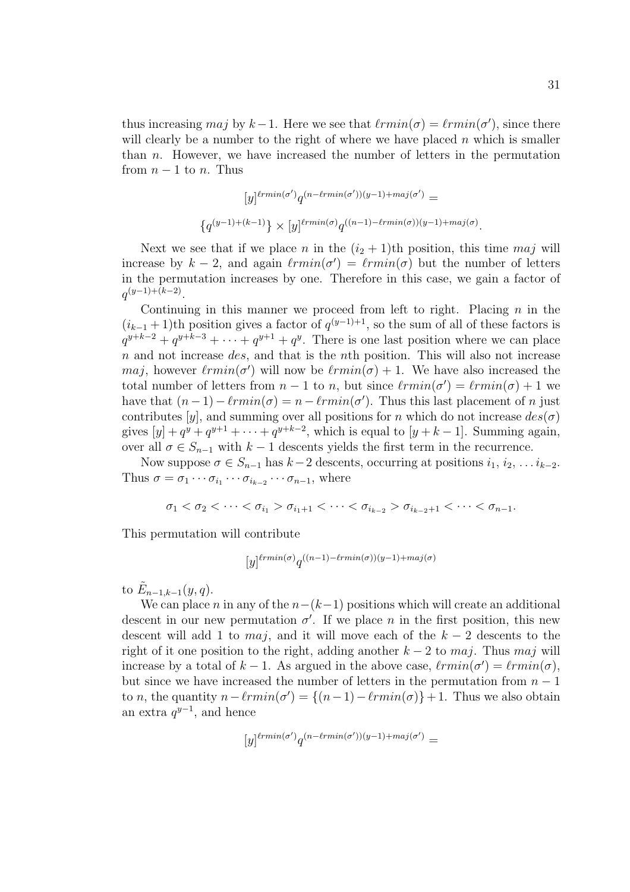thus increasing $maj$ by $k-1$. Here we see that $\ell rmin(\sigma) = \ell rmin(\sigma')$, since there will clearly be a number to the right of where we have placed $n$ which is smaller than $n$. However, we have increased the number of letters in the permutation from $n-1$ to $n$. Thus

$$[y]^{\ell rmin(\sigma')} q^{(n-\ell rmin(\sigma'))(y-1)+maj(\sigma')} =$$

$$\{q^{(y-1)+(k-1)}\} \times [y]^{\ell rmin(\sigma)} q^{((n-1)-\ell rmin(\sigma))(y-1)+maj(\sigma)}.$$

Next we see that if we place $n$ in the $(i_2+1)$th position, this time $maj$ will increase by $k-2$, and again $\ell rmin(\sigma') = \ell rmin(\sigma)$ but the number of letters in the permutation increases by one. Therefore in this case, we gain a factor of $q^{(y-1)+(k-2)}$.

Continuing in this manner we proceed from left to right. Placing $n$ in the $(i_{k-1}+1)$th position gives a factor of $q^{(y-1)+1}$, so the sum of all of these factors is $q^{y+k-2} + q^{y+k-3} + \cdots + q^{y+1} + q^y$. There is one last position where we can place $n$ and not increase $des$, and that is the $n$th position. This will also not increase $maj$, however $\ell rmin(\sigma')$ will now be $\ell rmin(\sigma)+1$. We have also increased the total number of letters from $n-1$ to $n$, but since $\ell rmin(\sigma') = \ell rmin(\sigma)+1$ we have that $(n-1)-\ell rmin(\sigma) = n - \ell rmin(\sigma')$. Thus this last placement of $n$ just contributes $[y]$, and summing over all positions for $n$ which do not increase $des(\sigma)$ gives $[y] + q^y + q^{y+1} + \cdots + q^{y+k-2}$, which is equal to $[y+k-1]$. Summing again, over all $\sigma \in S_{n-1}$ with $k-1$ descents yields the first term in the recurrence.

Now suppose $\sigma \in S_{n-1}$ has $k-2$ descents, occurring at positions $i_1, i_2, \ldots i_{k-2}$. Thus $\sigma = \sigma_1 \cdots \sigma_{i_1} \cdots \sigma_{i_{k-2}} \cdots \sigma_{n-1}$, where

$$\sigma_1 < \sigma_2 < \cdots < \sigma_{i_1} > \sigma_{i_1+1} < \cdots < \sigma_{i_{k-2}} > \sigma_{i_{k-2}+1} < \cdots < \sigma_{n-1}.$$

This permutation will contribute

$$[y]^{\ell rmin(\sigma)} q^{((n-1)-\ell rmin(\sigma))(y-1)+maj(\sigma)}$$

to $\tilde{E}_{n-1,k-1}(y,q)$.

We can place $n$ in any of the $n-(k-1)$ positions which will create an additional descent in our new permutation $\sigma'$. If we place $n$ in the first position, this new descent will add 1 to $maj$, and it will move each of the $k-2$ descents to the right of it one position to the right, adding another $k-2$ to $maj$. Thus $maj$ will increase by a total of $k-1$. As argued in the above case, $\ell rmin(\sigma') = \ell rmin(\sigma)$, but since we have increased the number of letters in the permutation from $n-1$ to $n$, the quantity $n - \ell rmin(\sigma') = \{(n-1)-\ell rmin(\sigma)\}+1$. Thus we also obtain an extra $q^{y-1}$, and hence

$$[y]^{\ell rmin(\sigma')} q^{(n-\ell rmin(\sigma'))(y-1)+maj(\sigma')} =$$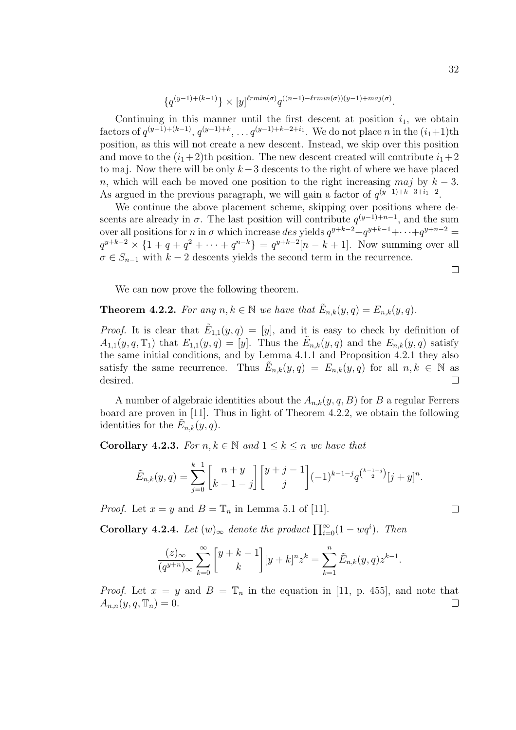$$\{q^{(y-1)+(k-1)}\} \times [y]^{\ell rmin(\sigma)} q^{((n-1)-\ell rmin(\sigma))(y-1)+maj(\sigma)}.$$

Continuing in this manner until the first descent at position $i_1$, we obtain factors of $q^{(y-1)+(k-1)}$, $q^{(y-1)+k}$, $\ldots q^{(y-1)+k-2+i_1}$. We do not place $n$ in the $(i_1+1)$th position, as this will not create a new descent. Instead, we skip over this position and move to the $(i_1+2)$th position. The new descent created will contribute $i_1+2$ to maj. Now there will be only $k-3$ descents to the right of where we have placed $n$, which will each be moved one position to the right increasing $maj$ by $k-3$. As argued in the previous paragraph, we will gain a factor of $q^{(y-1)+k-3+i_1+2}$.

We continue the above placement scheme, skipping over positions where descents are already in $\sigma$. The last position will contribute $q^{(y-1)+n-1}$, and the sum over all positions for $n$ in $\sigma$ which increase $des$ yields $q^{y+k-2}+q^{y+k-1}+\cdots+q^{y+n-2} = q^{y+k-2} \times \{1+q+q^2+\cdots+q^{n-k}\} = q^{y+k-2}[n-k+1]$. Now summing over all $\sigma \in S_{n-1}$ with $k-2$ descents yields the second term in the recurrence. ∎

We can now prove the following theorem.

**Theorem 4.2.2.** *For any $n, k \in \mathbb{N}$ we have that $\tilde{E}_{n,k}(y,q) = E_{n,k}(y,q)$.*

*Proof.* It is clear that $\tilde{E}_{1,1}(y,q) = [y]$, and it is easy to check by definition of $A_{1,1}(y,q,\mathbb{T}_1)$ that $E_{1,1}(y,q) = [y]$. Thus the $\tilde{E}_{n,k}(y,q)$ and the $E_{n,k}(y,q)$ satisfy the same initial conditions, and by Lemma 4.1.1 and Proposition 4.2.1 they also satisfy the same recurrence. Thus $\tilde{E}_{n,k}(y,q) = E_{n,k}(y,q)$ for all $n,k \in \mathbb{N}$ as desired. ∎

A number of algebraic identities about the $A_{n,k}(y,q,B)$ for $B$ a regular Ferrers board are proven in [11]. Thus in light of Theorem 4.2.2, we obtain the following identities for the $\tilde{E}_{n,k}(y,q)$.

**Corollary 4.2.3.** *For $n,k \in \mathbb{N}$ and $1 \le k \le n$ we have that*

$$\tilde{E}_{n,k}(y,q) = \sum_{j=0}^{k-1} \begin{bmatrix} n+y \\ k-1-j \end{bmatrix} \begin{bmatrix} y+j-1 \\ j \end{bmatrix} (-1)^{k-1-j} q^{\binom{k-1-j}{2}} [j+y]^n.$$

*Proof.* Let $x = y$ and $B = \mathbb{T}_n$ in Lemma 5.1 of [11]. ∎

**Corollary 4.2.4.** *Let $(w)_\infty$ denote the product $\prod_{i=0}^{\infty}(1-wq^i)$. Then*

$$\frac{(z)_\infty}{(q^{y+n})_\infty} \sum_{k=0}^{\infty} \begin{bmatrix} y+k-1 \\ k \end{bmatrix} [y+k]^n z^k = \sum_{k=1}^{n} \tilde{E}_{n,k}(y,q) z^{k-1}.$$

*Proof.* Let $x = y$ and $B = \mathbb{T}_n$ in the equation in [11, p. 455], and note that $A_{n,n}(y,q,\mathbb{T}_n) = 0$. ∎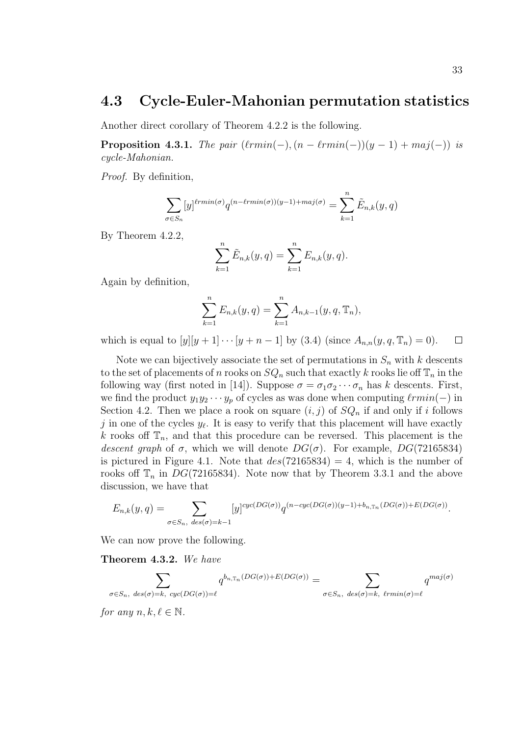## 4.3 Cycle-Euler-Mahonian permutation statistics

Another direct corollary of Theorem 4.2.2 is the following.

**Proposition 4.3.1.** *The pair* $(\ell rmin(-), (n - \ell rmin(-))(y-1) + maj(-))$ *is cycle-Mahonian.*

*Proof.* By definition,

$$\sum_{\sigma \in S_n} [y]^{\ell rmin(\sigma)} q^{(n-\ell rmin(\sigma))(y-1)+maj(\sigma)} = \sum_{k=1}^{n} \tilde{E}_{n,k}(y,q)$$

By Theorem 4.2.2,

$$\sum_{k=1}^{n} \tilde{E}_{n,k}(y,q) = \sum_{k=1}^{n} E_{n,k}(y,q).$$

Again by definition,

$$\sum_{k=1}^{n} E_{n,k}(y,q) = \sum_{k=1}^{n} A_{n,k-1}(y,q,\mathbb{T}_n),$$

which is equal to $[y][y+1]\cdots[y+n-1]$ by (3.4) (since $A_{n,n}(y,q,\mathbb{T}_n) = 0$). $\square$

Note we can bijectively associate the set of permutations in $S_n$ with $k$ descents to the set of placements of $n$ rooks on $SQ_n$ such that exactly $k$ rooks lie off $\mathbb{T}_n$ in the following way (first noted in [14]). Suppose $\sigma = \sigma_1 \sigma_2 \cdots \sigma_n$ has $k$ descents. First, we find the product $y_1 y_2 \cdots y_p$ of cycles as was done when computing $\ell rmin(-)$ in Section 4.2. Then we place a rook on square $(i,j)$ of $SQ_n$ if and only if $i$ follows $j$ in one of the cycles $y_\ell$. It is easy to verify that this placement will have exactly $k$ rooks off $\mathbb{T}_n$, and that this procedure can be reversed. This placement is the *descent graph* of $\sigma$, which we will denote $DG(\sigma)$. For example, $DG(72165834)$ is pictured in Figure 4.1. Note that $des(72165834) = 4$, which is the number of rooks off $\mathbb{T}_n$ in $DG(72165834)$. Note now that by Theorem 3.3.1 and the above discussion, we have that

$$E_{n,k}(y,q) = \sum_{\sigma \in S_n,\ des(\sigma)=k-1} [y]^{cyc(DG(\sigma))} q^{(n-cyc(DG(\sigma))(y-1)+b_{n,\mathbb{T}_n}(DG(\sigma))+E(DG(\sigma))}.$$

We can now prove the following.

**Theorem 4.3.2.** *We have*

$$\sum_{\sigma \in S_n,\ des(\sigma)=k,\ cyc(DG(\sigma))=\ell} q^{b_{n,\mathbb{T}_n}(DG(\sigma))+E(DG(\sigma))} = \sum_{\sigma \in S_n,\ des(\sigma)=k,\ \ell rmin(\sigma)=\ell} q^{maj(\sigma)}$$

*for any* $n, k, \ell \in \mathbb{N}$.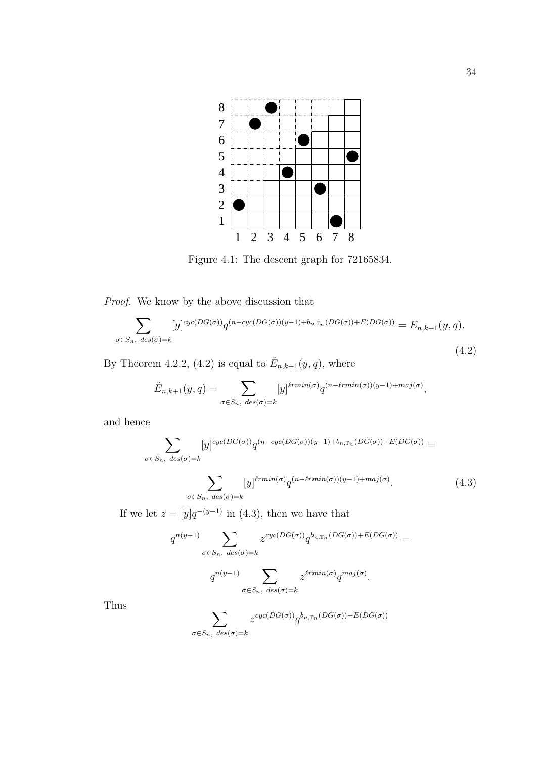Figure 4.1: The descent graph for 72165834.

*Proof.* We know by the above discussion that

$$\sum_{\sigma \in S_n,\ des(\sigma)=k} [y]^{cyc(DG(\sigma))} q^{(n-cyc(DG(\sigma))(y-1)+b_{n,\mathbb{T}_n}(DG(\sigma))+E(DG(\sigma))} = E_{n,k+1}(y,q). \tag{4.2}$$

By Theorem 4.2.2, (4.2) is equal to $\tilde{E}_{n,k+1}(y,q)$, where

$$\tilde{E}_{n,k+1}(y,q) = \sum_{\sigma \in S_n,\ des(\sigma)=k} [y]^{\ell rmin(\sigma)} q^{(n-\ell rmin(\sigma))(y-1)+maj(\sigma)},$$

and hence

$$\sum_{\sigma \in S_n,\ des(\sigma)=k} [y]^{cyc(DG(\sigma))} q^{(n-cyc(DG(\sigma))(y-1)+b_{n,\mathbb{T}_n}(DG(\sigma))+E(DG(\sigma))} =$$

$$\sum_{\sigma \in S_n,\ des(\sigma)=k} [y]^{\ell rmin(\sigma)} q^{(n-\ell rmin(\sigma))(y-1)+maj(\sigma)}. \tag{4.3}$$

If we let $z = [y]q^{-(y-1)}$ in (4.3), then we have that

$$q^{n(y-1)} \sum_{\sigma \in S_n,\ des(\sigma)=k} z^{cyc(DG(\sigma))} q^{b_{n,\mathbb{T}_n}(DG(\sigma))+E(DG(\sigma))} =$$

$$q^{n(y-1)} \sum_{\sigma \in S_n,\ des(\sigma)=k} z^{\ell rmin(\sigma)} q^{maj(\sigma)}.$$

Thus

$$\sum_{\sigma \in S_n,\ des(\sigma)=k} z^{cyc(DG(\sigma))} q^{b_{n,\mathbb{T}_n}(DG(\sigma))+E(DG(\sigma))}$$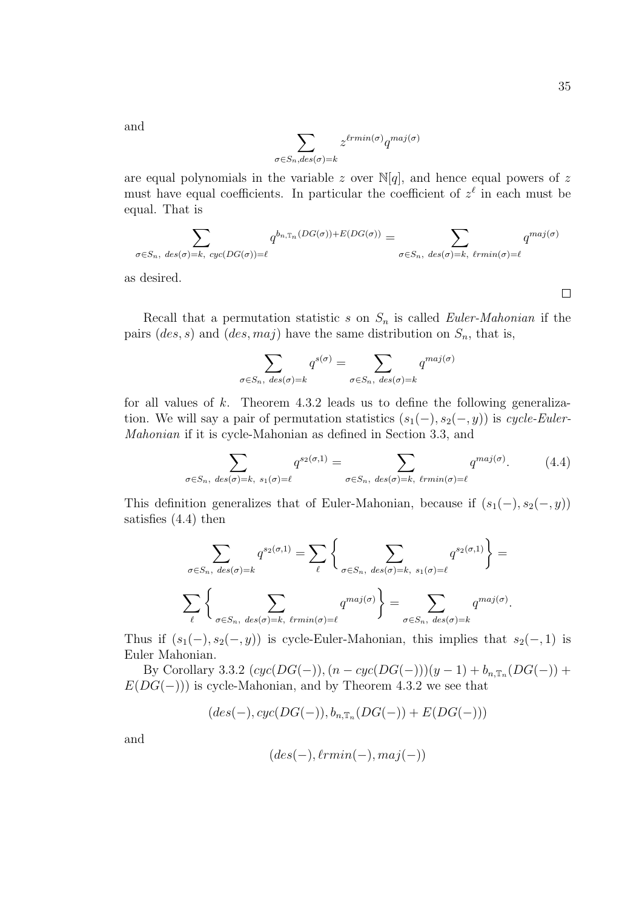and

$$\sum_{\sigma \in S_n, des(\sigma)=k} z^{\ell rmin(\sigma)} q^{maj(\sigma)}$$

are equal polynomials in the variable $z$ over $\mathbb{N}[q]$, and hence equal powers of $z$ must have equal coefficients. In particular the coefficient of $z^\ell$ in each must be equal. That is

$$\sum_{\sigma \in S_n,\ des(\sigma)=k,\ cyc(DG(\sigma))=\ell} q^{b_{n,\mathbb{T}_n}(DG(\sigma))+E(DG(\sigma))} = \sum_{\sigma \in S_n,\ des(\sigma)=k,\ \ell rmin(\sigma)=\ell} q^{maj(\sigma)}$$

as desired.

□

Recall that a permutation statistic $s$ on $S_n$ is called *Euler-Mahonian* if the pairs $(des, s)$ and $(des, maj)$ have the same distribution on $S_n$, that is,

$$\sum_{\sigma \in S_n,\ des(\sigma)=k} q^{s(\sigma)} = \sum_{\sigma \in S_n,\ des(\sigma)=k} q^{maj(\sigma)}$$

for all values of $k$. Theorem 4.3.2 leads us to define the following generalization. We will say a pair of permutation statistics $(s_1(-), s_2(-, y))$ is *cycle-Euler-Mahonian* if it is cycle-Mahonian as defined in Section 3.3, and

$$\sum_{\sigma \in S_n,\ des(\sigma)=k,\ s_1(\sigma)=\ell} q^{s_2(\sigma,1)} = \sum_{\sigma \in S_n,\ des(\sigma)=k,\ \ell rmin(\sigma)=\ell} q^{maj(\sigma)}. \tag{4.4}$$

This definition generalizes that of Euler-Mahonian, because if $(s_1(-), s_2(-, y))$ satisfies (4.4) then

$$\sum_{\sigma \in S_n,\ des(\sigma)=k} q^{s_2(\sigma,1)} = \sum_{\ell} \left\{ \sum_{\sigma \in S_n,\ des(\sigma)=k,\ s_1(\sigma)=\ell} q^{s_2(\sigma,1)} \right\} =$$

$$\sum_{\ell} \left\{ \sum_{\sigma \in S_n,\ des(\sigma)=k,\ \ell rmin(\sigma)=\ell} q^{maj(\sigma)} \right\} = \sum_{\sigma \in S_n,\ des(\sigma)=k} q^{maj(\sigma)}.$$

Thus if $(s_1(-), s_2(-, y))$ is cycle-Euler-Mahonian, this implies that $s_2(-, 1)$ is Euler Mahonian.

By Corollary 3.3.2 $(cyc(DG(-)), (n - cyc(DG(-)))(y-1) + b_{n,\mathbb{T}_n}(DG(-)) + E(DG(-)))$ is cycle-Mahonian, and by Theorem 4.3.2 we see that

$$(des(-), cyc(DG(-)), b_{n,\mathbb{T}_n}(DG(-)) + E(DG(-)))$$

and

$$(des(-), \ell rmin(-), maj(-))$$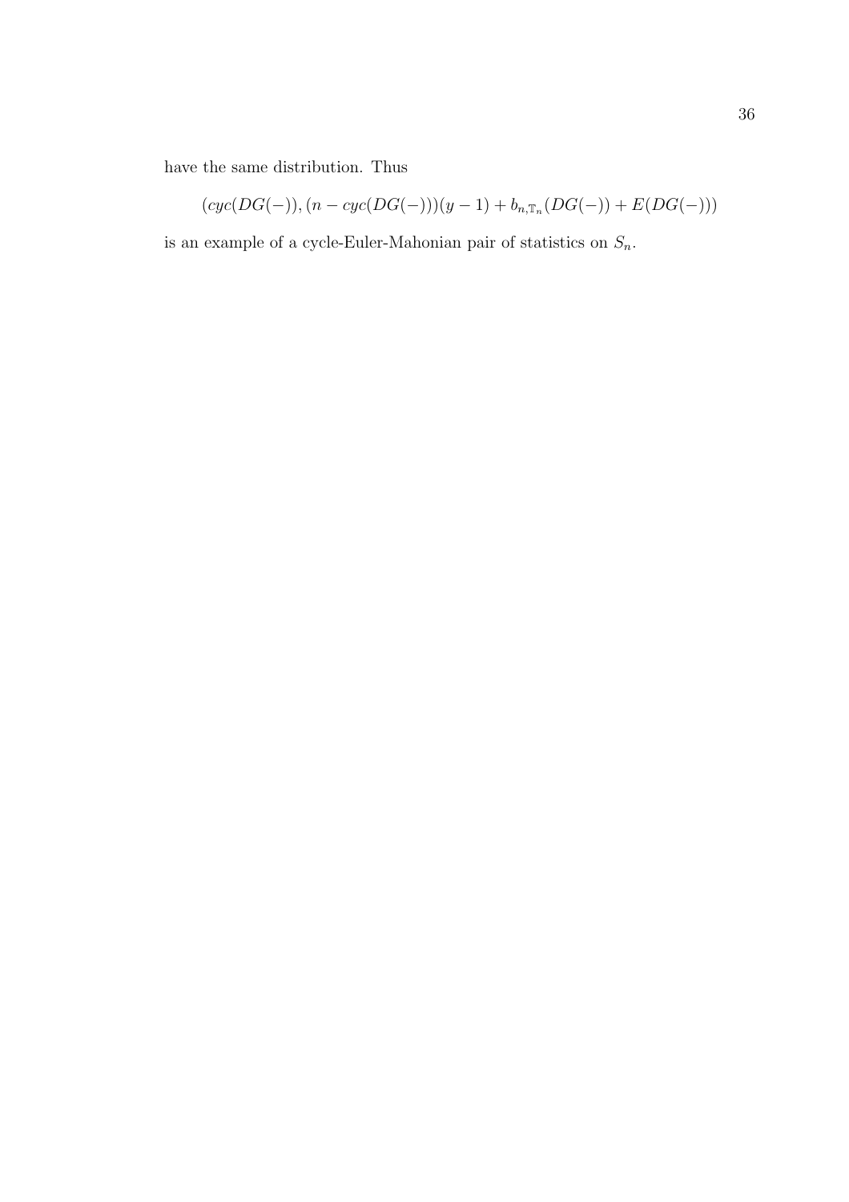have the same distribution. Thus

$$(cyc(DG(-)), (n - cyc(DG(-)))(y-1) + b_{n,\mathbb{T}_n}(DG(-)) + E(DG(-)))$$

is an example of a cycle-Euler-Mahonian pair of statistics on $S_n$.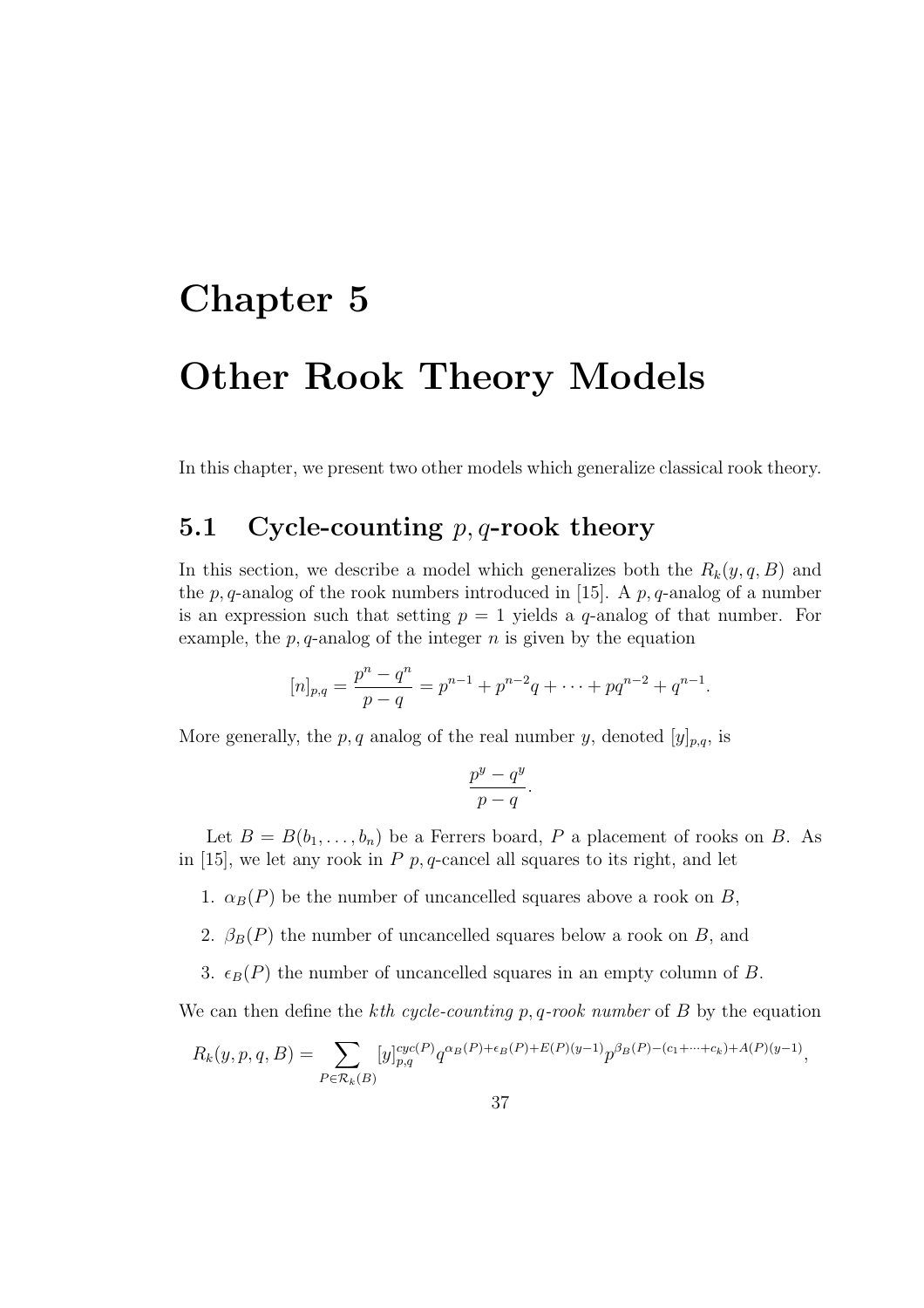# Chapter 5

# Other Rook Theory Models

In this chapter, we present two other models which generalize classical rook theory.

## 5.1 Cycle-counting $p, q$-rook theory

In this section, we describe a model which generalizes both the $R_k(y, q, B)$ and the $p, q$-analog of the rook numbers introduced in [15]. A $p, q$-analog of a number is an expression such that setting $p = 1$ yields a $q$-analog of that number. For example, the $p, q$-analog of the integer $n$ is given by the equation

$$[n]_{p,q} = \frac{p^n - q^n}{p - q} = p^{n-1} + p^{n-2}q + \cdots + pq^{n-2} + q^{n-1}.$$

More generally, the $p, q$ analog of the real number $y$, denoted $[y]_{p,q}$, is

$$\frac{p^y - q^y}{p - q}.$$

Let $B = B(b_1, \ldots, b_n)$ be a Ferrers board, $P$ a placement of rooks on $B$. As in [15], we let any rook in $P$ $p, q$-cancel all squares to its right, and let

1. $\alpha_B(P)$ be the number of uncancelled squares above a rook on $B$,
2. $\beta_B(P)$ the number of uncancelled squares below a rook on $B$, and
3. $\epsilon_B(P)$ the number of uncancelled squares in an empty column of $B$.

We can then define the *kth cycle-counting $p, q$-rook number* of $B$ by the equation

$$R_k(y, p, q, B) = \sum_{P \in \mathcal{R}_k(B)} [y]_{p,q}^{cyc(P)} q^{\alpha_B(P)+\epsilon_B(P)+E(P)(y-1)} p^{\beta_B(P)-(c_1+\cdots+c_k)+A(P)(y-1)},$$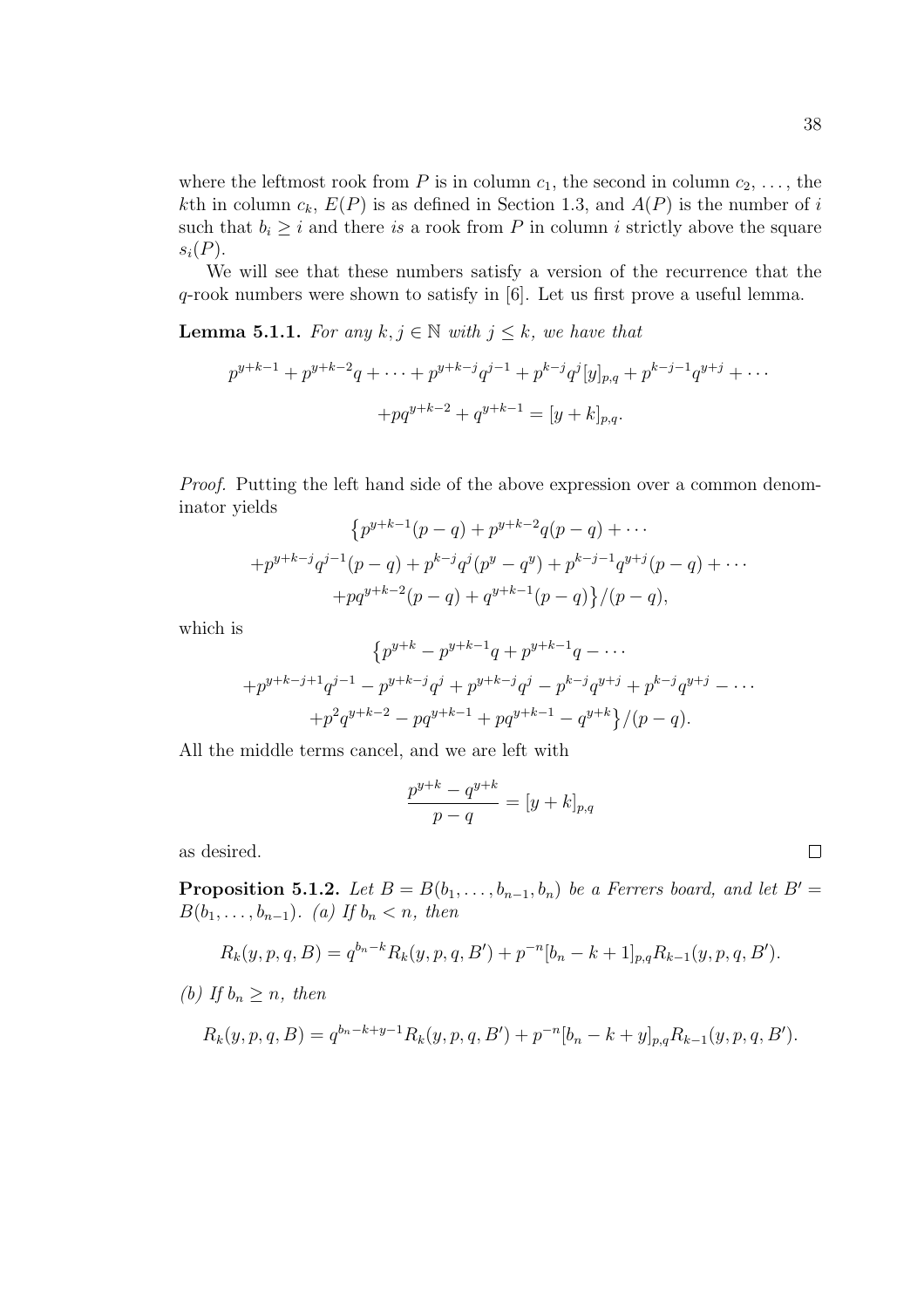where the leftmost rook from $P$ is in column $c_1$, the second in column $c_2$, ..., the $k$th in column $c_k$, $E(P)$ is as defined in Section 1.3, and $A(P)$ is the number of $i$ such that $b_i \geq i$ and there *is* a rook from $P$ in column $i$ strictly above the square $s_i(P)$.

We will see that these numbers satisfy a version of the recurrence that the $q$-rook numbers were shown to satisfy in [6]. Let us first prove a useful lemma.

**Lemma 5.1.1.** *For any $k, j \in \mathbb{N}$ with $j \leq k$, we have that*

$$p^{y+k-1} + p^{y+k-2}q + \cdots + p^{y+k-j}q^{j-1} + p^{k-j}q^j[y]_{p,q} + p^{k-j-1}q^{y+j} + \cdots$$
$$+pq^{y+k-2} + q^{y+k-1} = [y+k]_{p,q}.$$

*Proof.* Putting the left hand side of the above expression over a common denominator yields

$$\big\{p^{y+k-1}(p-q) + p^{y+k-2}q(p-q) + \cdots$$
$$+p^{y+k-j}q^{j-1}(p-q) + p^{k-j}q^j(p^y - q^y) + p^{k-j-1}q^{y+j}(p-q) + \cdots$$
$$+pq^{y+k-2}(p-q) + q^{y+k-1}(p-q)\big\}/(p-q),$$

which is

$$\big\{p^{y+k} - p^{y+k-1}q + p^{y+k-1}q - \cdots$$
$$+p^{y+k-j+1}q^{j-1} - p^{y+k-j}q^j + p^{y+k-j}q^j - p^{k-j}q^{y+j} + p^{k-j}q^{y+j} - \cdots$$
$$+p^2q^{y+k-2} - pq^{y+k-1} + pq^{y+k-1} - q^{y+k}\big\}/(p-q).$$

All the middle terms cancel, and we are left with

$$\frac{p^{y+k} - q^{y+k}}{p-q} = [y+k]_{p,q}$$

as desired. $\square$

**Proposition 5.1.2.** *Let $B = B(b_1, \ldots, b_{n-1}, b_n)$ be a Ferrers board, and let $B' = B(b_1, \ldots, b_{n-1})$. (a) If $b_n < n$, then*

$$R_k(y, p, q, B) = q^{b_n-k}R_k(y, p, q, B') + p^{-n}[b_n - k + 1]_{p,q}R_{k-1}(y, p, q, B').$$

*(b) If $b_n \geq n$, then*

$$R_k(y, p, q, B) = q^{b_n-k+y-1}R_k(y, p, q, B') + p^{-n}[b_n - k + y]_{p,q}R_{k-1}(y, p, q, B').$$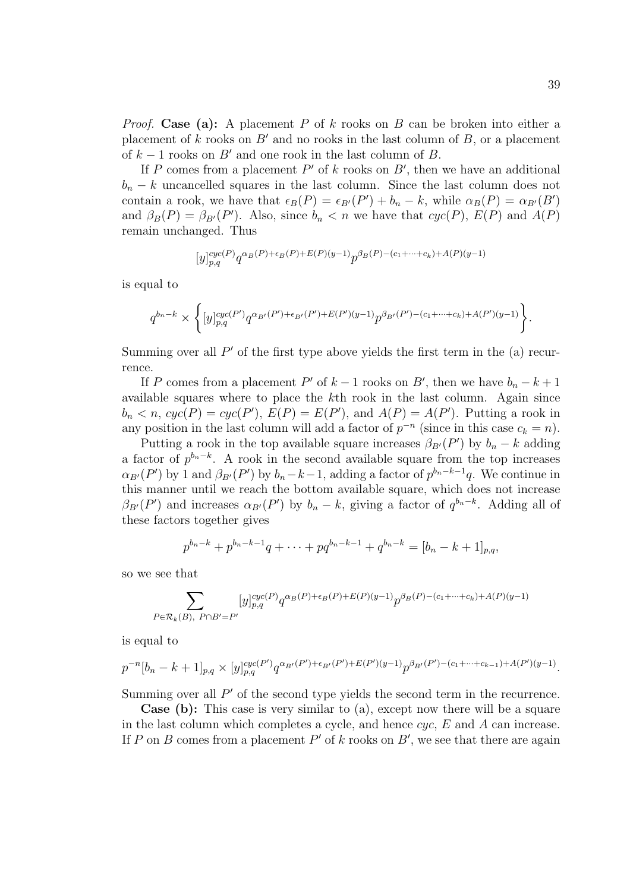*Proof.* **Case (a):** A placement $P$ of $k$ rooks on $B$ can be broken into either a placement of $k$ rooks on $B'$ and no rooks in the last column of $B$, or a placement of $k-1$ rooks on $B'$ and one rook in the last column of $B$.

If $P$ comes from a placement $P'$ of $k$ rooks on $B'$, then we have an additional $b_n - k$ uncancelled squares in the last column. Since the last column does not contain a rook, we have that $\epsilon_B(P) = \epsilon_{B'}(P') + b_n - k$, while $\alpha_B(P) = \alpha_{B'}(B')$ and $\beta_B(P) = \beta_{B'}(P')$. Also, since $b_n < n$ we have that $cyc(P)$, $E(P)$ and $A(P)$ remain unchanged. Thus

$$[y]_{p,q}^{cyc(P)} q^{\alpha_B(P)+\epsilon_B(P)+E(P)(y-1)} p^{\beta_B(P)-(c_1+\cdots+c_k)+A(P)(y-1)}$$

is equal to

$$q^{b_n-k} \times \left\{ [y]_{p,q}^{cyc(P')} q^{\alpha_{B'}(P')+\epsilon_{B'}(P')+E(P')(y-1)} p^{\beta_{B'}(P')-(c_1+\cdots+c_k)+A(P')(y-1)} \right\}.$$

Summing over all $P'$ of the first type above yields the first term in the (a) recurrence.

If $P$ comes from a placement $P'$ of $k-1$ rooks on $B'$, then we have $b_n - k + 1$ available squares where to place the $k$th rook in the last column. Again since $b_n < n$, $cyc(P) = cyc(P')$, $E(P) = E(P')$, and $A(P) = A(P')$. Putting a rook in any position in the last column will add a factor of $p^{-n}$ (since in this case $c_k = n$).

Putting a rook in the top available square increases $\beta_{B'}(P')$ by $b_n - k$ adding a factor of $p^{b_n-k}$. A rook in the second available square from the top increases $\alpha_{B'}(P')$ by 1 and $\beta_{B'}(P')$ by $b_n - k - 1$, adding a factor of $p^{b_n-k-1}q$. We continue in this manner until we reach the bottom available square, which does not increase $\beta_{B'}(P')$ and increases $\alpha_{B'}(P')$ by $b_n - k$, giving a factor of $q^{b_n-k}$. Adding all of these factors together gives

$$p^{b_n-k} + p^{b_n-k-1}q + \cdots + pq^{b_n-k-1} + q^{b_n-k} = [b_n - k + 1]_{p,q},$$

so we see that

$$\sum_{P \in \mathcal{R}_k(B),\ P \cap B' = P'} [y]_{p,q}^{cyc(P)} q^{\alpha_B(P)+\epsilon_B(P)+E(P)(y-1)} p^{\beta_B(P)-(c_1+\cdots+c_k)+A(P)(y-1)}$$

is equal to

$$p^{-n}[b_n - k + 1]_{p,q} \times [y]_{p,q}^{cyc(P')} q^{\alpha_{B'}(P')+\epsilon_{B'}(P')+E(P')(y-1)} p^{\beta_{B'}(P')-(c_1+\cdots+c_{k-1})+A(P')(y-1)}.$$

Summing over all $P'$ of the second type yields the second term in the recurrence.

**Case (b):** This case is very similar to (a), except now there will be a square in the last column which completes a cycle, and hence $cyc$, $E$ and $A$ can increase. If $P$ on $B$ comes from a placement $P'$ of $k$ rooks on $B'$, we see that there are again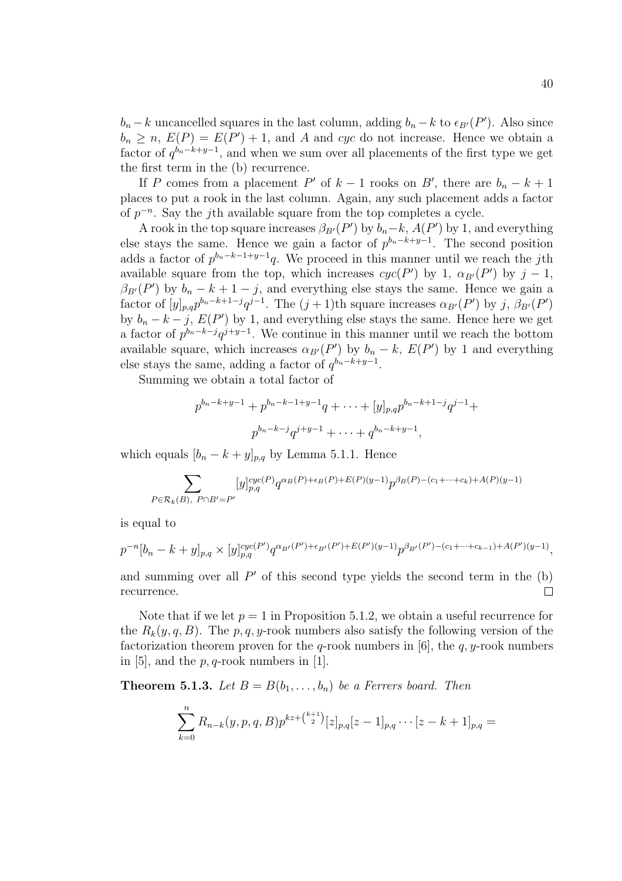$b_n - k$ uncancelled squares in the last column, adding $b_n - k$ to $\epsilon_{B'}(P')$. Also since $b_n \geq n$, $E(P) = E(P') + 1$, and $A$ and $cyc$ do not increase. Hence we obtain a factor of $q^{b_n-k+y-1}$, and when we sum over all placements of the first type we get the first term in the (b) recurrence.

If $P$ comes from a placement $P'$ of $k-1$ rooks on $B'$, there are $b_n - k + 1$ places to put a rook in the last column. Again, any such placement adds a factor of $p^{-n}$. Say the $j$th available square from the top completes a cycle.

A rook in the top square increases $\beta_{B'}(P')$ by $b_n - k$, $A(P')$ by 1, and everything else stays the same. Hence we gain a factor of $p^{b_n-k+y-1}$. The second position adds a factor of $p^{b_n-k-1+y-1}q$. We proceed in this manner until we reach the $j$th available square from the top, which increases $cyc(P')$ by 1, $\alpha_{B'}(P')$ by $j-1$, $\beta_{B'}(P')$ by $b_n - k + 1 - j$, and everything else stays the same. Hence we gain a factor of $[y]_{p,q}p^{b_n-k+1-j}q^{j-1}$. The $(j+1)$th square increases $\alpha_{B'}(P')$ by $j$, $\beta_{B'}(P')$ by $b_n - k - j$, $E(P')$ by 1, and everything else stays the same. Hence here we get a factor of $p^{b_n-k-j}q^{j+y-1}$. We continue in this manner until we reach the bottom available square, which increases $\alpha_{B'}(P')$ by $b_n - k$, $E(P')$ by 1 and everything else stays the same, adding a factor of $q^{b_n-k+y-1}$.

Summing we obtain a total factor of

$$p^{b_n-k+y-1} + p^{b_n-k-1+y-1}q + \cdots + [y]_{p,q}p^{b_n-k+1-j}q^{j-1} +$$
$$p^{b_n-k-j}q^{j+y-1} + \cdots + q^{b_n-k+y-1},$$

which equals $[b_n - k + y]_{p,q}$ by Lemma 5.1.1. Hence

$$\sum_{P \in \mathcal{R}_k(B),\ P \cap B' = P'} [y]_{p,q}^{cyc(P)} q^{\alpha_B(P)+\epsilon_B(P)+E(P)(y-1)} p^{\beta_B(P)-(c_1+\cdots+c_k)+A(P)(y-1)}$$

is equal to

$$p^{-n}[b_n - k + y]_{p,q} \times [y]_{p,q}^{cyc(P')} q^{\alpha_{B'}(P')+\epsilon_{B'}(P')+E(P')(y-1)} p^{\beta_{B'}(P')-(c_1+\cdots+c_{k-1})+A(P')(y-1)},$$

and summing over all $P'$ of this second type yields the second term in the (b) recurrence. □

Note that if we let $p = 1$ in Proposition 5.1.2, we obtain a useful recurrence for the $R_k(y, q, B)$. The $p, q, y$-rook numbers also satisfy the following version of the factorization theorem proven for the $q$-rook numbers in [6], the $q, y$-rook numbers in [5], and the $p, q$-rook numbers in [1].

**Theorem 5.1.3.** *Let $B = B(b_1, \ldots, b_n)$ be a Ferrers board. Then*

$$\sum_{k=0}^{n} R_{n-k}(y, p, q, B) p^{kz+\binom{k+1}{2}} [z]_{p,q}[z-1]_{p,q} \cdots [z-k+1]_{p,q} =$$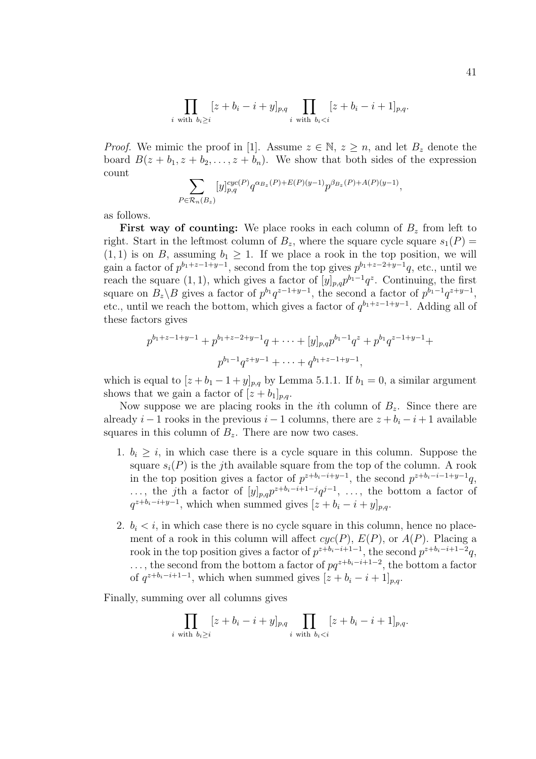$$\prod_{i \text{ with } b_i \geq i} [z + b_i - i + y]_{p,q} \prod_{i \text{ with } b_i < i} [z + b_i - i + 1]_{p,q}.$$

*Proof.* We mimic the proof in [1]. Assume $z \in \mathbb{N}$, $z \geq n$, and let $B_z$ denote the board $B(z + b_1, z + b_2, \ldots, z + b_n)$. We show that both sides of the expression count

$$\sum_{P \in \mathcal{R}_n(B_z)} [y]_{p,q}^{cyc(P)} q^{\alpha_{B_z}(P) + E(P)(y-1)} p^{\beta_{B_z}(P) + A(P)(y-1)},$$

as follows.

**First way of counting:** We place rooks in each column of $B_z$ from left to right. Start in the leftmost column of $B_z$, where the square cycle square $s_1(P) = (1, 1)$ is on $B$, assuming $b_1 \geq 1$. If we place a rook in the top position, we will gain a factor of $p^{b_1+z-1+y-1}$, second from the top gives $p^{b_1+z-2+y-1}q$, etc., until we reach the square $(1, 1)$, which gives a factor of $[y]_{p,q} p^{b_1-1} q^z$. Continuing, the first square on $B_z \backslash B$ gives a factor of $p^{b_1} q^{z-1+y-1}$, the second a factor of $p^{b_1-1} q^{z+y-1}$, etc., until we reach the bottom, which gives a factor of $q^{b_1+z-1+y-1}$. Adding all of these factors gives

$$p^{b_1+z-1+y-1} + p^{b_1+z-2+y-1}q + \cdots + [y]_{p,q} p^{b_1-1} q^z + p^{b_1} q^{z-1+y-1} +$$
$$p^{b_1-1} q^{z+y-1} + \cdots + q^{b_1+z-1+y-1},$$

which is equal to $[z + b_1 - 1 + y]_{p,q}$ by Lemma 5.1.1. If $b_1 = 0$, a similar argument shows that we gain a factor of $[z + b_1]_{p,q}$.

Now suppose we are placing rooks in the $i$th column of $B_z$. Since there are already $i - 1$ rooks in the previous $i - 1$ columns, there are $z + b_i - i + 1$ available squares in this column of $B_z$. There are now two cases.

1. $b_i \geq i$, in which case there is a cycle square in this column. Suppose the square $s_i(P)$ is the $j$th available square from the top of the column. A rook in the top position gives a factor of $p^{z+b_i-i+y-1}$, the second $p^{z+b_i-i-1+y-1}q$, $\ldots$, the $j$th a factor of $[y]_{p,q} p^{z+b_i-i+1-j} q^{j-1}$, $\ldots$, the bottom a factor of $q^{z+b_i-i+y-1}$, which when summed gives $[z + b_i - i + y]_{p,q}$.
2. $b_i < i$, in which case there is no cycle square in this column, hence no placement of a rook in this column will affect $cyc(P)$, $E(P)$, or $A(P)$. Placing a rook in the top position gives a factor of $p^{z+b_i-i+1-1}$, the second $p^{z+b_i-i+1-2}q$, $\ldots$, the second from the bottom a factor of $pq^{z+b_i-i+1-2}$, the bottom a factor of $q^{z+b_i-i+1-1}$, which when summed gives $[z + b_i - i + 1]_{p,q}$.

Finally, summing over all columns gives

$$\prod_{i \text{ with } b_i \geq i} [z + b_i - i + y]_{p,q} \prod_{i \text{ with } b_i < i} [z + b_i - i + 1]_{p,q}.$$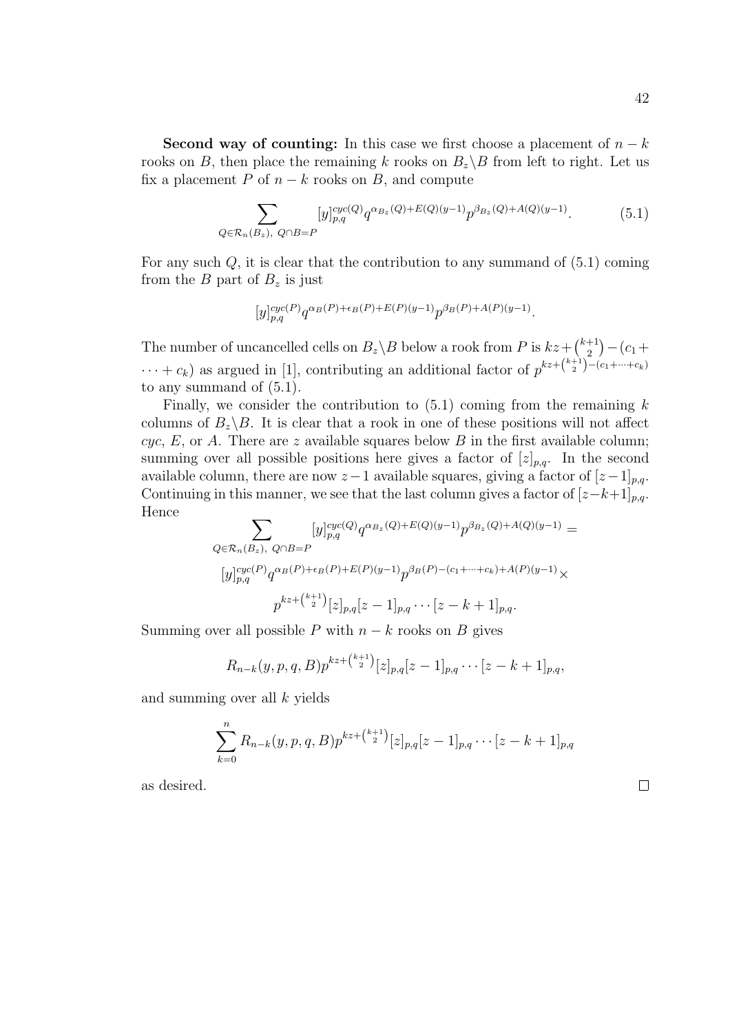**Second way of counting:** In this case we first choose a placement of $n-k$ rooks on $B$, then place the remaining $k$ rooks on $B_z \backslash B$ from left to right. Let us fix a placement $P$ of $n-k$ rooks on $B$, and compute

$$\sum_{Q \in \mathcal{R}_n(B_z),\ Q \cap B = P} [y]_{p,q}^{cyc(Q)} q^{\alpha_{B_z}(Q)+E(Q)(y-1)} p^{\beta_{B_z}(Q)+A(Q)(y-1)}. \tag{5.1}$$

For any such $Q$, it is clear that the contribution to any summand of (5.1) coming from the $B$ part of $B_z$ is just

$$[y]_{p,q}^{cyc(P)} q^{\alpha_B(P)+\epsilon_B(P)+E(P)(y-1)} p^{\beta_B(P)+A(P)(y-1)}.$$

The number of uncancelled cells on $B_z \backslash B$ below a rook from $P$ is $kz + \binom{k+1}{2} - (c_1 + \cdots + c_k)$ as argued in [1], contributing an additional factor of $p^{kz+\binom{k+1}{2}-(c_1+\cdots+c_k)}$ to any summand of (5.1).

Finally, we consider the contribution to (5.1) coming from the remaining $k$ columns of $B_z \backslash B$. It is clear that a rook in one of these positions will not affect $cyc$, $E$, or $A$. There are $z$ available squares below $B$ in the first available column; summing over all possible positions here gives a factor of $[z]_{p,q}$. In the second available column, there are now $z-1$ available squares, giving a factor of $[z-1]_{p,q}$. Continuing in this manner, we see that the last column gives a factor of $[z-k+1]_{p,q}$. Hence

$$\begin{gathered}
\sum_{Q \in \mathcal{R}_n(B_z),\ Q \cap B = P} [y]_{p,q}^{cyc(Q)} q^{\alpha_{B_z}(Q)+E(Q)(y-1)} p^{\beta_{B_z}(Q)+A(Q)(y-1)} = \\
[y]_{p,q}^{cyc(P)} q^{\alpha_B(P)+\epsilon_B(P)+E(P)(y-1)} p^{\beta_B(P)-(c_1+\cdots+c_k)+A(P)(y-1)} \times \\
p^{kz+\binom{k+1}{2}} [z]_{p,q}[z-1]_{p,q} \cdots [z-k+1]_{p,q}.
\end{gathered}$$

Summing over all possible $P$ with $n-k$ rooks on $B$ gives

$$R_{n-k}(y,p,q,B) p^{kz+\binom{k+1}{2}} [z]_{p,q}[z-1]_{p,q} \cdots [z-k+1]_{p,q},$$

and summing over all $k$ yields

$$\sum_{k=0}^{n} R_{n-k}(y,p,q,B) p^{kz+\binom{k+1}{2}} [z]_{p,q}[z-1]_{p,q} \cdots [z-k+1]_{p,q}$$

as desired. $\square$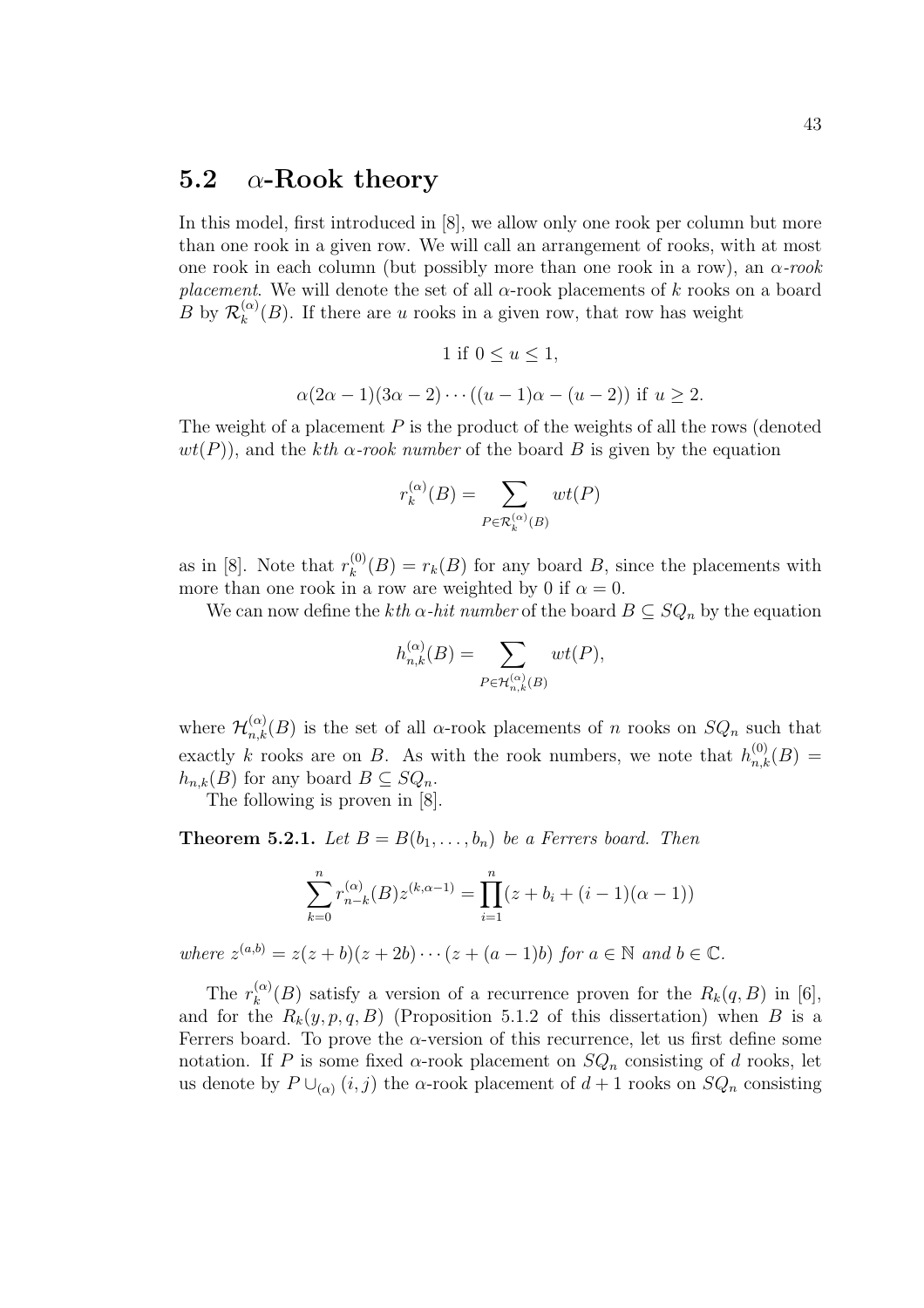## 5.2 $\alpha$-Rook theory

In this model, first introduced in [8], we allow only one rook per column but more than one rook in a given row. We will call an arrangement of rooks, with at most one rook in each column (but possibly more than one rook in a row), an *$\alpha$-rook placement*. We will denote the set of all $\alpha$-rook placements of $k$ rooks on a board $B$ by $\mathcal{R}_k^{(\alpha)}(B)$. If there are $u$ rooks in a given row, that row has weight

$$1 \text{ if } 0 \leq u \leq 1,$$

$$\alpha(2\alpha - 1)(3\alpha - 2) \cdots ((u-1)\alpha - (u-2)) \text{ if } u \geq 2.$$

The weight of a placement $P$ is the product of the weights of all the rows (denoted $wt(P)$), and the *$k$th $\alpha$-rook number* of the board $B$ is given by the equation

$$r_k^{(\alpha)}(B) = \sum_{P \in \mathcal{R}_k^{(\alpha)}(B)} wt(P)$$

as in [8]. Note that $r_k^{(0)}(B) = r_k(B)$ for any board $B$, since the placements with more than one rook in a row are weighted by 0 if $\alpha = 0$.

We can now define the *$k$th $\alpha$-hit number* of the board $B \subseteq SQ_n$ by the equation

$$h_{n,k}^{(\alpha)}(B) = \sum_{P \in \mathcal{H}_{n,k}^{(\alpha)}(B)} wt(P),$$

where $\mathcal{H}_{n,k}^{(\alpha)}(B)$ is the set of all $\alpha$-rook placements of $n$ rooks on $SQ_n$ such that exactly $k$ rooks are on $B$. As with the rook numbers, we note that $h_{n,k}^{(0)}(B) = h_{n,k}(B)$ for any board $B \subseteq SQ_n$.

The following is proven in [8].

**Theorem 5.2.1.** *Let $B = B(b_1, \ldots, b_n)$ be a Ferrers board. Then*

$$\sum_{k=0}^{n} r_{n-k}^{(\alpha)}(B) z^{(k,\alpha-1)} = \prod_{i=1}^{n} (z + b_i + (i-1)(\alpha - 1))$$

*where $z^{(a,b)} = z(z+b)(z+2b)\cdots(z+(a-1)b)$ for $a \in \mathbb{N}$ and $b \in \mathbb{C}$.*

The $r_k^{(\alpha)}(B)$ satisfy a version of a recurrence proven for the $R_k(q, B)$ in [6], and for the $R_k(y, p, q, B)$ (Proposition 5.1.2 of this dissertation) when $B$ is a Ferrers board. To prove the $\alpha$-version of this recurrence, let us first define some notation. If $P$ is some fixed $\alpha$-rook placement on $SQ_n$ consisting of $d$ rooks, let us denote by $P \cup_{(\alpha)} (i, j)$ the $\alpha$-rook placement of $d+1$ rooks on $SQ_n$ consisting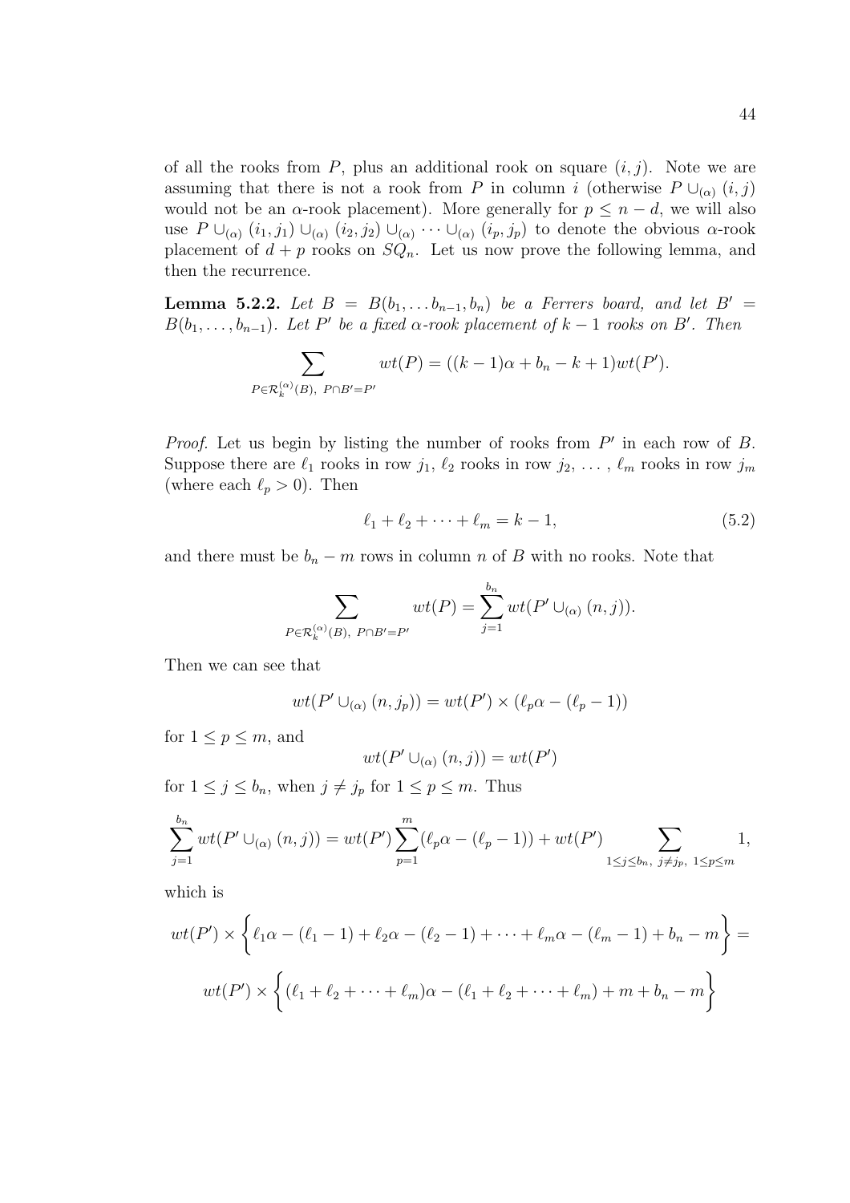of all the rooks from $P$, plus an additional rook on square $(i, j)$. Note we are assuming that there is not a rook from $P$ in column $i$ (otherwise $P \cup_{(\alpha)} (i, j)$ would not be an $\alpha$-rook placement). More generally for $p \leq n - d$, we will also use $P \cup_{(\alpha)} (i_1, j_1) \cup_{(\alpha)} (i_2, j_2) \cup_{(\alpha)} \cdots \cup_{(\alpha)} (i_p, j_p)$ to denote the obvious $\alpha$-rook placement of $d + p$ rooks on $SQ_n$. Let us now prove the following lemma, and then the recurrence.

**Lemma 5.2.2.** *Let $B = B(b_1, \ldots b_{n-1}, b_n)$ be a Ferrers board, and let $B' = B(b_1, \ldots, b_{n-1})$. Let $P'$ be a fixed $\alpha$-rook placement of $k - 1$ rooks on $B'$. Then*

$$\sum_{P \in \mathcal{R}_k^{(\alpha)}(B),\ P \cap B' = P'} wt(P) = ((k-1)\alpha + b_n - k + 1)wt(P').$$

*Proof.* Let us begin by listing the number of rooks from $P'$ in each row of $B$. Suppose there are $\ell_1$ rooks in row $j_1$, $\ell_2$ rooks in row $j_2$, $\ldots$, $\ell_m$ rooks in row $j_m$ (where each $\ell_p > 0$). Then

$$\ell_1 + \ell_2 + \cdots + \ell_m = k - 1, \tag{5.2}$$

and there must be $b_n - m$ rows in column $n$ of $B$ with no rooks. Note that

$$\sum_{P \in \mathcal{R}_k^{(\alpha)}(B),\ P \cap B' = P'} wt(P) = \sum_{j=1}^{b_n} wt(P' \cup_{(\alpha)} (n, j)).$$

Then we can see that

$$wt(P' \cup_{(\alpha)} (n, j_p)) = wt(P') \times (\ell_p \alpha - (\ell_p - 1))$$

for $1 \leq p \leq m$, and

$$wt(P' \cup_{(\alpha)} (n, j)) = wt(P')$$

for $1 \leq j \leq b_n$, when $j \neq j_p$ for $1 \leq p \leq m$. Thus

$$\sum_{j=1}^{b_n} wt(P' \cup_{(\alpha)} (n, j)) = wt(P') \sum_{p=1}^{m} (\ell_p \alpha - (\ell_p - 1)) + wt(P') \sum_{1 \leq j \leq b_n,\ j \neq j_p,\ 1 \leq p \leq m} 1,$$

which is

$$wt(P') \times \left\{ \ell_1 \alpha - (\ell_1 - 1) + \ell_2 \alpha - (\ell_2 - 1) + \cdots + \ell_m \alpha - (\ell_m - 1) + b_n - m \right\} =$$

$$wt(P') \times \left\{ (\ell_1 + \ell_2 + \cdots + \ell_m)\alpha - (\ell_1 + \ell_2 + \cdots + \ell_m) + m + b_n - m \right\}$$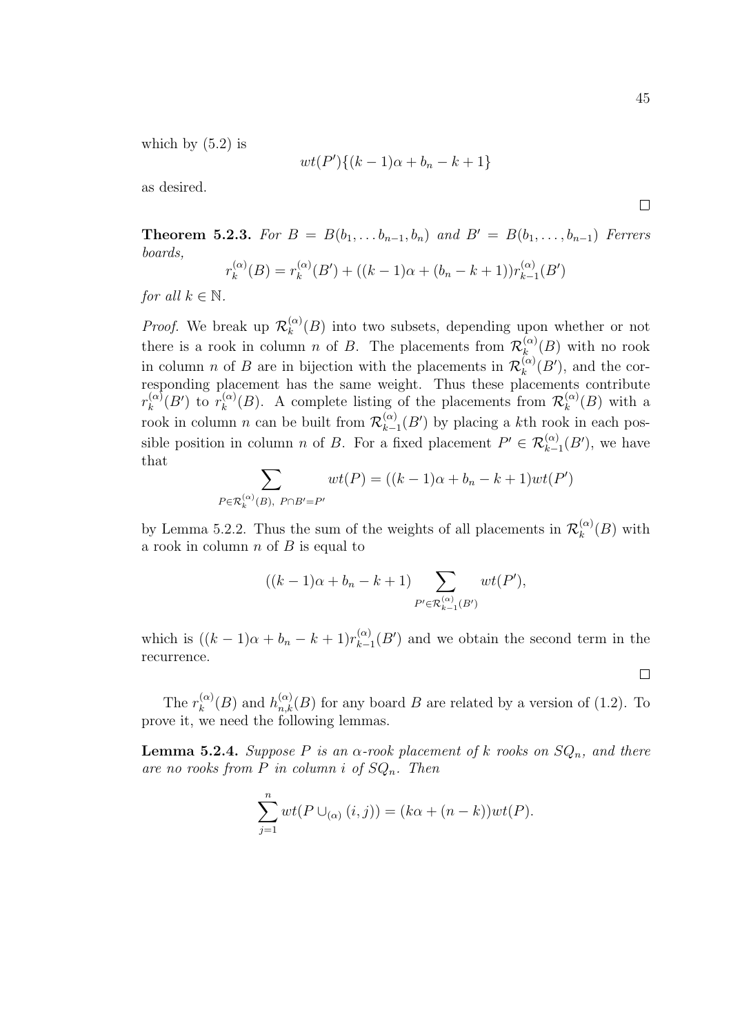which by (5.2) is

$$wt(P')\{(k-1)\alpha + b_n - k + 1\}$$

as desired.

□

**Theorem 5.2.3.** *For $B = B(b_1, \ldots b_{n-1}, b_n)$ and $B' = B(b_1, \ldots, b_{n-1})$ Ferrers boards,*

$$r_k^{(\alpha)}(B) = r_k^{(\alpha)}(B') + ((k-1)\alpha + (b_n - k + 1))r_{k-1}^{(\alpha)}(B')$$

*for all $k \in \mathbb{N}$.*

*Proof.* We break up $\mathcal{R}_k^{(\alpha)}(B)$ into two subsets, depending upon whether or not there is a rook in column $n$ of $B$. The placements from $\mathcal{R}_k^{(\alpha)}(B)$ with no rook in column $n$ of $B$ are in bijection with the placements in $\mathcal{R}_k^{(\alpha)}(B')$, and the corresponding placement has the same weight. Thus these placements contribute $r_k^{(\alpha)}(B')$ to $r_k^{(\alpha)}(B)$. A complete listing of the placements from $\mathcal{R}_k^{(\alpha)}(B)$ with a rook in column $n$ can be built from $\mathcal{R}_{k-1}^{(\alpha)}(B')$ by placing a $k$th rook in each possible position in column $n$ of $B$. For a fixed placement $P' \in \mathcal{R}_{k-1}^{(\alpha)}(B')$, we have that

$$\sum_{P \in \mathcal{R}_k^{(\alpha)}(B),\ P \cap B' = P'} wt(P) = ((k-1)\alpha + b_n - k + 1)wt(P')$$

by Lemma 5.2.2. Thus the sum of the weights of all placements in $\mathcal{R}_k^{(\alpha)}(B)$ with a rook in column $n$ of $B$ is equal to

$$((k-1)\alpha + b_n - k + 1) \sum_{P' \in \mathcal{R}_{k-1}^{(\alpha)}(B')} wt(P'),$$

which is $((k-1)\alpha + b_n - k + 1)r_{k-1}^{(\alpha)}(B')$ and we obtain the second term in the recurrence.

□

The $r_k^{(\alpha)}(B)$ and $h_{n,k}^{(\alpha)}(B)$ for any board $B$ are related by a version of (1.2). To prove it, we need the following lemmas.

**Lemma 5.2.4.** *Suppose $P$ is an $\alpha$-rook placement of $k$ rooks on $SQ_n$, and there are no rooks from $P$ in column $i$ of $SQ_n$. Then*

$$\sum_{j=1}^{n} wt(P \cup_{(\alpha)} (i,j)) = (k\alpha + (n-k))wt(P).$$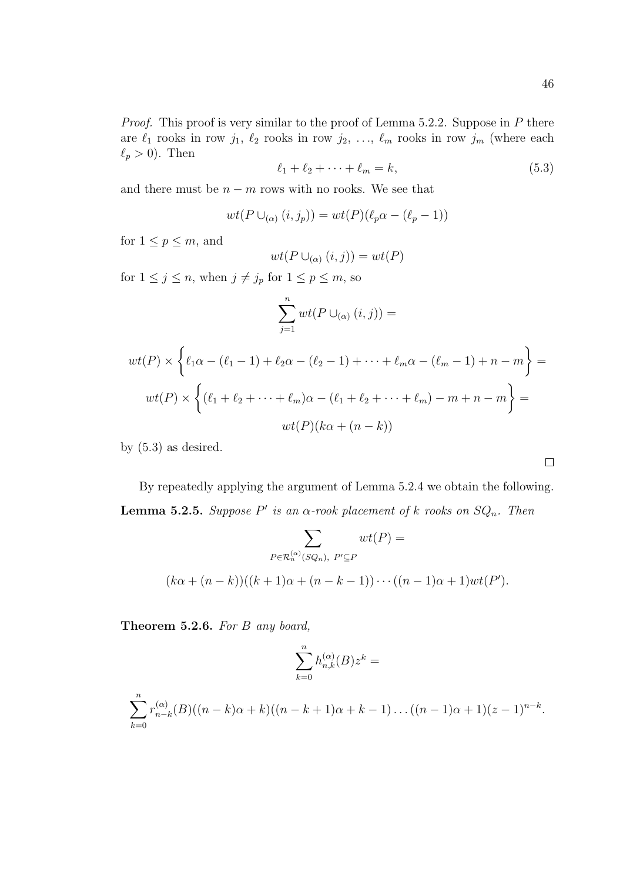*Proof.* This proof is very similar to the proof of Lemma 5.2.2. Suppose in $P$ there are $\ell_1$ rooks in row $j_1$, $\ell_2$ rooks in row $j_2$, $\ldots$, $\ell_m$ rooks in row $j_m$ (where each $\ell_p > 0$). Then

$$\ell_1 + \ell_2 + \cdots + \ell_m = k, \tag{5.3}$$

and there must be $n - m$ rows with no rooks. We see that

$$wt(P \cup_{(\alpha)} (i, j_p)) = wt(P)(\ell_p \alpha - (\ell_p - 1))$$

for $1 \leq p \leq m$, and

$$wt(P \cup_{(\alpha)} (i, j)) = wt(P)$$

for $1 \leq j \leq n$, when $j \neq j_p$ for $1 \leq p \leq m$, so

$$\sum_{j=1}^{n} wt(P \cup_{(\alpha)} (i, j)) =$$

$$wt(P) \times \left\{ \ell_1 \alpha - (\ell_1 - 1) + \ell_2 \alpha - (\ell_2 - 1) + \cdots + \ell_m \alpha - (\ell_m - 1) + n - m \right\} =$$

$$wt(P) \times \left\{ (\ell_1 + \ell_2 + \cdots + \ell_m)\alpha - (\ell_1 + \ell_2 + \cdots + \ell_m) - m + n - m \right\} =$$

$$wt(P)(k\alpha + (n - k))$$

by (5.3) as desired.

$\square$

By repeatedly applying the argument of Lemma 5.2.4 we obtain the following.

**Lemma 5.2.5.** *Suppose $P'$ is an $\alpha$-rook placement of $k$ rooks on $SQ_n$. Then*

$$\sum_{P \in \mathcal{R}_n^{(\alpha)}(SQ_n),\ P' \subseteq P} wt(P) =$$

$$(k\alpha + (n - k))((k + 1)\alpha + (n - k - 1)) \cdots ((n - 1)\alpha + 1) wt(P').$$

**Theorem 5.2.6.** *For $B$ any board,*

$$\sum_{k=0}^{n} h_{n,k}^{(\alpha)}(B) z^k =$$

$$\sum_{k=0}^{n} r_{n-k}^{(\alpha)}(B)((n - k)\alpha + k)((n - k + 1)\alpha + k - 1) \ldots ((n - 1)\alpha + 1)(z - 1)^{n-k}.$$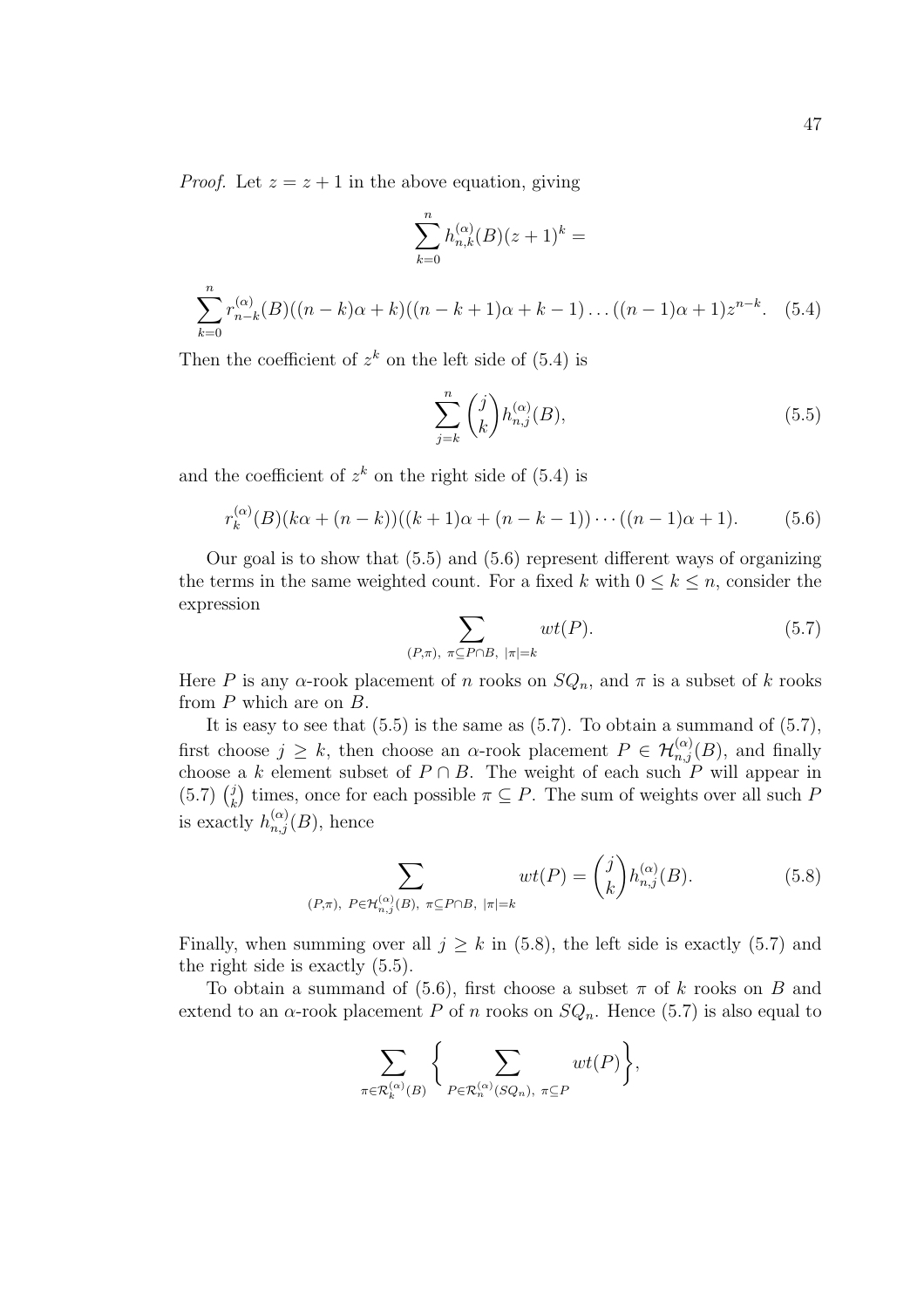*Proof.* Let $z = z + 1$ in the above equation, giving

$$\sum_{k=0}^{n} h_{n,k}^{(\alpha)}(B)(z+1)^k =$$

$$\sum_{k=0}^{n} r_{n-k}^{(\alpha)}(B)((n-k)\alpha + k)((n-k+1)\alpha + k - 1)\ldots((n-1)\alpha+1)z^{n-k}. \quad (5.4)$$

Then the coefficient of $z^k$ on the left side of (5.4) is

$$\sum_{j=k}^{n} \binom{j}{k} h_{n,j}^{(\alpha)}(B), \quad (5.5)$$

and the coefficient of $z^k$ on the right side of (5.4) is

$$r_k^{(\alpha)}(B)(k\alpha + (n-k))((k+1)\alpha + (n-k-1)) \cdots ((n-1)\alpha + 1). \quad (5.6)$$

Our goal is to show that (5.5) and (5.6) represent different ways of organizing the terms in the same weighted count. For a fixed $k$ with $0 \leq k \leq n$, consider the expression

$$\sum_{(P,\pi),\ \pi \subseteq P \cap B,\ |\pi|=k} wt(P). \quad (5.7)$$

Here $P$ is any $\alpha$-rook placement of $n$ rooks on $SQ_n$, and $\pi$ is a subset of $k$ rooks from $P$ which are on $B$.

It is easy to see that (5.5) is the same as (5.7). To obtain a summand of (5.7), first choose $j \geq k$, then choose an $\alpha$-rook placement $P \in \mathcal{H}_{n,j}^{(\alpha)}(B)$, and finally choose a $k$ element subset of $P \cap B$. The weight of each such $P$ will appear in (5.7) $\binom{j}{k}$ times, once for each possible $\pi \subseteq P$. The sum of weights over all such $P$ is exactly $h_{n,j}^{(\alpha)}(B)$, hence

$$\sum_{(P,\pi),\ P \in \mathcal{H}_{n,j}^{(\alpha)}(B),\ \pi \subseteq P \cap B,\ |\pi|=k} wt(P) = \binom{j}{k} h_{n,j}^{(\alpha)}(B). \quad (5.8)$$

Finally, when summing over all $j \geq k$ in (5.8), the left side is exactly (5.7) and the right side is exactly (5.5).

To obtain a summand of (5.6), first choose a subset $\pi$ of $k$ rooks on $B$ and extend to an $\alpha$-rook placement $P$ of $n$ rooks on $SQ_n$. Hence (5.7) is also equal to

$$\sum_{\pi \in \mathcal{R}_k^{(\alpha)}(B)} \left\{ \sum_{P \in \mathcal{R}_n^{(\alpha)}(SQ_n),\ \pi \subseteq P} wt(P) \right\},$$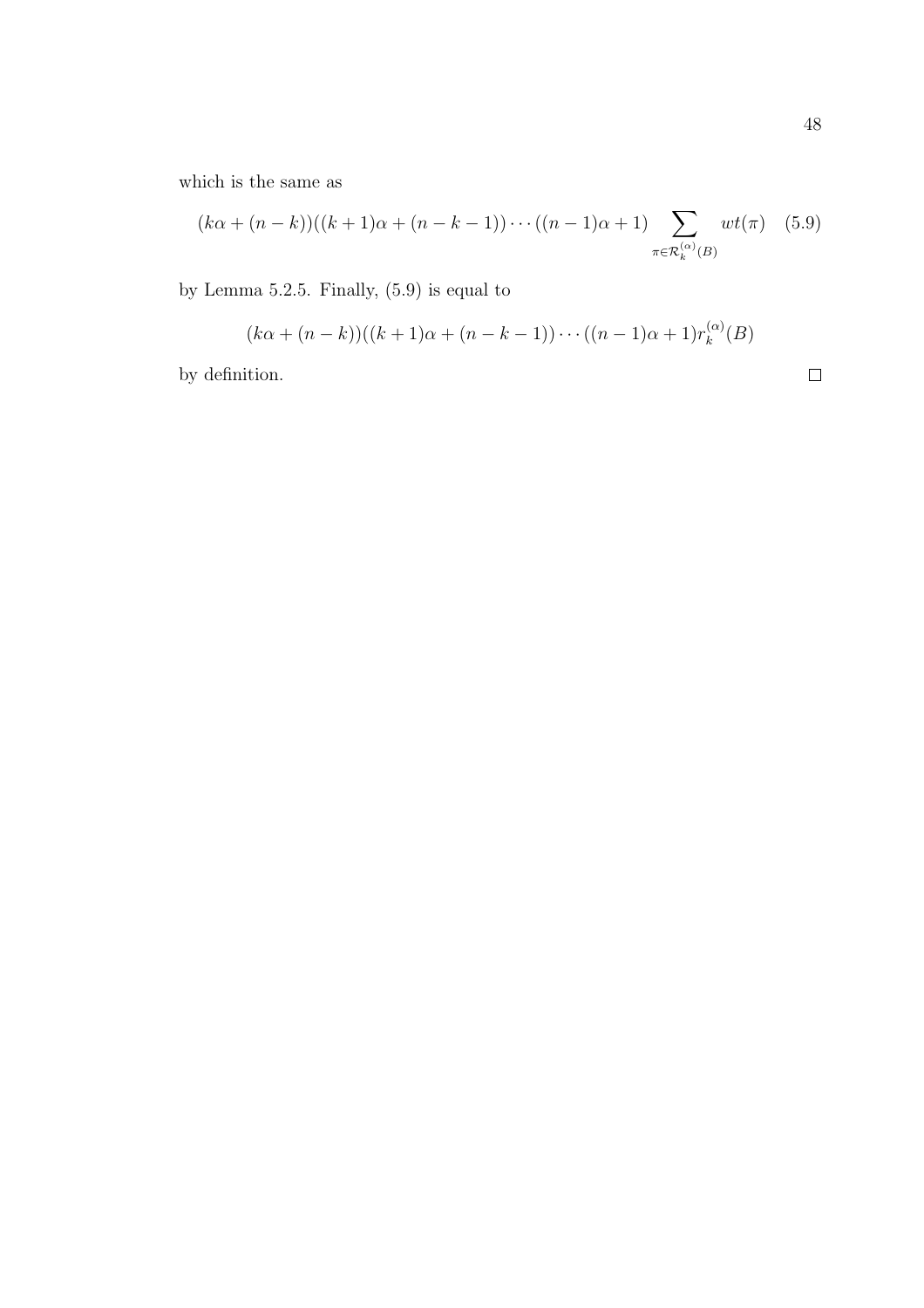which is the same as

$$(k\alpha + (n-k))((k+1)\alpha + (n-k-1)) \cdots ((n-1)\alpha + 1) \sum_{\pi \in \mathcal{R}_k^{(\alpha)}(B)} wt(\pi) \quad (5.9)$$

by Lemma 5.2.5. Finally, (5.9) is equal to

$$(k\alpha + (n-k))((k+1)\alpha + (n-k-1)) \cdots ((n-1)\alpha + 1) r_k^{(\alpha)}(B)$$

by definition. □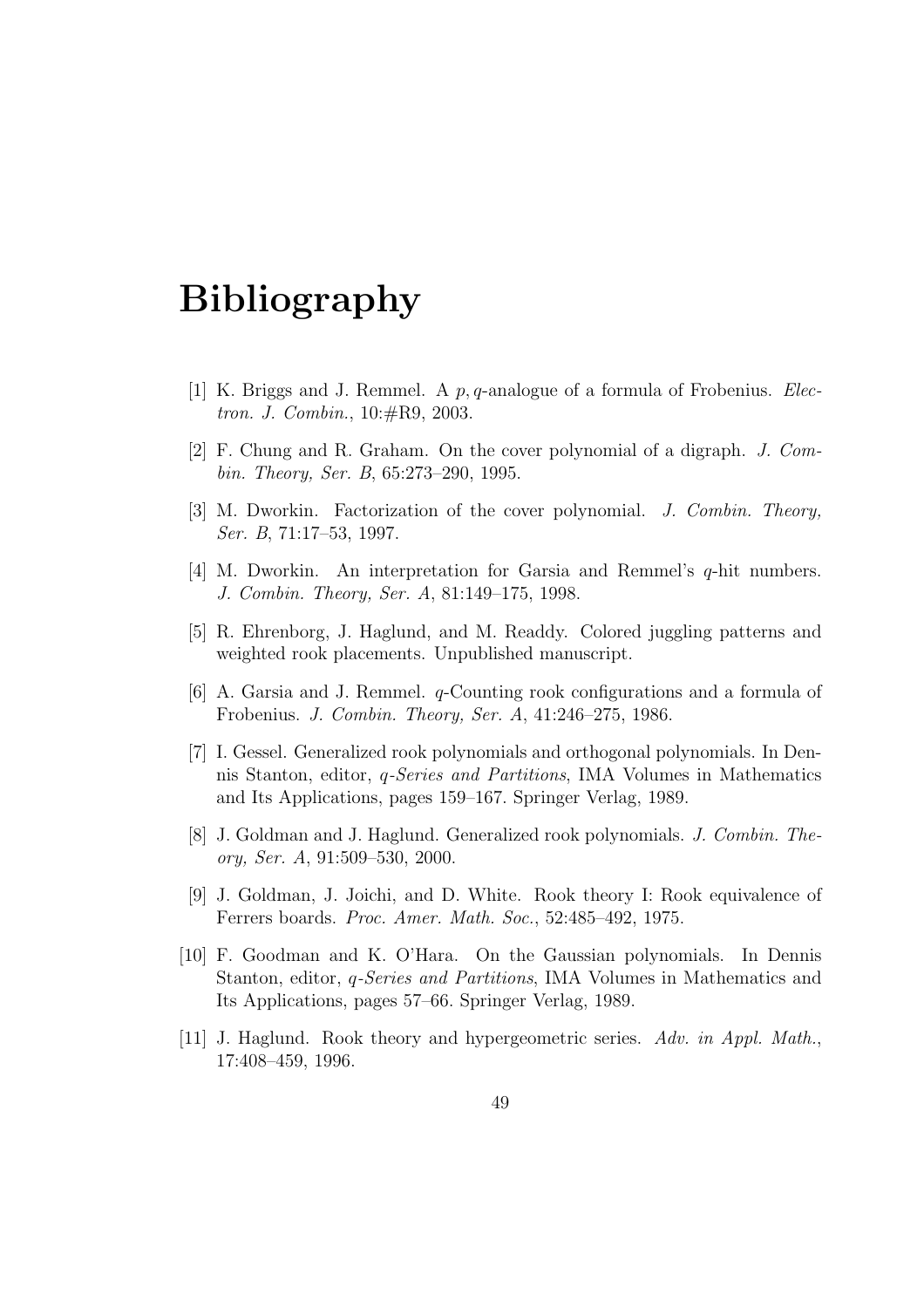# Bibliography

[1] K. Briggs and J. Remmel. A $p, q$-analogue of a formula of Frobenius. *Electron. J. Combin.*, 10:#R9, 2003.

[2] F. Chung and R. Graham. On the cover polynomial of a digraph. *J. Combin. Theory, Ser. B*, 65:273–290, 1995.

[3] M. Dworkin. Factorization of the cover polynomial. *J. Combin. Theory, Ser. B*, 71:17–53, 1997.

[4] M. Dworkin. An interpretation for Garsia and Remmel's $q$-hit numbers. *J. Combin. Theory, Ser. A*, 81:149–175, 1998.

[5] R. Ehrenborg, J. Haglund, and M. Readdy. Colored juggling patterns and weighted rook placements. Unpublished manuscript.

[6] A. Garsia and J. Remmel. $q$-Counting rook configurations and a formula of Frobenius. *J. Combin. Theory, Ser. A*, 41:246–275, 1986.

[7] I. Gessel. Generalized rook polynomials and orthogonal polynomials. In Dennis Stanton, editor, *q-Series and Partitions*, IMA Volumes in Mathematics and Its Applications, pages 159–167. Springer Verlag, 1989.

[8] J. Goldman and J. Haglund. Generalized rook polynomials. *J. Combin. Theory, Ser. A*, 91:509–530, 2000.

[9] J. Goldman, J. Joichi, and D. White. Rook theory I: Rook equivalence of Ferrers boards. *Proc. Amer. Math. Soc.*, 52:485–492, 1975.

[10] F. Goodman and K. O'Hara. On the Gaussian polynomials. In Dennis Stanton, editor, *q-Series and Partitions*, IMA Volumes in Mathematics and Its Applications, pages 57–66. Springer Verlag, 1989.

[11] J. Haglund. Rook theory and hypergeometric series. *Adv. in Appl. Math.*, 17:408–459, 1996.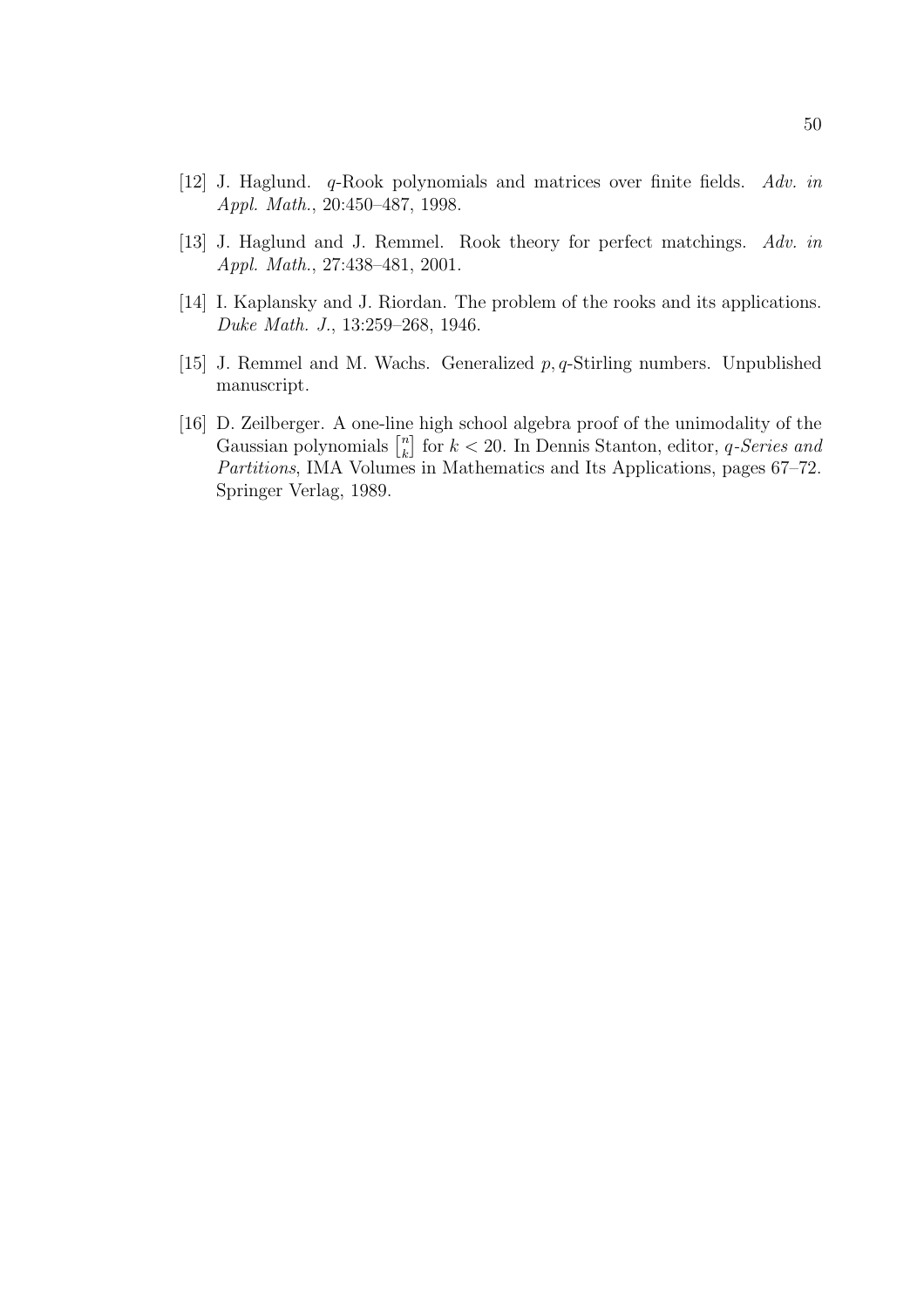[12] J. Haglund. $q$-Rook polynomials and matrices over finite fields. *Adv. in Appl. Math.*, 20:450–487, 1998.

[13] J. Haglund and J. Remmel. Rook theory for perfect matchings. *Adv. in Appl. Math.*, 27:438–481, 2001.

[14] I. Kaplansky and J. Riordan. The problem of the rooks and its applications. *Duke Math. J.*, 13:259–268, 1946.

[15] J. Remmel and M. Wachs. Generalized $p, q$-Stirling numbers. Unpublished manuscript.

[16] D. Zeilberger. A one-line high school algebra proof of the unimodality of the Gaussian polynomials $\left[ {n \atop k} \right]$ for $k < 20$. In Dennis Stanton, editor, *q-Series and Partitions*, IMA Volumes in Mathematics and Its Applications, pages 67–72. Springer Verlag, 1989.